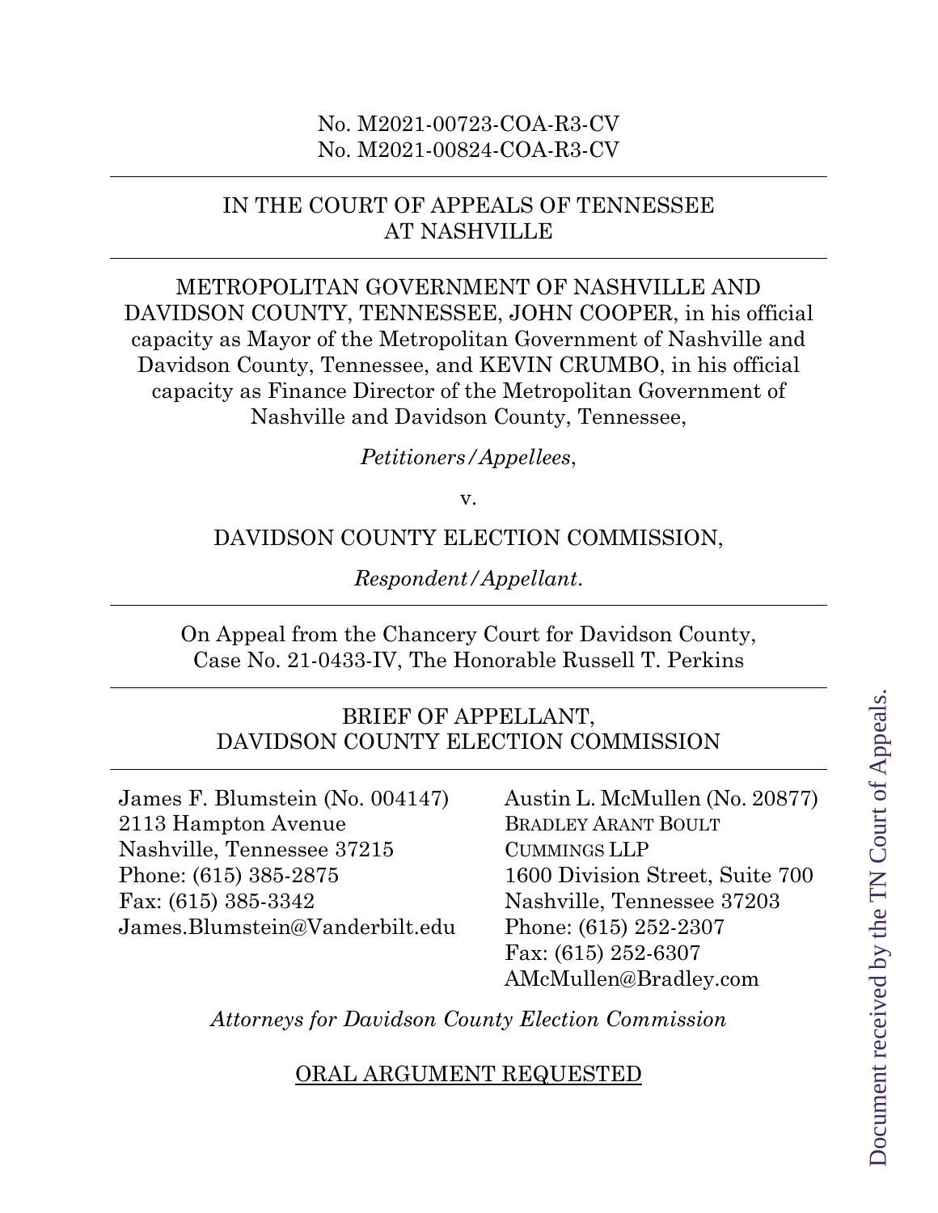No. M2021-00723-COA-R3-CV
No. M2021-00824-COA-R3-CV

---

IN THE COURT OF APPEALS OF TENNESSEE
AT NASHVILLE

---

METROPOLITAN GOVERNMENT OF NASHVILLE AND DAVIDSON COUNTY, TENNESSEE, JOHN COOPER, in his official capacity as Mayor of the Metropolitan Government of Nashville and Davidson County, Tennessee, and KEVIN CRUMBO, in his official capacity as Finance Director of the Metropolitan Government of Nashville and Davidson County, Tennessee,

*Petitioners/Appellees*,

v.

DAVIDSON COUNTY ELECTION COMMISSION,

*Respondent/Appellant*.

---

On Appeal from the Chancery Court for Davidson County,
Case No. 21-0433-IV, The Honorable Russell T. Perkins

---

BRIEF OF APPELLANT,
DAVIDSON COUNTY ELECTION COMMISSION

---

James F. Blumstein (No. 004147)
2113 Hampton Avenue
Nashville, Tennessee 37215
Phone: (615) 385-2875
Fax: (615) 385-3342
James.Blumstein@Vanderbilt.edu

Austin L. McMullen (No. 20877)
BRADLEY ARANT BOULT CUMMINGS LLP
1600 Division Street, Suite 700
Nashville, Tennessee 37203
Phone: (615) 252-2307
Fax: (615) 252-6307
AMcMullen@Bradley.com

*Attorneys for Davidson County Election Commission*

ORAL ARGUMENT REQUESTED

Document received by the TN Court of Appeals.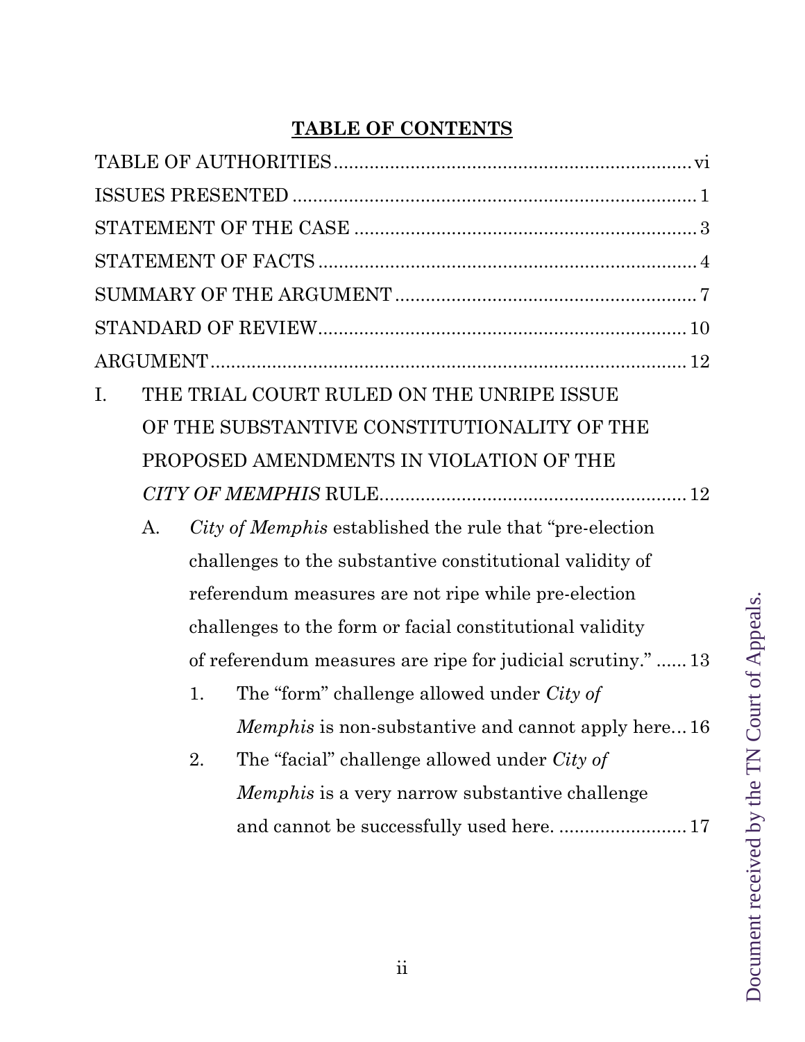## TABLE OF CONTENTS

TABLE OF AUTHORITIES .................................................................... vi

ISSUES PRESENTED ........................................................................... 1

STATEMENT OF THE CASE ............................................................... 3

STATEMENT OF FACTS ...................................................................... 4

SUMMARY OF THE ARGUMENT ........................................................ 7

STANDARD OF REVIEW...................................................................... 10

ARGUMENT ........................................................................................ 12

I. THE TRIAL COURT RULED ON THE UNRIPE ISSUE OF THE SUBSTANTIVE CONSTITUTIONALITY OF THE PROPOSED AMENDMENTS IN VIOLATION OF THE *CITY OF MEMPHIS* RULE.......................................................... 12

   A. *City of Memphis* established the rule that "pre-election challenges to the substantive constitutional validity of referendum measures are not ripe while pre-election challenges to the form or facial constitutional validity of referendum measures are ripe for judicial scrutiny." ...... 13

      1. The "form" challenge allowed under *City of Memphis* is non-substantive and cannot apply here... 16

      2. The "facial" challenge allowed under *City of Memphis* is a very narrow substantive challenge and cannot be successfully used here. ......................... 17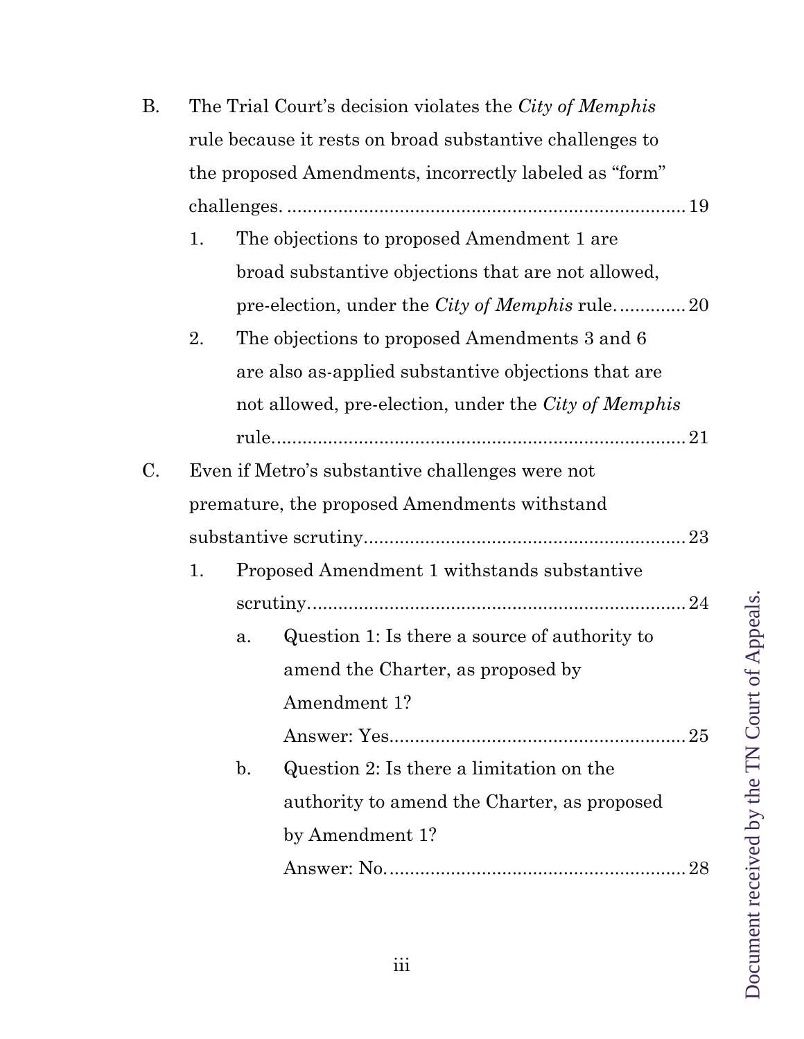B. The Trial Court's decision violates the *City of Memphis* rule because it rests on broad substantive challenges to the proposed Amendments, incorrectly labeled as "form" challenges. .............................................................................. 19

   1. The objections to proposed Amendment 1 are broad substantive objections that are not allowed, pre-election, under the *City of Memphis* rule. ............. 20

   2. The objections to proposed Amendments 3 and 6 are also as-applied substantive objections that are not allowed, pre-election, under the *City of Memphis* rule. ................................................................................ 21

C. Even if Metro's substantive challenges were not premature, the proposed Amendments withstand substantive scrutiny.............................................................. 23

   1. Proposed Amendment 1 withstands substantive scrutiny.......................................................................... 24

      a. Question 1: Is there a source of authority to amend the Charter, as proposed by Amendment 1? Answer: Yes......................................................... 25

      b. Question 2: Is there a limitation on the authority to amend the Charter, as proposed by Amendment 1? Answer: No.......................................................... 28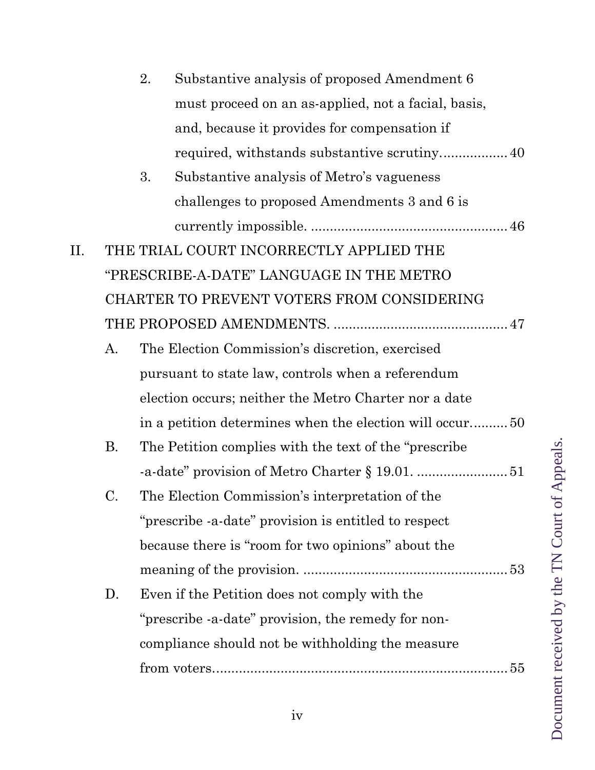2. Substantive analysis of proposed Amendment 6 must proceed on an as-applied, not a facial, basis, and, because it provides for compensation if required, withstands substantive scrutiny.................. 40

3. Substantive analysis of Metro's vagueness challenges to proposed Amendments 3 and 6 is currently impossible. .................................................... 46

II. THE TRIAL COURT INCORRECTLY APPLIED THE "PRESCRIBE-A-DATE" LANGUAGE IN THE METRO CHARTER TO PREVENT VOTERS FROM CONSIDERING THE PROPOSED AMENDMENTS. ............................................ 47

A. The Election Commission's discretion, exercised pursuant to state law, controls when a referendum election occurs; neither the Metro Charter nor a date in a petition determines when the election will occur.......... 50

B. The Petition complies with the text of the "prescribe -a-date" provision of Metro Charter § 19.01. ........................ 51

C. The Election Commission's interpretation of the "prescribe -a-date" provision is entitled to respect because there is "room for two opinions" about the meaning of the provision. ..................................................... 53

D. Even if the Petition does not comply with the "prescribe -a-date" provision, the remedy for non-compliance should not be withholding the measure from voters............................................................................ 55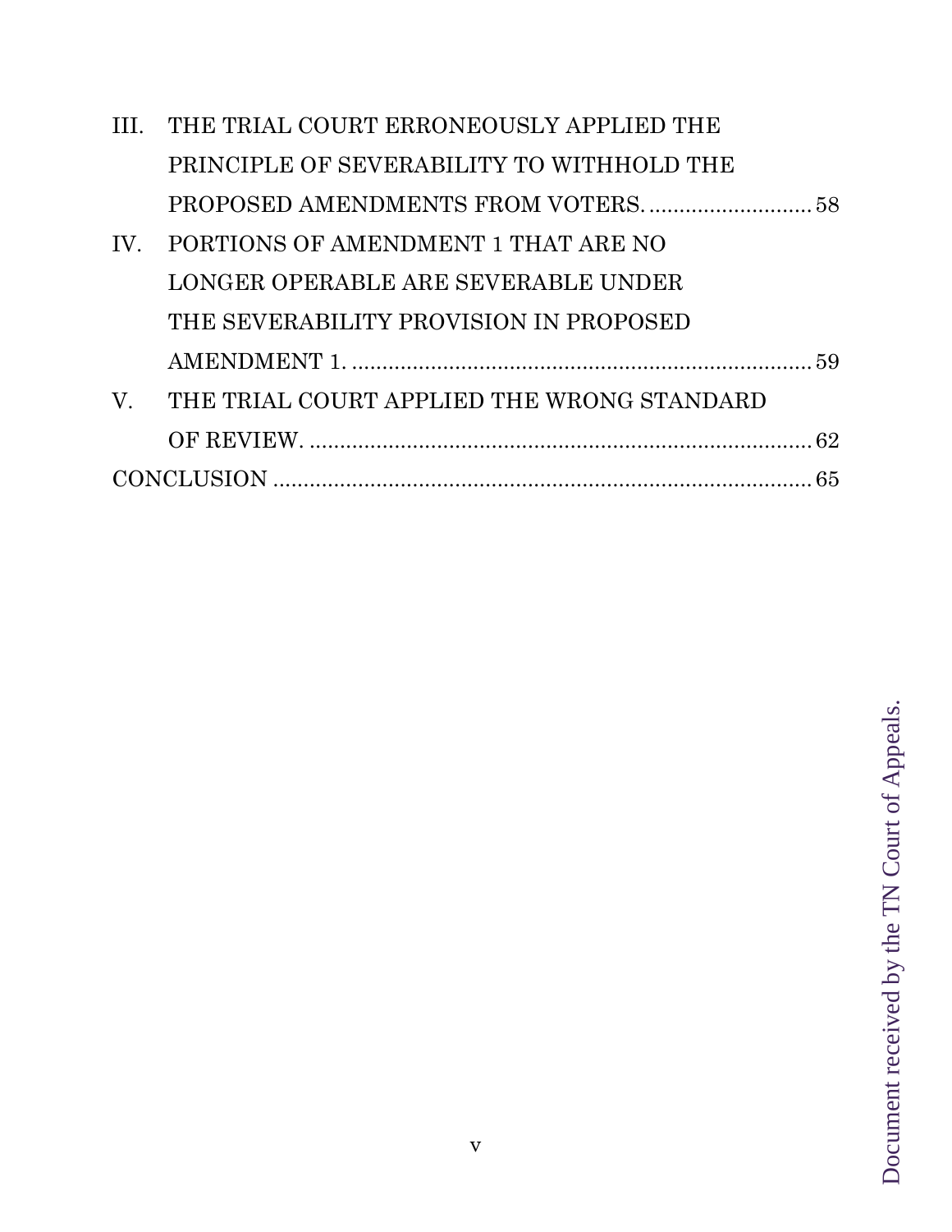III. THE TRIAL COURT ERRONEOUSLY APPLIED THE PRINCIPLE OF SEVERABILITY TO WITHHOLD THE PROPOSED AMENDMENTS FROM VOTERS. .......................... 58

IV. PORTIONS OF AMENDMENT 1 THAT ARE NO LONGER OPERABLE ARE SEVERABLE UNDER THE SEVERABILITY PROVISION IN PROPOSED AMENDMENT 1. .......................................................................... 59

V. THE TRIAL COURT APPLIED THE WRONG STANDARD OF REVIEW. ................................................................................ 62

CONCLUSION ........................................................................................ 65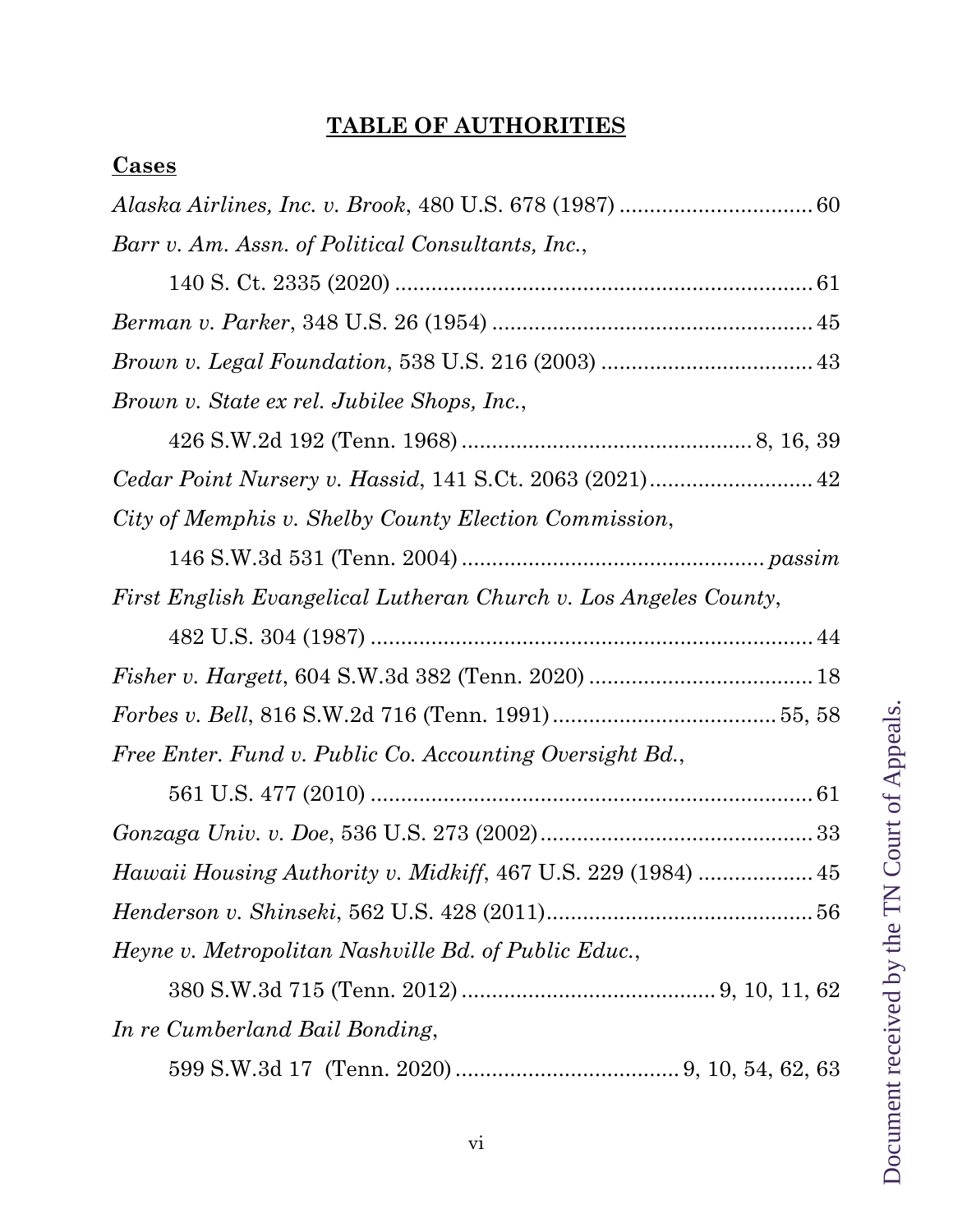# **TABLE OF AUTHORITIES**

## **Cases**

*Alaska Airlines, Inc. v. Brook*, 480 U.S. 678 (1987) ................................ 60

*Barr v. Am. Assn. of Political Consultants, Inc.*,
140 S. Ct. 2335 (2020) ...................................................................... 61

*Berman v. Parker*, 348 U.S. 26 (1954) ..................................................... 45

*Brown v. Legal Foundation*, 538 U.S. 216 (2003) ................................... 43

*Brown v. State ex rel. Jubilee Shops, Inc.*,
426 S.W.2d 192 (Tenn. 1968) ............................................... 8, 16, 39

*Cedar Point Nursery v. Hassid*, 141 S.Ct. 2063 (2021)........................... 42

*City of Memphis v. Shelby County Election Commission*,
146 S.W.3d 531 (Tenn. 2004) ................................................. *passim*

*First English Evangelical Lutheran Church v. Los Angeles County*,
482 U.S. 304 (1987) ......................................................................... 44

*Fisher v. Hargett*, 604 S.W.3d 382 (Tenn. 2020) ..................................... 18

*Forbes v. Bell*, 816 S.W.2d 716 (Tenn. 1991) .................................... 55, 58

*Free Enter. Fund v. Public Co. Accounting Oversight Bd.*,
561 U.S. 477 (2010) ......................................................................... 61

*Gonzaga Univ. v. Doe*, 536 U.S. 273 (2002)............................................. 33

*Hawaii Housing Authority v. Midkiff*, 467 U.S. 229 (1984) ................... 45

*Henderson v. Shinseki*, 562 U.S. 428 (2011)............................................ 56

*Heyne v. Metropolitan Nashville Bd. of Public Educ.*,
380 S.W.3d 715 (Tenn. 2012) ......................................... 9, 10, 11, 62

*In re Cumberland Bail Bonding*,
599 S.W.3d 17 (Tenn. 2020) .................................... 9, 10, 54, 62, 63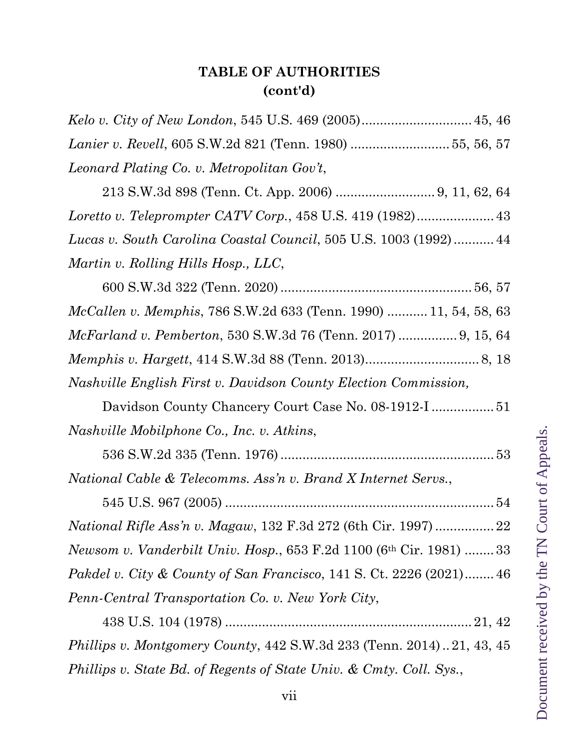**TABLE OF AUTHORITIES**
**(cont'd)**

*Kelo v. City of New London*, 545 U.S. 469 (2005).............................. 45, 46

*Lanier v. Revell*, 605 S.W.2d 821 (Tenn. 1980) ........................... 55, 56, 57

*Leonard Plating Co. v. Metropolitan Gov't*,

213 S.W.3d 898 (Tenn. Ct. App. 2006) ........................... 9, 11, 62, 64

*Loretto v. Teleprompter CATV Corp.*, 458 U.S. 419 (1982)..................... 43

*Lucas v. South Carolina Coastal Council*, 505 U.S. 1003 (1992) ........... 44

*Martin v. Rolling Hills Hosp., LLC*,

600 S.W.3d 322 (Tenn. 2020) .................................................... 56, 57

*McCallen v. Memphis*, 786 S.W.2d 633 (Tenn. 1990) ........... 11, 54, 58, 63

*McFarland v. Pemberton*, 530 S.W.3d 76 (Tenn. 2017) ................ 9, 15, 64

*Memphis v. Hargett*, 414 S.W.3d 88 (Tenn. 2013)............................... 8, 18

*Nashville English First v. Davidson County Election Commission,*

Davidson County Chancery Court Case No. 08-1912-I ................. 51

*Nashville Mobilphone Co., Inc. v. Atkins*,

536 S.W.2d 335 (Tenn. 1976) ......................................................... 53

*National Cable & Telecomms. Ass'n v. Brand X Internet Servs.*,

545 U.S. 967 (2005) ........................................................................ 54

*National Rifle Ass'n v. Magaw*, 132 F.3d 272 (6th Cir. 1997) ................ 22

*Newsom v. Vanderbilt Univ. Hosp.*, 653 F.2d 1100 (6th Cir. 1981) ........ 33

*Pakdel v. City & County of San Francisco*, 141 S. Ct. 2226 (2021)........ 46

*Penn-Central Transportation Co. v. New York City*,

438 U.S. 104 (1978) ................................................................... 21, 42

*Phillips v. Montgomery County*, 442 S.W.3d 233 (Tenn. 2014) .. 21, 43, 45

*Phillips v. State Bd. of Regents of State Univ. & Cmty. Coll. Sys.*,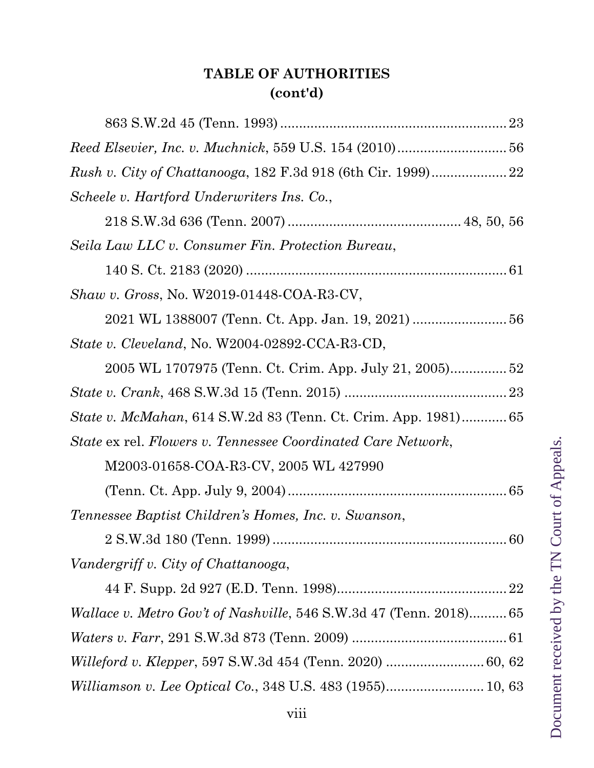**TABLE OF AUTHORITIES**
**(cont'd)**

863 S.W.2d 45 (Tenn. 1993) ........................................................... 23

*Reed Elsevier, Inc. v. Muchnick*, 559 U.S. 154 (2010) ............................. 56

*Rush v. City of Chattanooga*, 182 F.3d 918 (6th Cir. 1999) .................... 22

*Scheele v. Hartford Underwriters Ins. Co.*,
218 S.W.3d 636 (Tenn. 2007) ............................................. 48, 50, 56

*Seila Law LLC v. Consumer Fin. Protection Bureau*,
140 S. Ct. 2183 (2020) ..................................................................... 61

*Shaw v. Gross*, No. W2019-01448-COA-R3-CV,
2021 WL 1388007 (Tenn. Ct. App. Jan. 19, 2021) ......................... 56

*State v. Cleveland*, No. W2004-02892-CCA-R3-CD,
2005 WL 1707975 (Tenn. Ct. Crim. App. July 21, 2005) ............... 52

*State v. Crank*, 468 S.W.3d 15 (Tenn. 2015) .......................................... 23

*State v. McMahan*, 614 S.W.2d 83 (Tenn. Ct. Crim. App. 1981) ............ 65

*State* ex rel. *Flowers v. Tennessee Coordinated Care Network*,
M2003-01658-COA-R3-CV, 2005 WL 427990
(Tenn. Ct. App. July 9, 2004) .......................................................... 65

*Tennessee Baptist Children's Homes, Inc. v. Swanson*,
2 S.W.3d 180 (Tenn. 1999) .............................................................. 60

*Vandergriff v. City of Chattanooga*,
44 F. Supp. 2d 927 (E.D. Tenn. 1998) ............................................. 22

*Wallace v. Metro Gov't of Nashville*, 546 S.W.3d 47 (Tenn. 2018) .......... 65

*Waters v. Farr*, 291 S.W.3d 873 (Tenn. 2009) ......................................... 61

*Willeford v. Klepper*, 597 S.W.3d 454 (Tenn. 2020) .......................... 60, 62

*Williamson v. Lee Optical Co.*, 348 U.S. 483 (1955) .......................... 10, 63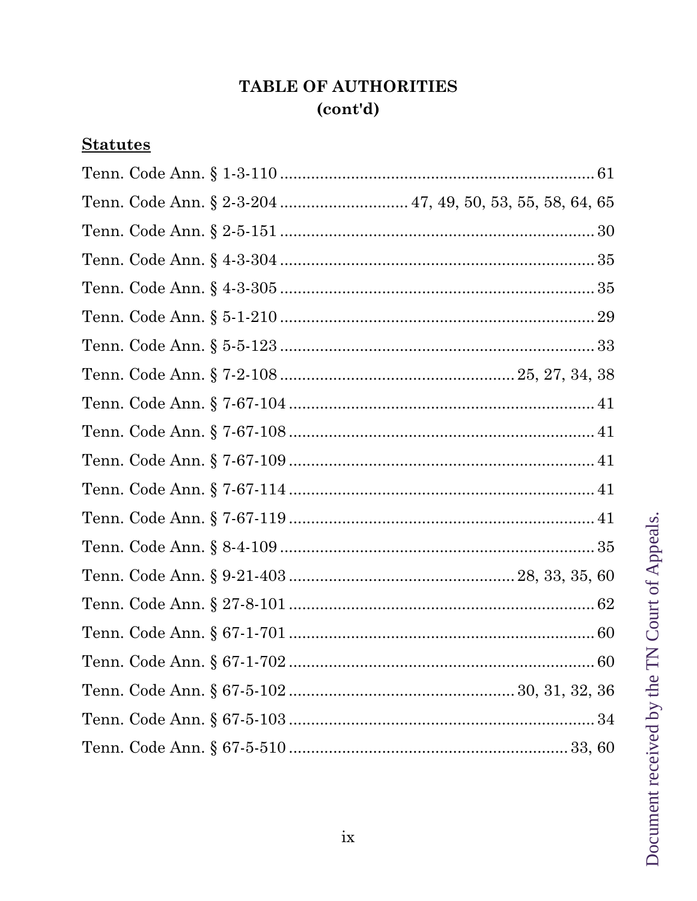# TABLE OF AUTHORITIES
## (cont'd)

**Statutes**

Tenn. Code Ann. § 1-3-110 .......................................................................... 61

Tenn. Code Ann. § 2-3-204 ............................. 47, 49, 50, 53, 55, 58, 64, 65

Tenn. Code Ann. § 2-5-151 .......................................................................... 30

Tenn. Code Ann. § 4-3-304 .......................................................................... 35

Tenn. Code Ann. § 4-3-305 .......................................................................... 35

Tenn. Code Ann. § 5-1-210 .......................................................................... 29

Tenn. Code Ann. § 5-5-123 .......................................................................... 33

Tenn. Code Ann. § 7-2-108 ........................................................ 25, 27, 34, 38

Tenn. Code Ann. § 7-67-104 ........................................................................ 41

Tenn. Code Ann. § 7-67-108 ........................................................................ 41

Tenn. Code Ann. § 7-67-109 ........................................................................ 41

Tenn. Code Ann. § 7-67-114 ........................................................................ 41

Tenn. Code Ann. § 7-67-119 ........................................................................ 41

Tenn. Code Ann. § 8-4-109 .......................................................................... 35

Tenn. Code Ann. § 9-21-403 ...................................................... 28, 33, 35, 60

Tenn. Code Ann. § 27-8-101 ........................................................................ 62

Tenn. Code Ann. § 67-1-701 ........................................................................ 60

Tenn. Code Ann. § 67-1-702 ........................................................................ 60

Tenn. Code Ann. § 67-5-102 ...................................................... 30, 31, 32, 36

Tenn. Code Ann. § 67-5-103 ........................................................................ 34

Tenn. Code Ann. § 67-5-510 .................................................................. 33, 60

Document received by the TN Court of Appeals.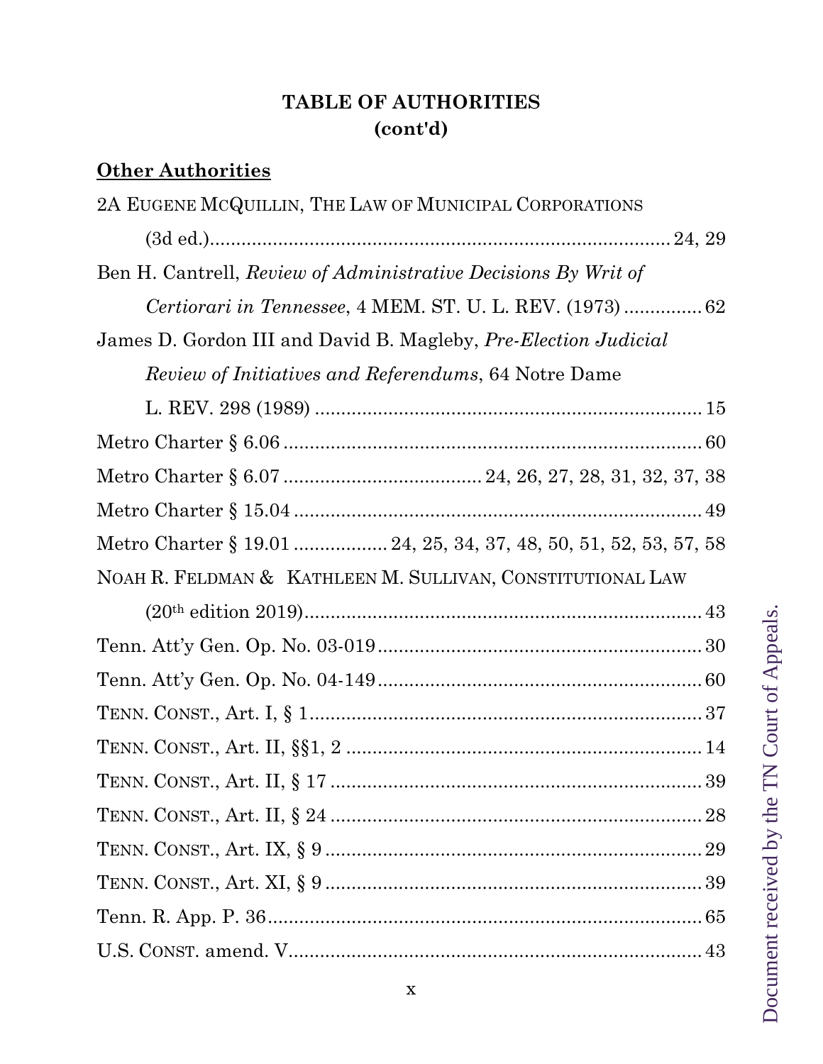**TABLE OF AUTHORITIES**
**(cont'd)**

**Other Authorities**

2A EUGENE MCQUILLIN, THE LAW OF MUNICIPAL CORPORATIONS (3d ed.) ........ 24, 29

Ben H. Cantrell, *Review of Administrative Decisions By Writ of Certiorari in Tennessee*, 4 MEM. ST. U. L. REV. (1973) ........ 62

James D. Gordon III and David B. Magleby, *Pre-Election Judicial Review of Initiatives and Referendums*, 64 Notre Dame L. REV. 298 (1989) ........ 15

Metro Charter § 6.06 ........ 60

Metro Charter § 6.07 ........ 24, 26, 27, 28, 31, 32, 37, 38

Metro Charter § 15.04 ........ 49

Metro Charter § 19.01 ........ 24, 25, 34, 37, 48, 50, 51, 52, 53, 57, 58

NOAH R. FELDMAN & KATHLEEN M. SULLIVAN, CONSTITUTIONAL LAW (20th edition 2019) ........ 43

Tenn. Att'y Gen. Op. No. 03-019 ........ 30

Tenn. Att'y Gen. Op. No. 04-149 ........ 60

TENN. CONST., Art. I, § 1 ........ 37

TENN. CONST., Art. II, §§1, 2 ........ 14

TENN. CONST., Art. II, § 17 ........ 39

TENN. CONST., Art. II, § 24 ........ 28

TENN. CONST., Art. IX, § 9 ........ 29

TENN. CONST., Art. XI, § 9 ........ 39

Tenn. R. App. P. 36 ........ 65

U.S. CONST. amend. V ........ 43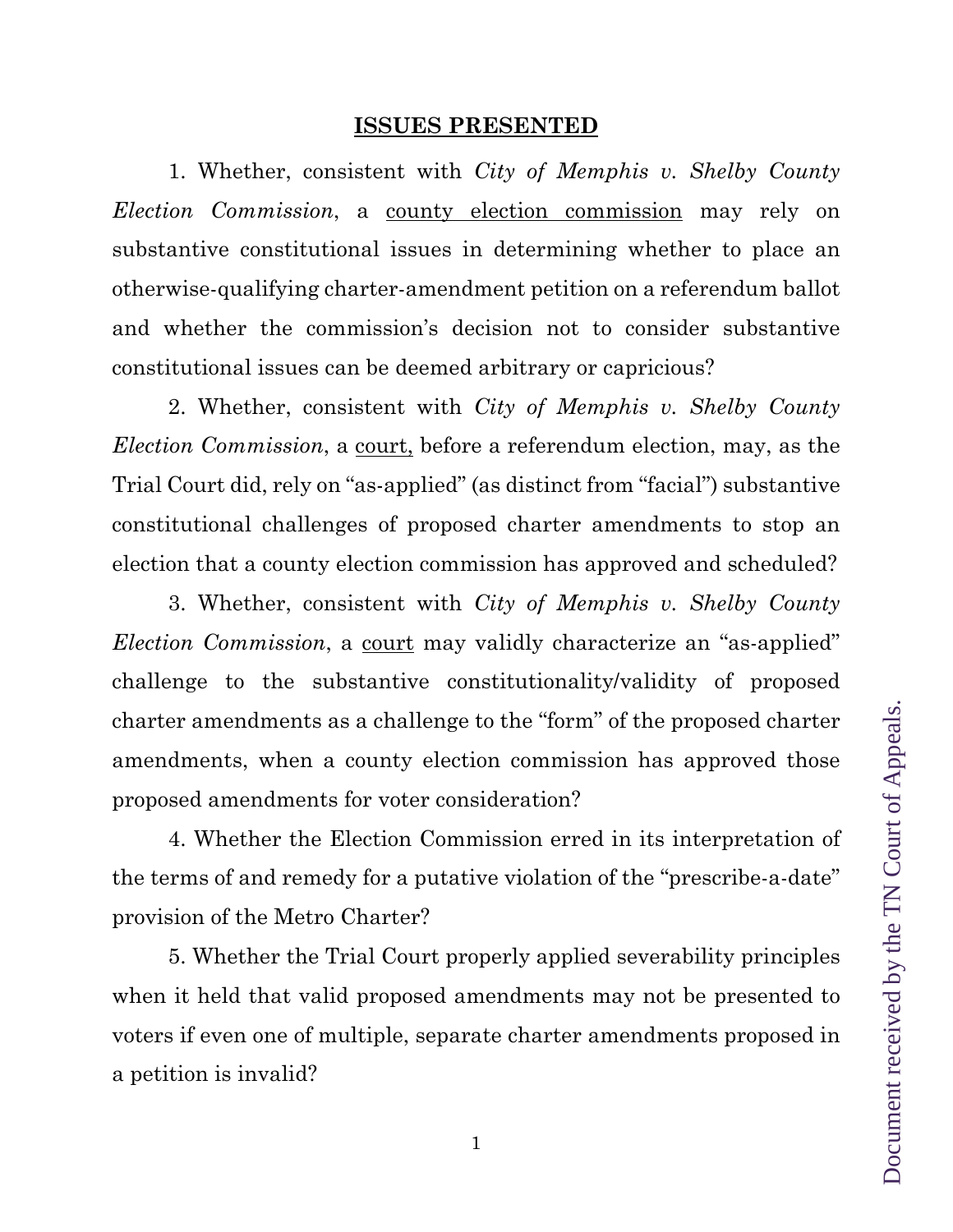## ISSUES PRESENTED

1. Whether, consistent with *City of Memphis v. Shelby County Election Commission*, a county election commission may rely on substantive constitutional issues in determining whether to place an otherwise-qualifying charter-amendment petition on a referendum ballot and whether the commission's decision not to consider substantive constitutional issues can be deemed arbitrary or capricious?

2. Whether, consistent with *City of Memphis v. Shelby County Election Commission*, a court, before a referendum election, may, as the Trial Court did, rely on "as-applied" (as distinct from "facial") substantive constitutional challenges of proposed charter amendments to stop an election that a county election commission has approved and scheduled?

3. Whether, consistent with *City of Memphis v. Shelby County Election Commission*, a court may validly characterize an "as-applied" challenge to the substantive constitutionality/validity of proposed charter amendments as a challenge to the "form" of the proposed charter amendments, when a county election commission has approved those proposed amendments for voter consideration?

4. Whether the Election Commission erred in its interpretation of the terms of and remedy for a putative violation of the "prescribe-a-date" provision of the Metro Charter?

5. Whether the Trial Court properly applied severability principles when it held that valid proposed amendments may not be presented to voters if even one of multiple, separate charter amendments proposed in a petition is invalid?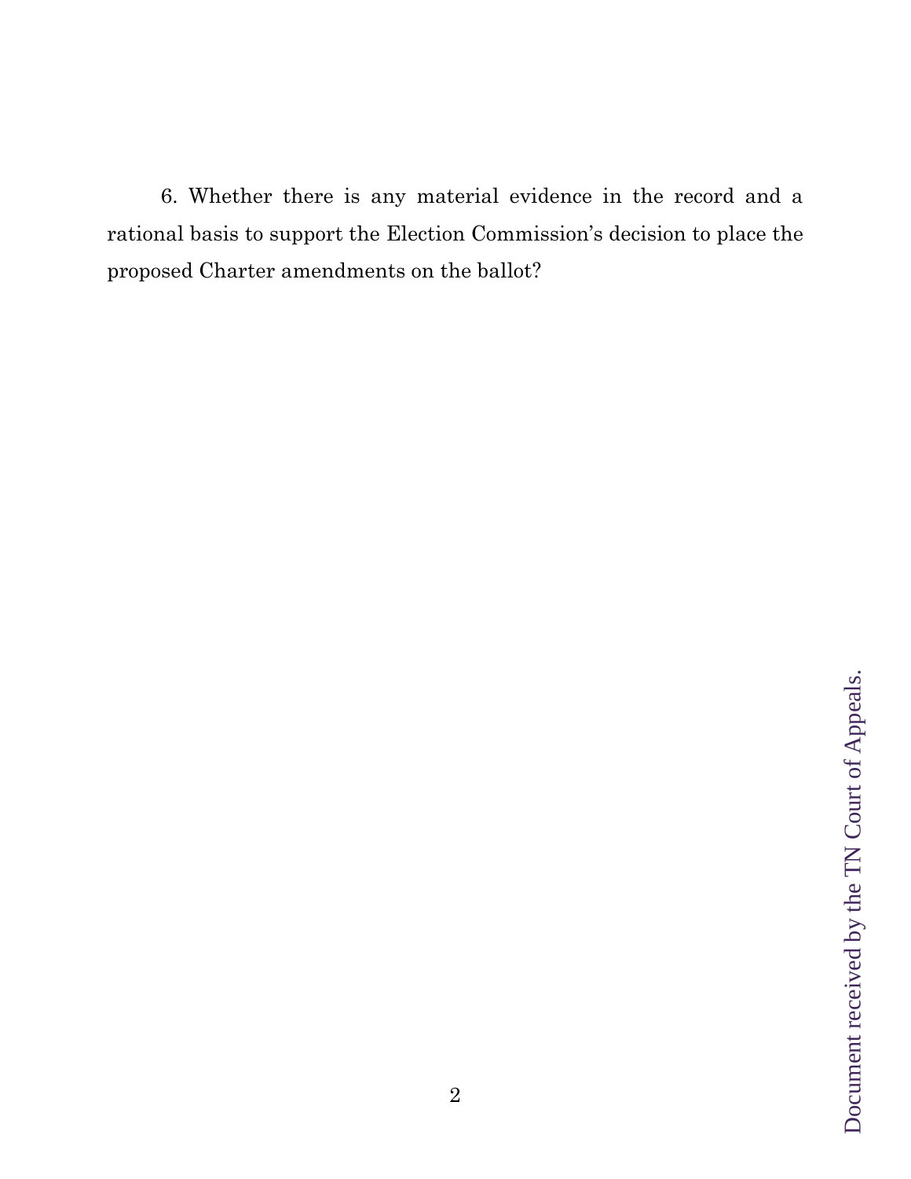6. Whether there is any material evidence in the record and a rational basis to support the Election Commission's decision to place the proposed Charter amendments on the ballot?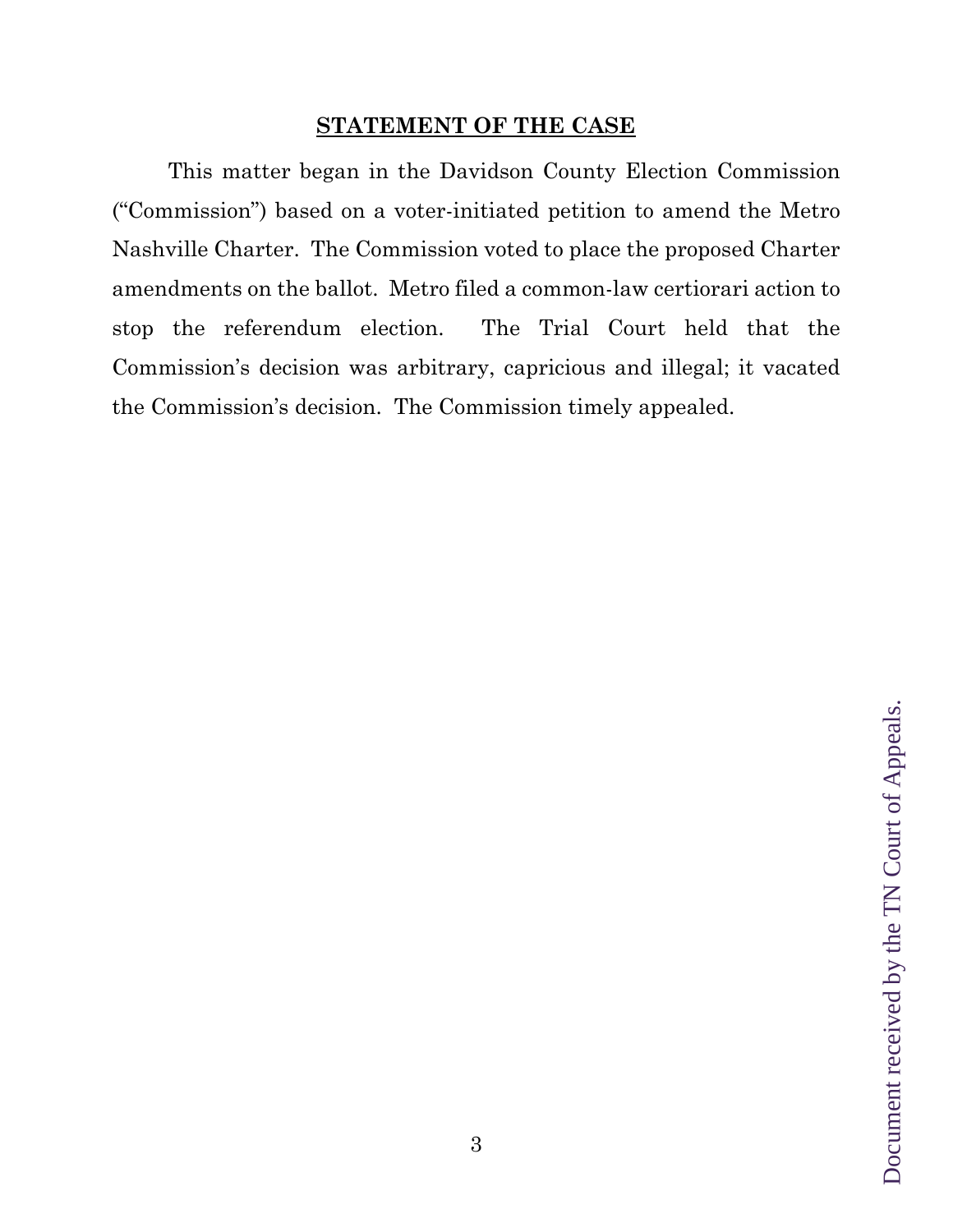## STATEMENT OF THE CASE

This matter began in the Davidson County Election Commission ("Commission") based on a voter-initiated petition to amend the Metro Nashville Charter. The Commission voted to place the proposed Charter amendments on the ballot. Metro filed a common-law certiorari action to stop the referendum election. The Trial Court held that the Commission's decision was arbitrary, capricious and illegal; it vacated the Commission's decision. The Commission timely appealed.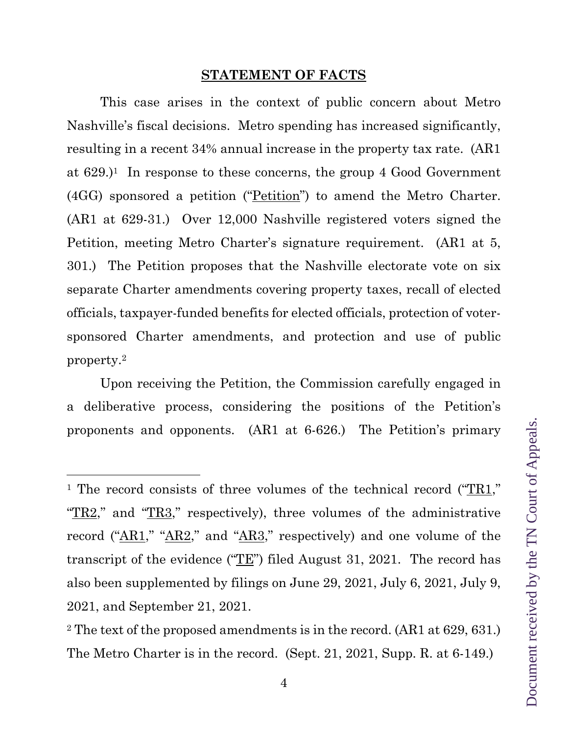## STATEMENT OF FACTS

This case arises in the context of public concern about Metro Nashville's fiscal decisions. Metro spending has increased significantly, resulting in a recent 34% annual increase in the property tax rate. (AR1 at 629.)[1] In response to these concerns, the group 4 Good Government (4GG) sponsored a petition ("Petition") to amend the Metro Charter. (AR1 at 629-31.) Over 12,000 Nashville registered voters signed the Petition, meeting Metro Charter's signature requirement. (AR1 at 5, 301.) The Petition proposes that the Nashville electorate vote on six separate Charter amendments covering property taxes, recall of elected officials, taxpayer-funded benefits for elected officials, protection of voter-sponsored Charter amendments, and protection and use of public property.[2]

Upon receiving the Petition, the Commission carefully engaged in a deliberative process, considering the positions of the Petition's proponents and opponents. (AR1 at 6-626.) The Petition's primary

---

[1] The record consists of three volumes of the technical record ("TR1," "TR2," and "TR3," respectively), three volumes of the administrative record ("AR1," "AR2," and "AR3," respectively) and one volume of the transcript of the evidence ("TE") filed August 31, 2021. The record has also been supplemented by filings on June 29, 2021, July 6, 2021, July 9, 2021, and September 21, 2021.

[2] The text of the proposed amendments is in the record. (AR1 at 629, 631.) The Metro Charter is in the record. (Sept. 21, 2021, Supp. R. at 6-149.)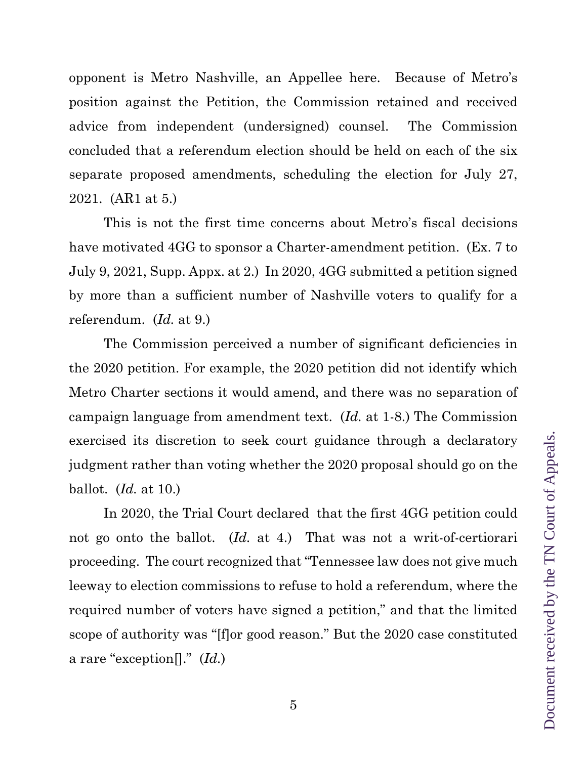opponent is Metro Nashville, an Appellee here. Because of Metro's position against the Petition, the Commission retained and received advice from independent (undersigned) counsel. The Commission concluded that a referendum election should be held on each of the six separate proposed amendments, scheduling the election for July 27, 2021. (AR1 at 5.)

This is not the first time concerns about Metro's fiscal decisions have motivated 4GG to sponsor a Charter-amendment petition. (Ex. 7 to July 9, 2021, Supp. Appx. at 2.) In 2020, 4GG submitted a petition signed by more than a sufficient number of Nashville voters to qualify for a referendum. (*Id.* at 9.)

The Commission perceived a number of significant deficiencies in the 2020 petition. For example, the 2020 petition did not identify which Metro Charter sections it would amend, and there was no separation of campaign language from amendment text. (*Id.* at 1-8.) The Commission exercised its discretion to seek court guidance through a declaratory judgment rather than voting whether the 2020 proposal should go on the ballot. (*Id.* at 10.)

In 2020, the Trial Court declared that the first 4GG petition could not go onto the ballot. (*Id.* at 4.) That was not a writ-of-certiorari proceeding. The court recognized that "Tennessee law does not give much leeway to election commissions to refuse to hold a referendum, where the required number of voters have signed a petition," and that the limited scope of authority was "[f]or good reason." But the 2020 case constituted a rare "exception[]." (*Id.*)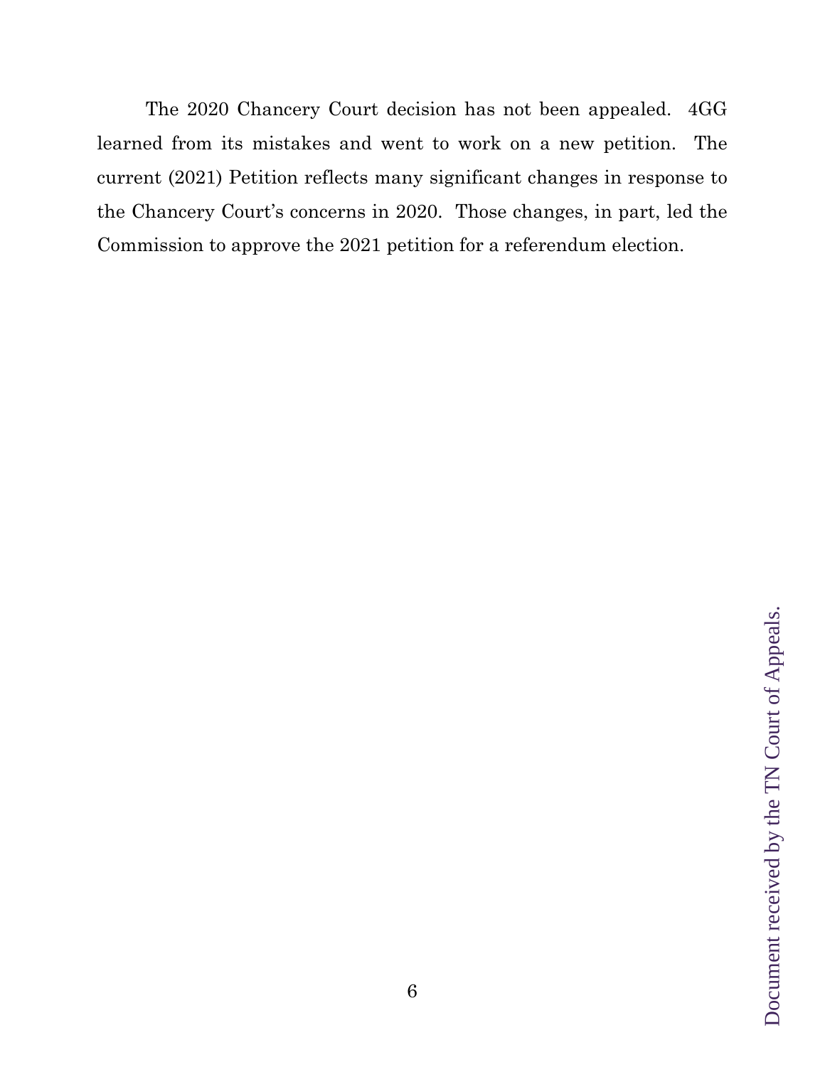The 2020 Chancery Court decision has not been appealed. 4GG learned from its mistakes and went to work on a new petition. The current (2021) Petition reflects many significant changes in response to the Chancery Court's concerns in 2020. Those changes, in part, led the Commission to approve the 2021 petition for a referendum election.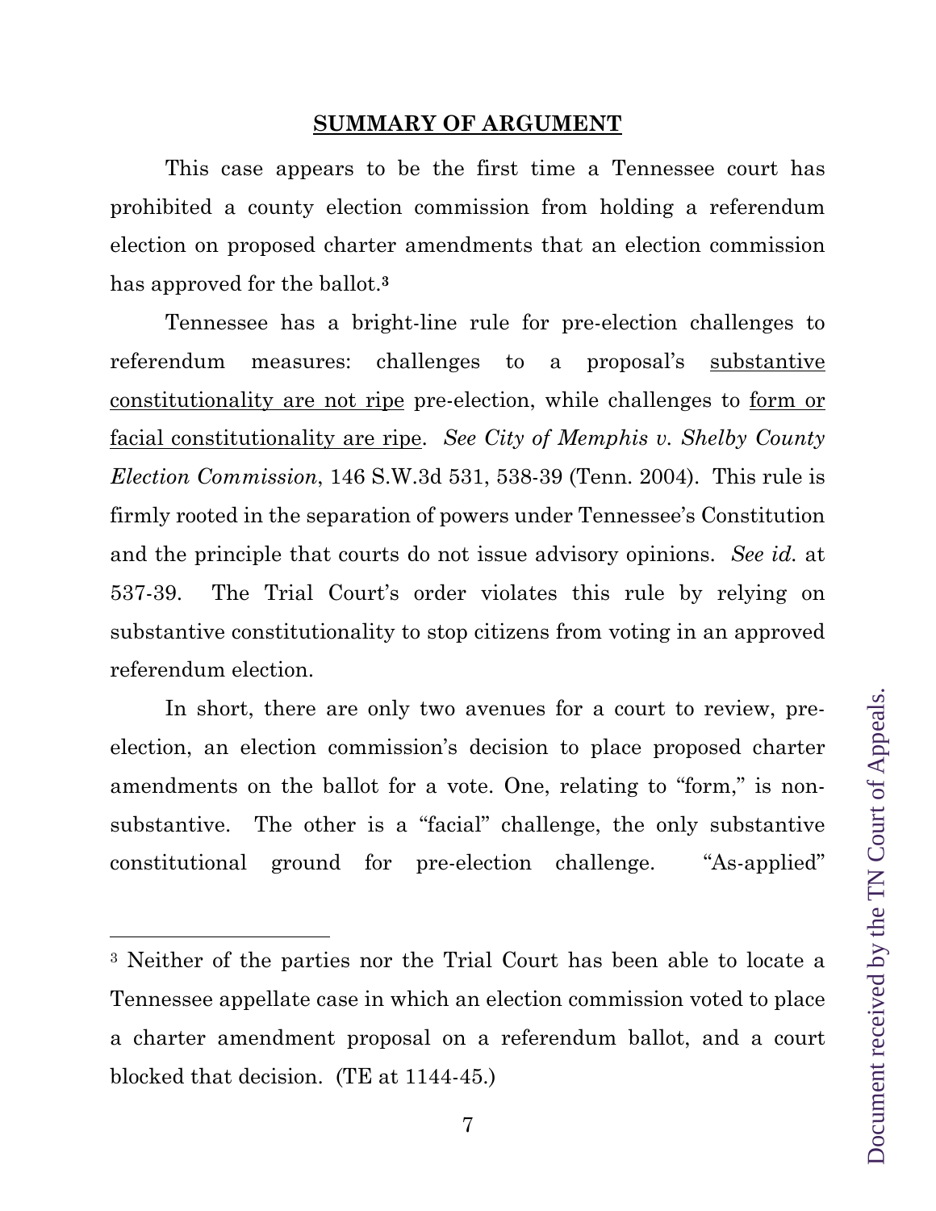## SUMMARY OF ARGUMENT

This case appears to be the first time a Tennessee court has prohibited a county election commission from holding a referendum election on proposed charter amendments that an election commission has approved for the ballot.[3]

Tennessee has a bright-line rule for pre-election challenges to referendum measures: challenges to a proposal's substantive constitutionality are not ripe pre-election, while challenges to form or facial constitutionality are ripe. *See City of Memphis v. Shelby County Election Commission*, 146 S.W.3d 531, 538-39 (Tenn. 2004). This rule is firmly rooted in the separation of powers under Tennessee's Constitution and the principle that courts do not issue advisory opinions. *See id.* at 537-39. The Trial Court's order violates this rule by relying on substantive constitutionality to stop citizens from voting in an approved referendum election.

In short, there are only two avenues for a court to review, pre-election, an election commission's decision to place proposed charter amendments on the ballot for a vote. One, relating to "form," is non-substantive. The other is a "facial" challenge, the only substantive constitutional ground for pre-election challenge. "As-applied"

---

[3] Neither of the parties nor the Trial Court has been able to locate a Tennessee appellate case in which an election commission voted to place a charter amendment proposal on a referendum ballot, and a court blocked that decision. (TE at 1144-45.)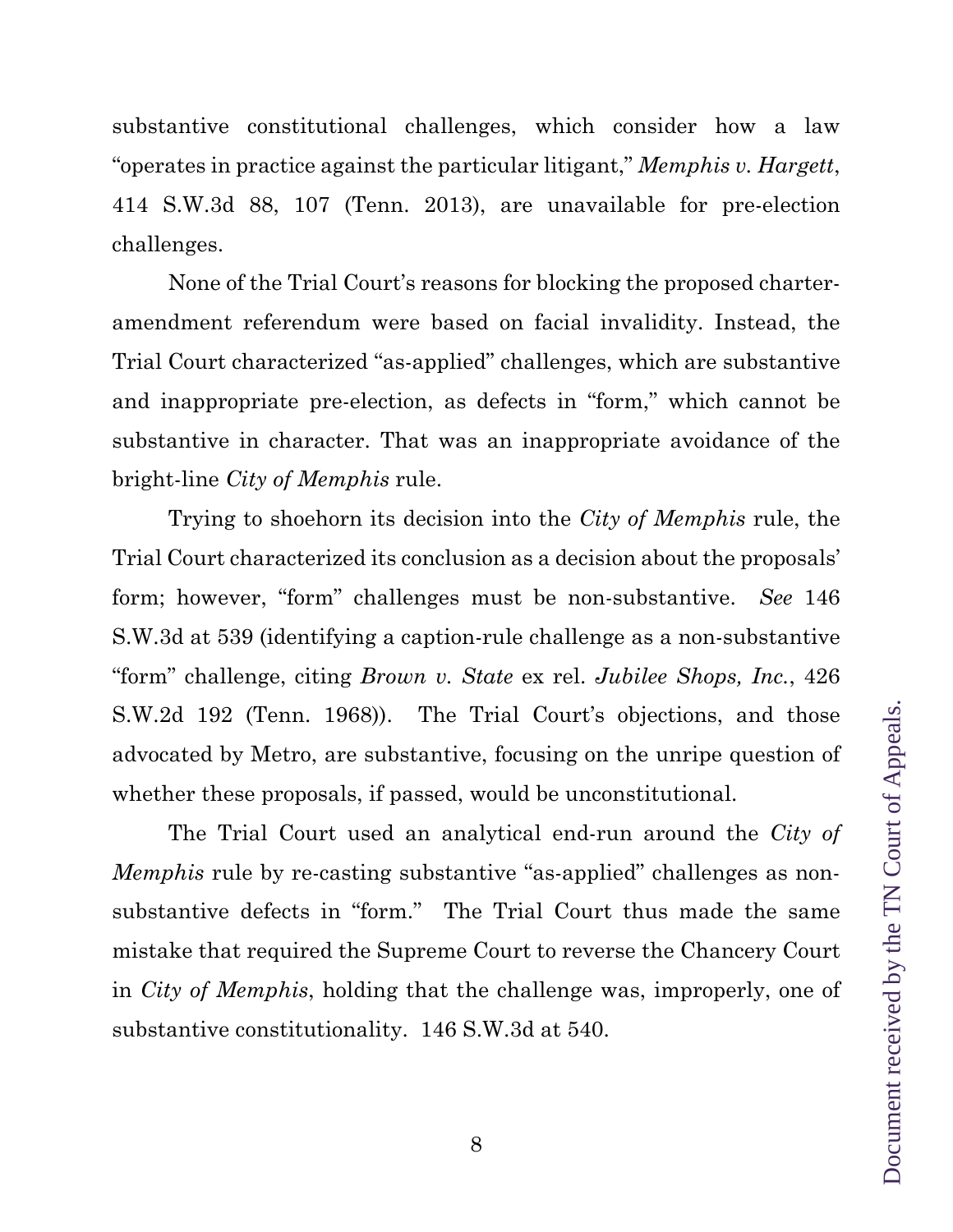substantive constitutional challenges, which consider how a law "operates in practice against the particular litigant," *Memphis v. Hargett*, 414 S.W.3d 88, 107 (Tenn. 2013), are unavailable for pre-election challenges.

None of the Trial Court's reasons for blocking the proposed charter-amendment referendum were based on facial invalidity. Instead, the Trial Court characterized "as-applied" challenges, which are substantive and inappropriate pre-election, as defects in "form," which cannot be substantive in character. That was an inappropriate avoidance of the bright-line *City of Memphis* rule.

Trying to shoehorn its decision into the *City of Memphis* rule, the Trial Court characterized its conclusion as a decision about the proposals' form; however, "form" challenges must be non-substantive. *See* 146 S.W.3d at 539 (identifying a caption-rule challenge as a non-substantive "form" challenge, citing *Brown v. State* ex rel. *Jubilee Shops, Inc.*, 426 S.W.2d 192 (Tenn. 1968)). The Trial Court's objections, and those advocated by Metro, are substantive, focusing on the unripe question of whether these proposals, if passed, would be unconstitutional.

The Trial Court used an analytical end-run around the *City of Memphis* rule by re-casting substantive "as-applied" challenges as non-substantive defects in "form." The Trial Court thus made the same mistake that required the Supreme Court to reverse the Chancery Court in *City of Memphis*, holding that the challenge was, improperly, one of substantive constitutionality. 146 S.W.3d at 540.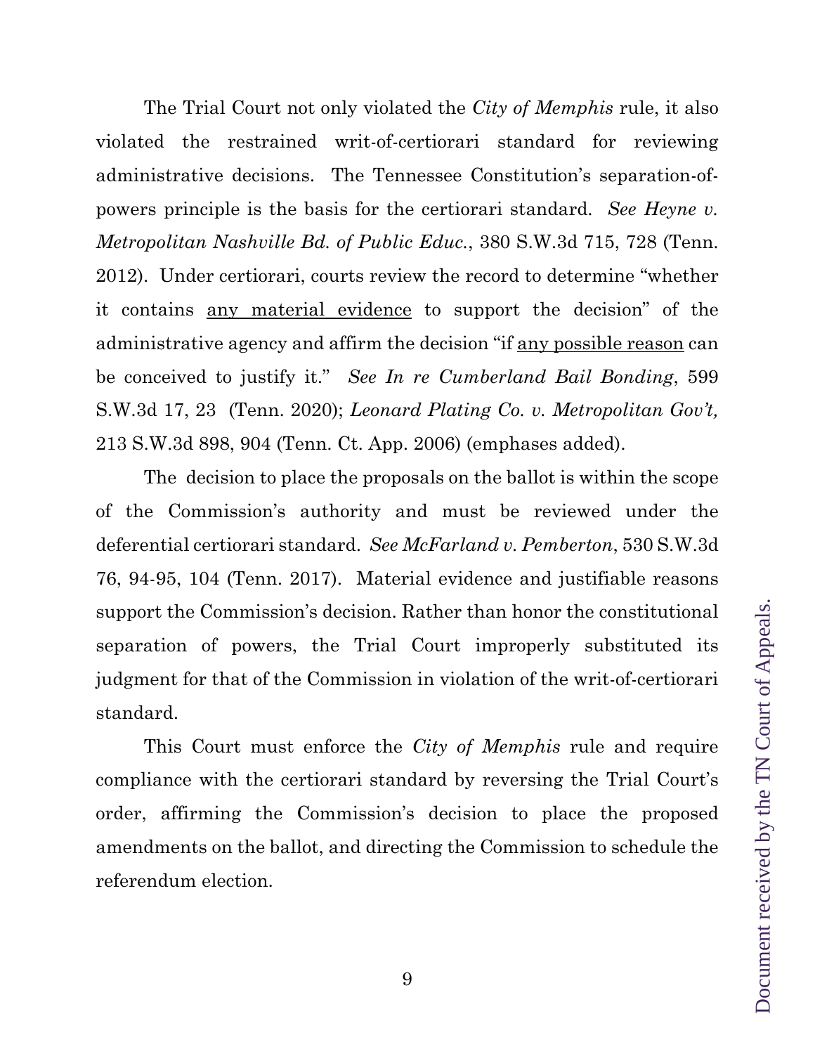The Trial Court not only violated the *City of Memphis* rule, it also violated the restrained writ-of-certiorari standard for reviewing administrative decisions. The Tennessee Constitution's separation-of-powers principle is the basis for the certiorari standard. *See Heyne v. Metropolitan Nashville Bd. of Public Educ.*, 380 S.W.3d 715, 728 (Tenn. 2012). Under certiorari, courts review the record to determine "whether it contains <u>any material evidence</u> to support the decision" of the administrative agency and affirm the decision "if <u>any possible reason</u> can be conceived to justify it." *See In re Cumberland Bail Bonding*, 599 S.W.3d 17, 23 (Tenn. 2020); *Leonard Plating Co. v. Metropolitan Gov't,* 213 S.W.3d 898, 904 (Tenn. Ct. App. 2006) (emphases added).

The decision to place the proposals on the ballot is within the scope of the Commission's authority and must be reviewed under the deferential certiorari standard. *See McFarland v. Pemberton*, 530 S.W.3d 76, 94-95, 104 (Tenn. 2017). Material evidence and justifiable reasons support the Commission's decision. Rather than honor the constitutional separation of powers, the Trial Court improperly substituted its judgment for that of the Commission in violation of the writ-of-certiorari standard.

This Court must enforce the *City of Memphis* rule and require compliance with the certiorari standard by reversing the Trial Court's order, affirming the Commission's decision to place the proposed amendments on the ballot, and directing the Commission to schedule the referendum election.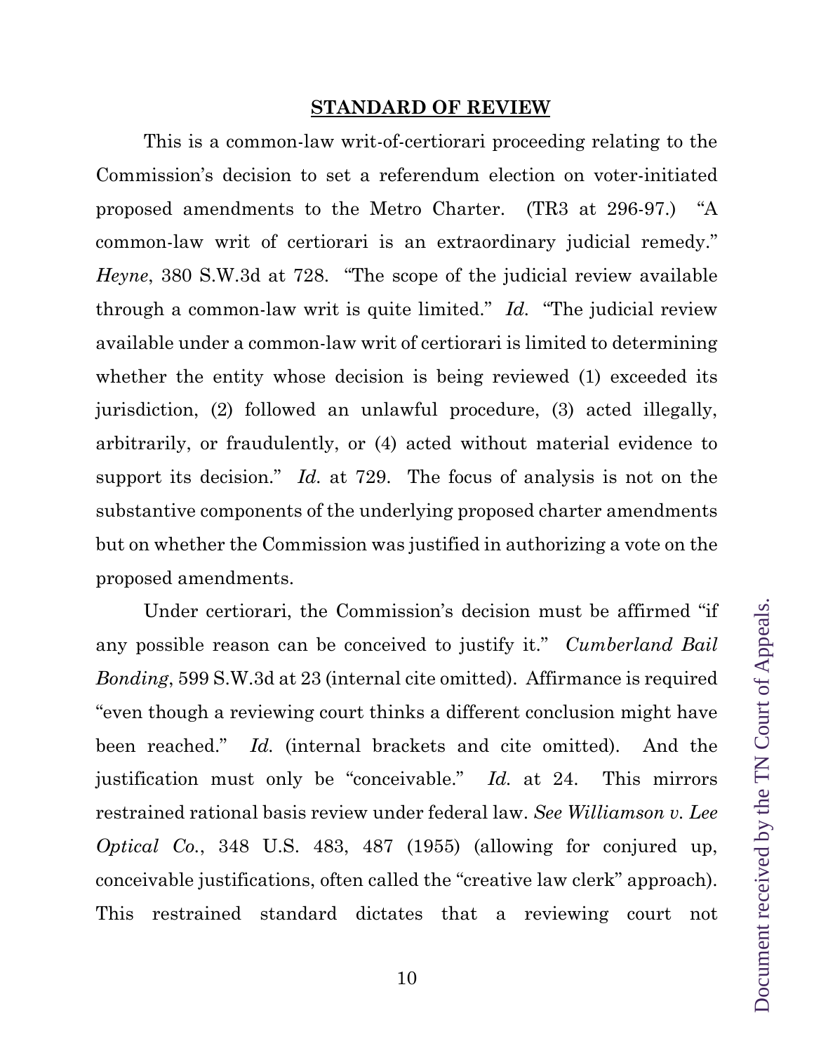## STANDARD OF REVIEW

This is a common-law writ-of-certiorari proceeding relating to the Commission's decision to set a referendum election on voter-initiated proposed amendments to the Metro Charter. (TR3 at 296-97.) "A common-law writ of certiorari is an extraordinary judicial remedy." *Heyne*, 380 S.W.3d at 728. "The scope of the judicial review available through a common-law writ is quite limited." *Id.* "The judicial review available under a common-law writ of certiorari is limited to determining whether the entity whose decision is being reviewed (1) exceeded its jurisdiction, (2) followed an unlawful procedure, (3) acted illegally, arbitrarily, or fraudulently, or (4) acted without material evidence to support its decision." *Id.* at 729. The focus of analysis is not on the substantive components of the underlying proposed charter amendments but on whether the Commission was justified in authorizing a vote on the proposed amendments.

Under certiorari, the Commission's decision must be affirmed "if any possible reason can be conceived to justify it." *Cumberland Bail Bonding*, 599 S.W.3d at 23 (internal cite omitted). Affirmance is required "even though a reviewing court thinks a different conclusion might have been reached." *Id.* (internal brackets and cite omitted). And the justification must only be "conceivable." *Id.* at 24. This mirrors restrained rational basis review under federal law. *See Williamson v. Lee Optical Co.*, 348 U.S. 483, 487 (1955) (allowing for conjured up, conceivable justifications, often called the "creative law clerk" approach). This restrained standard dictates that a reviewing court not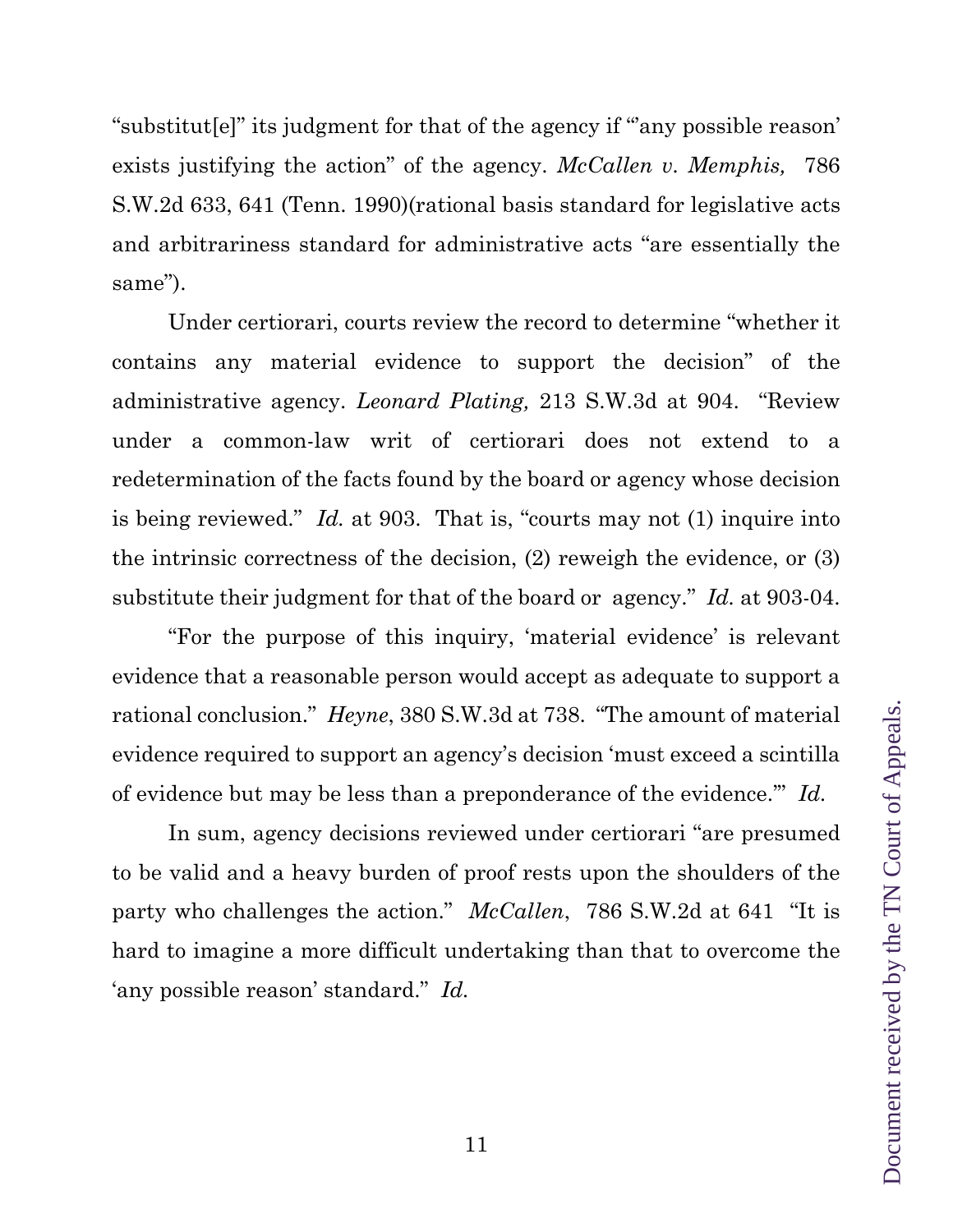"substitut[e]" its judgment for that of the agency if "'any possible reason' exists justifying the action" of the agency. *McCallen v. Memphis,* 786 S.W.2d 633, 641 (Tenn. 1990)(rational basis standard for legislative acts and arbitrariness standard for administrative acts "are essentially the same").

Under certiorari, courts review the record to determine "whether it contains any material evidence to support the decision" of the administrative agency. *Leonard Plating,* 213 S.W.3d at 904. "Review under a common-law writ of certiorari does not extend to a redetermination of the facts found by the board or agency whose decision is being reviewed." *Id.* at 903. That is, "courts may not (1) inquire into the intrinsic correctness of the decision, (2) reweigh the evidence, or (3) substitute their judgment for that of the board or agency." *Id.* at 903-04.

"For the purpose of this inquiry, 'material evidence' is relevant evidence that a reasonable person would accept as adequate to support a rational conclusion." *Heyne*, 380 S.W.3d at 738. "The amount of material evidence required to support an agency's decision 'must exceed a scintilla of evidence but may be less than a preponderance of the evidence.'" *Id.*

In sum, agency decisions reviewed under certiorari "are presumed to be valid and a heavy burden of proof rests upon the shoulders of the party who challenges the action." *McCallen*, 786 S.W.2d at 641 "It is hard to imagine a more difficult undertaking than that to overcome the 'any possible reason' standard." *Id.*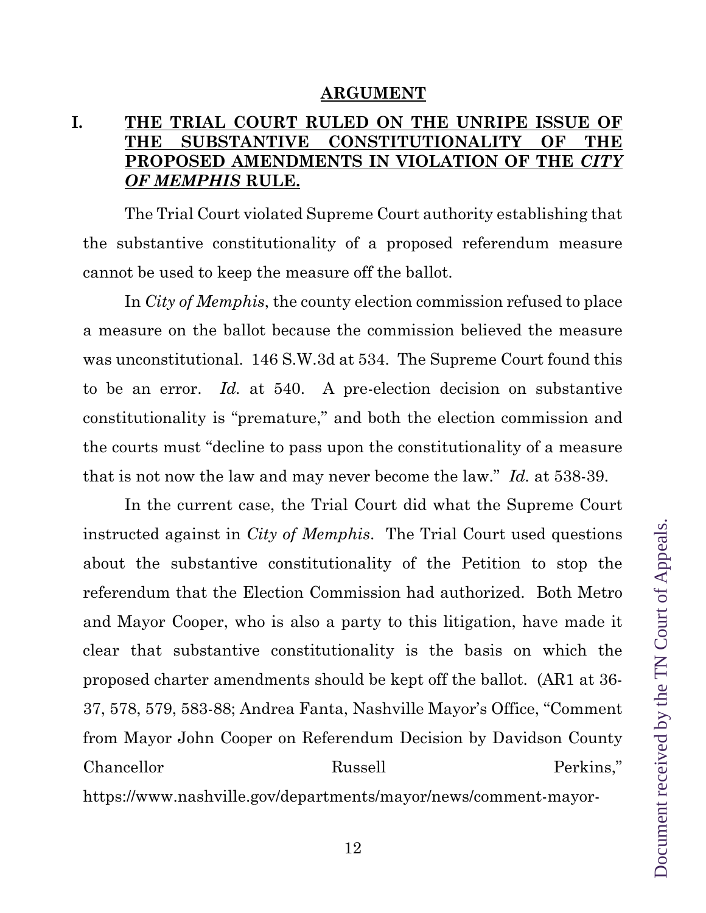## ARGUMENT

### I. <u>THE TRIAL COURT RULED ON THE UNRIPE ISSUE OF THE SUBSTANTIVE CONSTITUTIONALITY OF THE PROPOSED AMENDMENTS IN VIOLATION OF THE *CITY OF MEMPHIS* RULE.</u>

The Trial Court violated Supreme Court authority establishing that the substantive constitutionality of a proposed referendum measure cannot be used to keep the measure off the ballot.

In *City of Memphis*, the county election commission refused to place a measure on the ballot because the commission believed the measure was unconstitutional. 146 S.W.3d at 534. The Supreme Court found this to be an error. *Id.* at 540. A pre-election decision on substantive constitutionality is "premature," and both the election commission and the courts must "decline to pass upon the constitutionality of a measure that is not now the law and may never become the law." *Id.* at 538-39.

In the current case, the Trial Court did what the Supreme Court instructed against in *City of Memphis*. The Trial Court used questions about the substantive constitutionality of the Petition to stop the referendum that the Election Commission had authorized. Both Metro and Mayor Cooper, who is also a party to this litigation, have made it clear that substantive constitutionality is the basis on which the proposed charter amendments should be kept off the ballot. (AR1 at 36-37, 578, 579, 583-88; Andrea Fanta, Nashville Mayor's Office, "Comment from Mayor John Cooper on Referendum Decision by Davidson County Chancellor Russell Perkins," https://www.nashville.gov/departments/mayor/news/comment-mayor-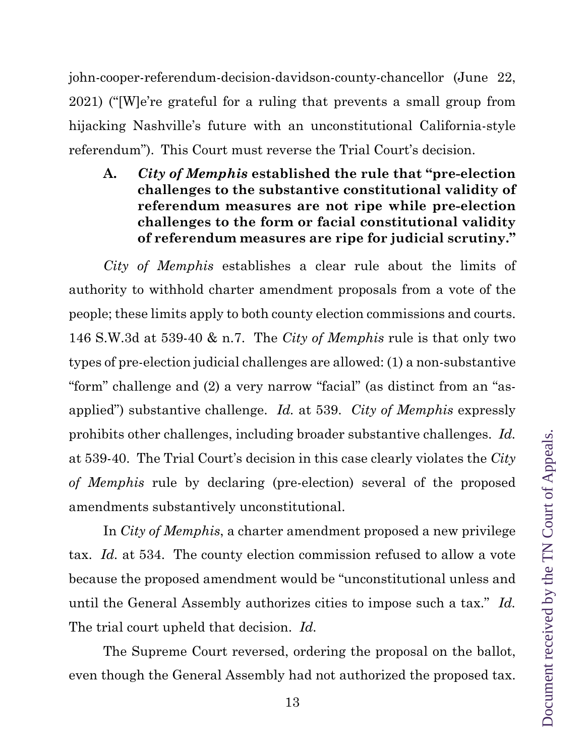john-cooper-referendum-decision-davidson-county-chancellor (June 22, 2021) ("[W]e're grateful for a ruling that prevents a small group from hijacking Nashville's future with an unconstitutional California-style referendum"). This Court must reverse the Trial Court's decision.

### A. *City of Memphis* established the rule that "pre-election challenges to the substantive constitutional validity of referendum measures are not ripe while pre-election challenges to the form or facial constitutional validity of referendum measures are ripe for judicial scrutiny."

*City of Memphis* establishes a clear rule about the limits of authority to withhold charter amendment proposals from a vote of the people; these limits apply to both county election commissions and courts. 146 S.W.3d at 539-40 & n.7. The *City of Memphis* rule is that only two types of pre-election judicial challenges are allowed: (1) a non-substantive "form" challenge and (2) a very narrow "facial" (as distinct from an "as-applied") substantive challenge. *Id.* at 539. *City of Memphis* expressly prohibits other challenges, including broader substantive challenges. *Id.* at 539-40. The Trial Court's decision in this case clearly violates the *City of Memphis* rule by declaring (pre-election) several of the proposed amendments substantively unconstitutional.

In *City of Memphis*, a charter amendment proposed a new privilege tax. *Id.* at 534. The county election commission refused to allow a vote because the proposed amendment would be "unconstitutional unless and until the General Assembly authorizes cities to impose such a tax." *Id.* The trial court upheld that decision. *Id.*

The Supreme Court reversed, ordering the proposal on the ballot, even though the General Assembly had not authorized the proposed tax.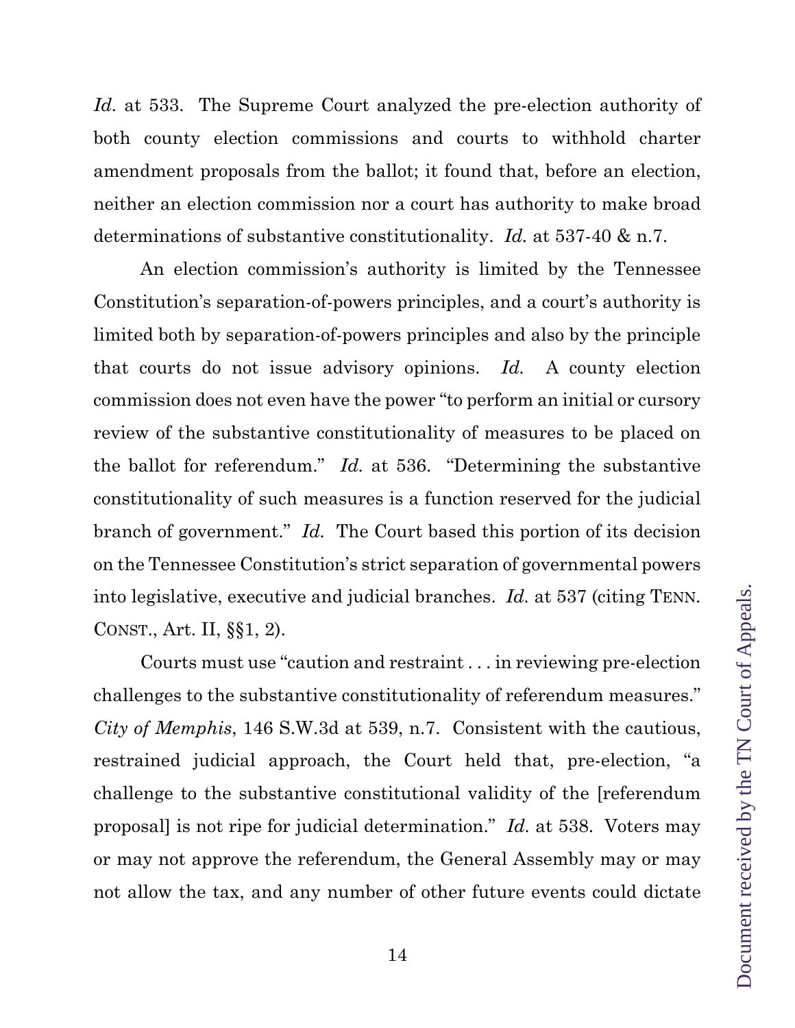*Id.* at 533. The Supreme Court analyzed the pre-election authority of both county election commissions and courts to withhold charter amendment proposals from the ballot; it found that, before an election, neither an election commission nor a court has authority to make broad determinations of substantive constitutionality. *Id.* at 537-40 & n.7.

An election commission's authority is limited by the Tennessee Constitution's separation-of-powers principles, and a court's authority is limited both by separation-of-powers principles and also by the principle that courts do not issue advisory opinions. *Id.* A county election commission does not even have the power "to perform an initial or cursory review of the substantive constitutionality of measures to be placed on the ballot for referendum." *Id.* at 536. "Determining the substantive constitutionality of such measures is a function reserved for the judicial branch of government." *Id.* The Court based this portion of its decision on the Tennessee Constitution's strict separation of governmental powers into legislative, executive and judicial branches. *Id.* at 537 (citing TENN. CONST., Art. II, §§1, 2).

Courts must use "caution and restraint . . . in reviewing pre-election challenges to the substantive constitutionality of referendum measures." *City of Memphis*, 146 S.W.3d at 539, n.7. Consistent with the cautious, restrained judicial approach, the Court held that, pre-election, "a challenge to the substantive constitutional validity of the [referendum proposal] is not ripe for judicial determination." *Id.* at 538. Voters may or may not approve the referendum, the General Assembly may or may not allow the tax, and any number of other future events could dictate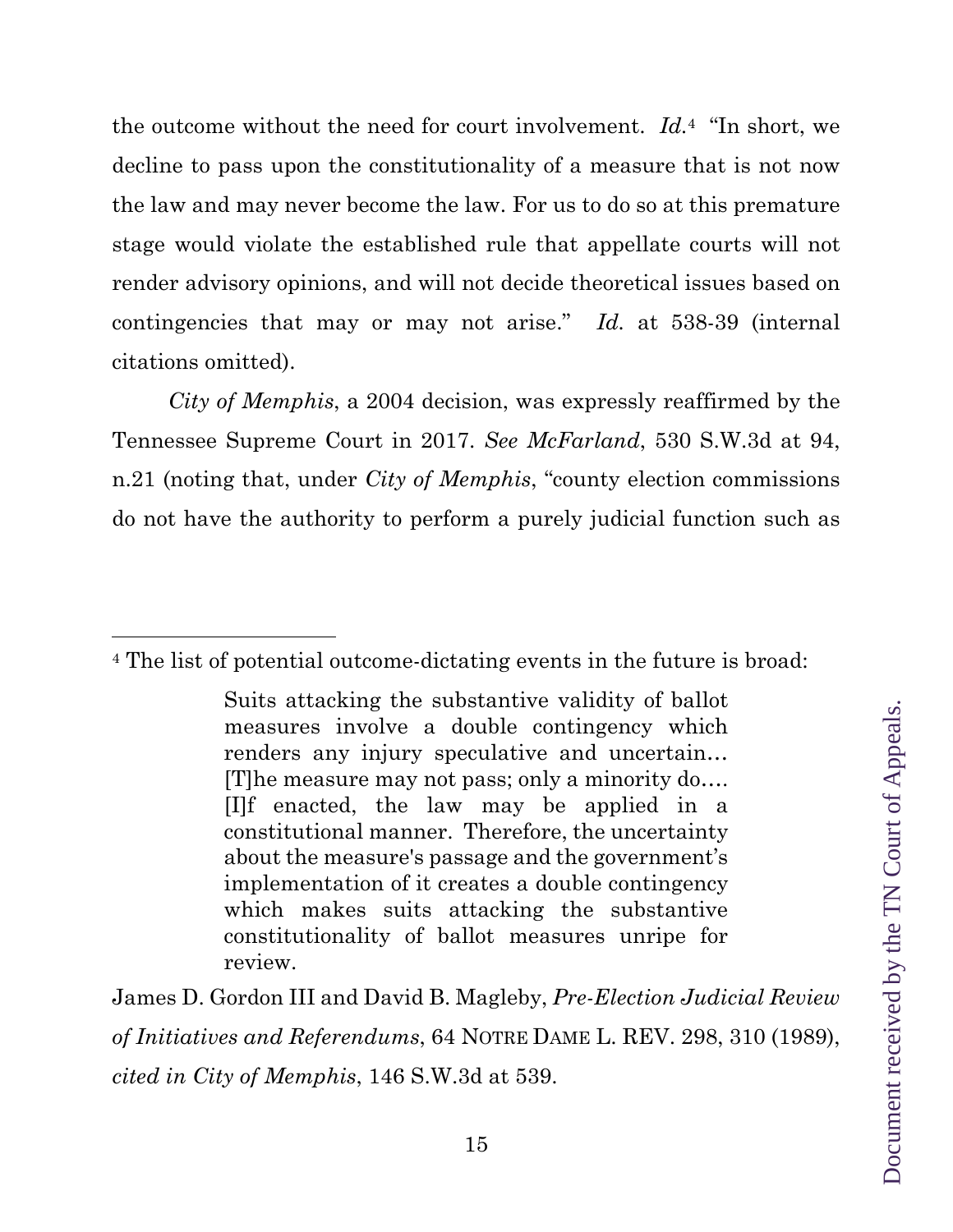the outcome without the need for court involvement. *Id.*[4] "In short, we decline to pass upon the constitutionality of a measure that is not now the law and may never become the law. For us to do so at this premature stage would violate the established rule that appellate courts will not render advisory opinions, and will not decide theoretical issues based on contingencies that may or may not arise." *Id.* at 538-39 (internal citations omitted).

*City of Memphis*, a 2004 decision, was expressly reaffirmed by the Tennessee Supreme Court in 2017. *See McFarland*, 530 S.W.3d at 94, n.21 (noting that, under *City of Memphis*, "county election commissions do not have the authority to perform a purely judicial function such as

---

[4] The list of potential outcome-dictating events in the future is broad:

> Suits attacking the substantive validity of ballot measures involve a double contingency which renders any injury speculative and uncertain… [T]he measure may not pass; only a minority do…. [I]f enacted, the law may be applied in a constitutional manner. Therefore, the uncertainty about the measure's passage and the government's implementation of it creates a double contingency which makes suits attacking the substantive constitutionality of ballot measures unripe for review.

James D. Gordon III and David B. Magleby, *Pre-Election Judicial Review of Initiatives and Referendums*, 64 NOTRE DAME L. REV. 298, 310 (1989), *cited in City of Memphis*, 146 S.W.3d at 539.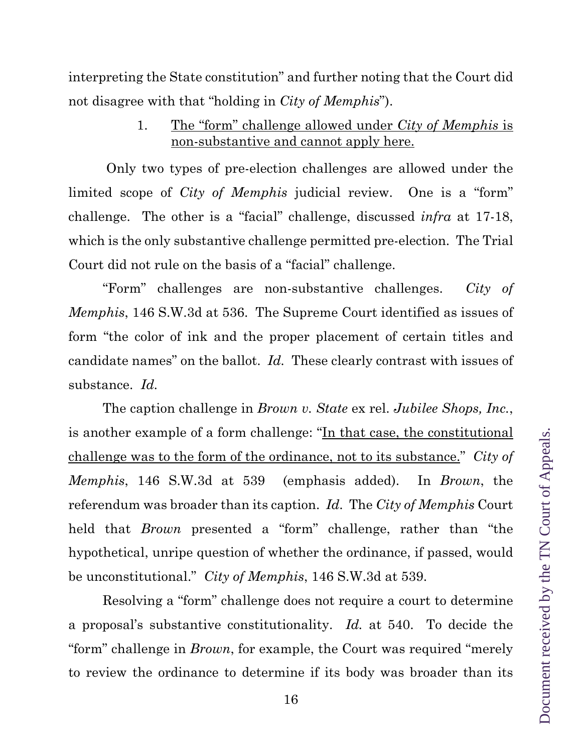interpreting the State constitution" and further noting that the Court did not disagree with that "holding in *City of Memphis*").

1. <u>The "form" challenge allowed under *City of Memphis* is non-substantive and cannot apply here.</u>

Only two types of pre-election challenges are allowed under the limited scope of *City of Memphis* judicial review. One is a "form" challenge. The other is a "facial" challenge, discussed *infra* at 17-18, which is the only substantive challenge permitted pre-election. The Trial Court did not rule on the basis of a "facial" challenge.

"Form" challenges are non-substantive challenges. *City of Memphis*, 146 S.W.3d at 536. The Supreme Court identified as issues of form "the color of ink and the proper placement of certain titles and candidate names" on the ballot. *Id.* These clearly contrast with issues of substance. *Id.*

The caption challenge in *Brown v. State* ex rel. *Jubilee Shops, Inc.*, is another example of a form challenge: "<u>In that case, the constitutional challenge was to the form of the ordinance, not to its substance.</u>" *City of Memphis*, 146 S.W.3d at 539 (emphasis added). In *Brown*, the referendum was broader than its caption. *Id.* The *City of Memphis* Court held that *Brown* presented a "form" challenge, rather than "the hypothetical, unripe question of whether the ordinance, if passed, would be unconstitutional." *City of Memphis*, 146 S.W.3d at 539.

Resolving a "form" challenge does not require a court to determine a proposal's substantive constitutionality. *Id.* at 540. To decide the "form" challenge in *Brown*, for example, the Court was required "merely to review the ordinance to determine if its body was broader than its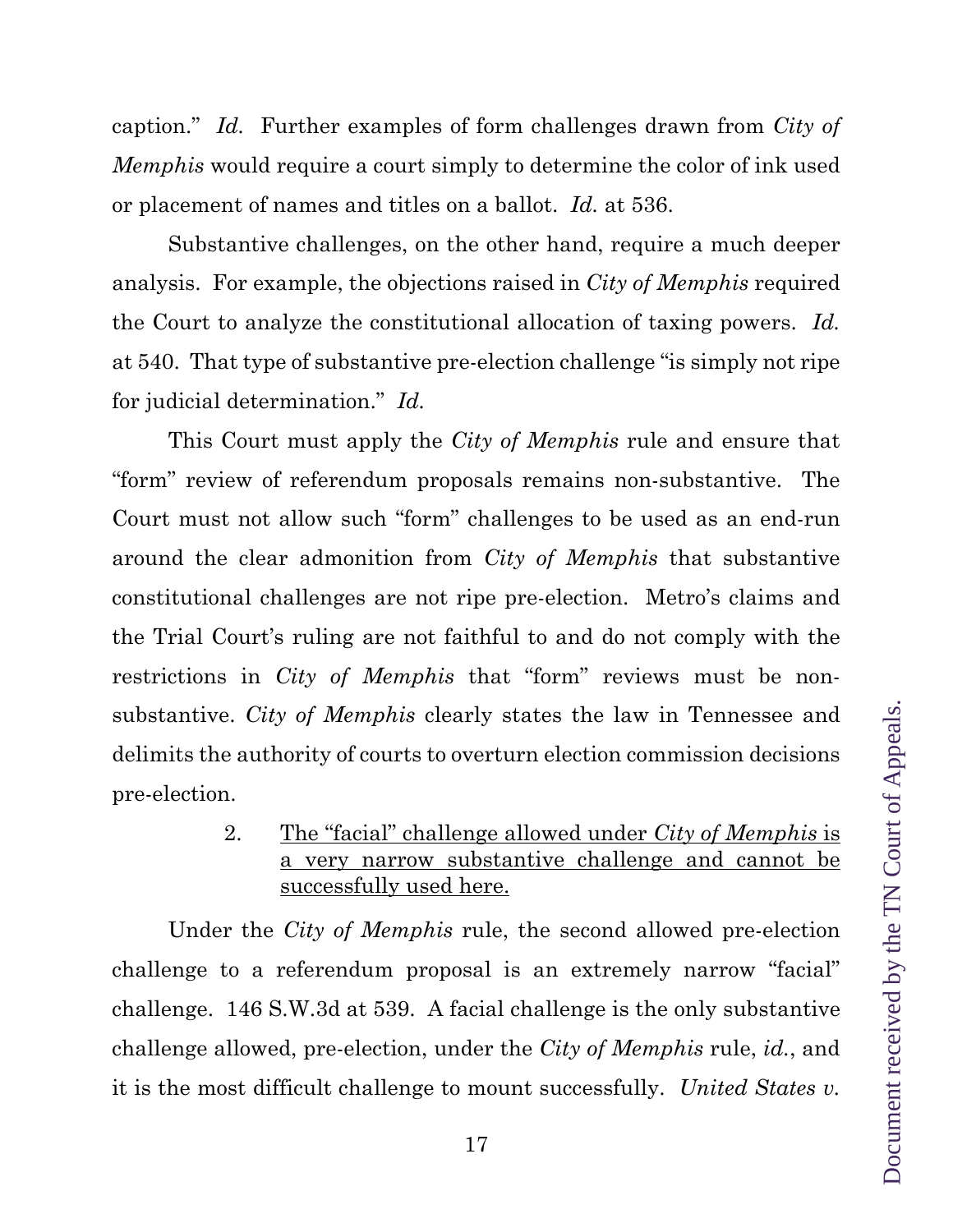caption." *Id.* Further examples of form challenges drawn from *City of Memphis* would require a court simply to determine the color of ink used or placement of names and titles on a ballot. *Id.* at 536.

Substantive challenges, on the other hand, require a much deeper analysis. For example, the objections raised in *City of Memphis* required the Court to analyze the constitutional allocation of taxing powers. *Id.* at 540. That type of substantive pre-election challenge "is simply not ripe for judicial determination." *Id.*

This Court must apply the *City of Memphis* rule and ensure that "form" review of referendum proposals remains non-substantive. The Court must not allow such "form" challenges to be used as an end-run around the clear admonition from *City of Memphis* that substantive constitutional challenges are not ripe pre-election. Metro's claims and the Trial Court's ruling are not faithful to and do not comply with the restrictions in *City of Memphis* that "form" reviews must be non-substantive. *City of Memphis* clearly states the law in Tennessee and delimits the authority of courts to overturn election commission decisions pre-election.

2. <u>The "facial" challenge allowed under *City of Memphis* is a very narrow substantive challenge and cannot be successfully used here.</u>

Under the *City of Memphis* rule, the second allowed pre-election challenge to a referendum proposal is an extremely narrow "facial" challenge. 146 S.W.3d at 539. A facial challenge is the only substantive challenge allowed, pre-election, under the *City of Memphis* rule, *id.*, and it is the most difficult challenge to mount successfully. *United States v.*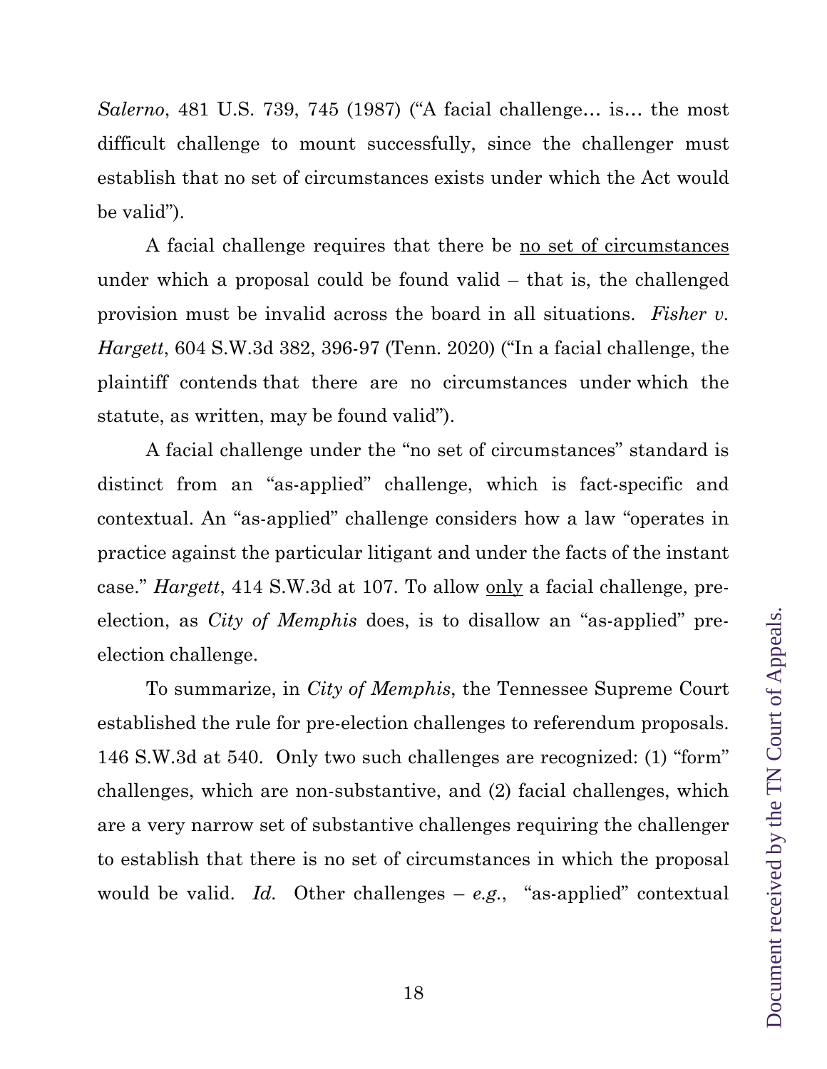*Salerno*, 481 U.S. 739, 745 (1987) ("A facial challenge… is… the most difficult challenge to mount successfully, since the challenger must establish that no set of circumstances exists under which the Act would be valid").

A facial challenge requires that there be <u>no set of circumstances</u> under which a proposal could be found valid – that is, the challenged provision must be invalid across the board in all situations. *Fisher v. Hargett*, 604 S.W.3d 382, 396-97 (Tenn. 2020) ("In a facial challenge, the plaintiff contends that there are no circumstances under which the statute, as written, may be found valid").

A facial challenge under the "no set of circumstances" standard is distinct from an "as-applied" challenge, which is fact-specific and contextual. An "as-applied" challenge considers how a law "operates in practice against the particular litigant and under the facts of the instant case." *Hargett*, 414 S.W.3d at 107. To allow <u>only</u> a facial challenge, pre-election, as *City of Memphis* does, is to disallow an "as-applied" pre-election challenge.

To summarize, in *City of Memphis*, the Tennessee Supreme Court established the rule for pre-election challenges to referendum proposals. 146 S.W.3d at 540. Only two such challenges are recognized: (1) "form" challenges, which are non-substantive, and (2) facial challenges, which are a very narrow set of substantive challenges requiring the challenger to establish that there is no set of circumstances in which the proposal would be valid. *Id.* Other challenges – *e.g.*, "as-applied" contextual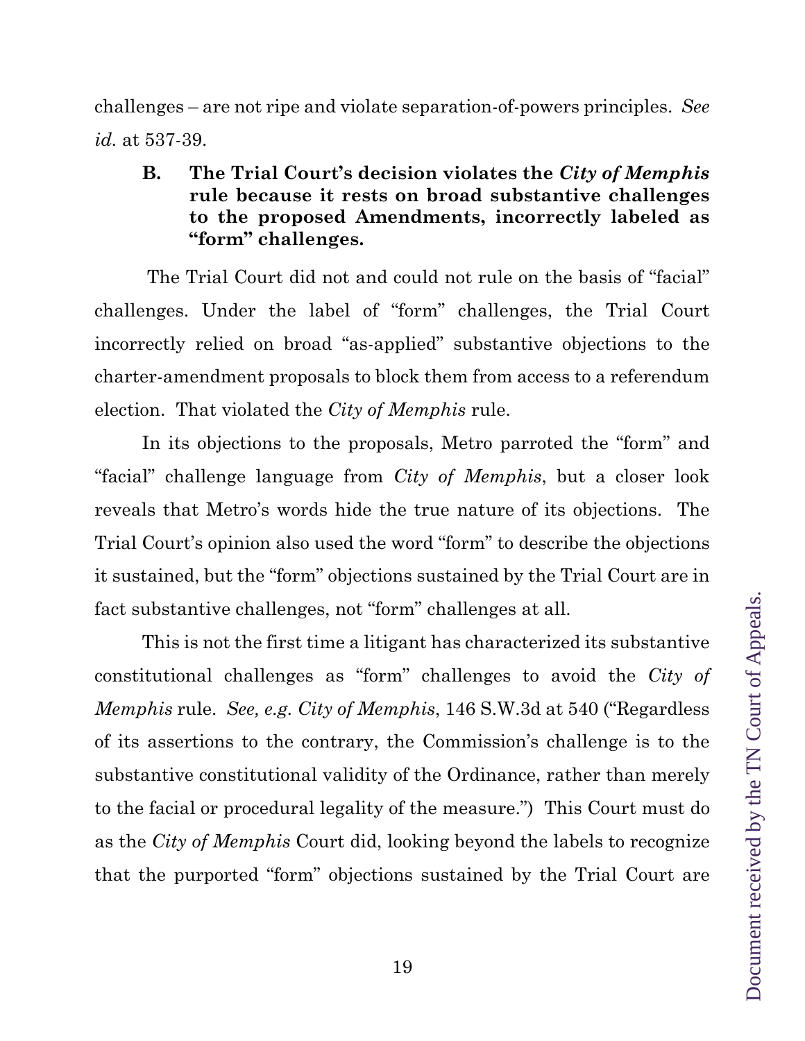challenges – are not ripe and violate separation-of-powers principles. *See id.* at 537-39.

### B. The Trial Court's decision violates the *City of Memphis* rule because it rests on broad substantive challenges to the proposed Amendments, incorrectly labeled as "form" challenges.

The Trial Court did not and could not rule on the basis of "facial" challenges. Under the label of "form" challenges, the Trial Court incorrectly relied on broad "as-applied" substantive objections to the charter-amendment proposals to block them from access to a referendum election. That violated the *City of Memphis* rule.

In its objections to the proposals, Metro parroted the "form" and "facial" challenge language from *City of Memphis*, but a closer look reveals that Metro's words hide the true nature of its objections. The Trial Court's opinion also used the word "form" to describe the objections it sustained, but the "form" objections sustained by the Trial Court are in fact substantive challenges, not "form" challenges at all.

This is not the first time a litigant has characterized its substantive constitutional challenges as "form" challenges to avoid the *City of Memphis* rule. *See, e.g. City of Memphis*, 146 S.W.3d at 540 ("Regardless of its assertions to the contrary, the Commission's challenge is to the substantive constitutional validity of the Ordinance, rather than merely to the facial or procedural legality of the measure.") This Court must do as the *City of Memphis* Court did, looking beyond the labels to recognize that the purported "form" objections sustained by the Trial Court are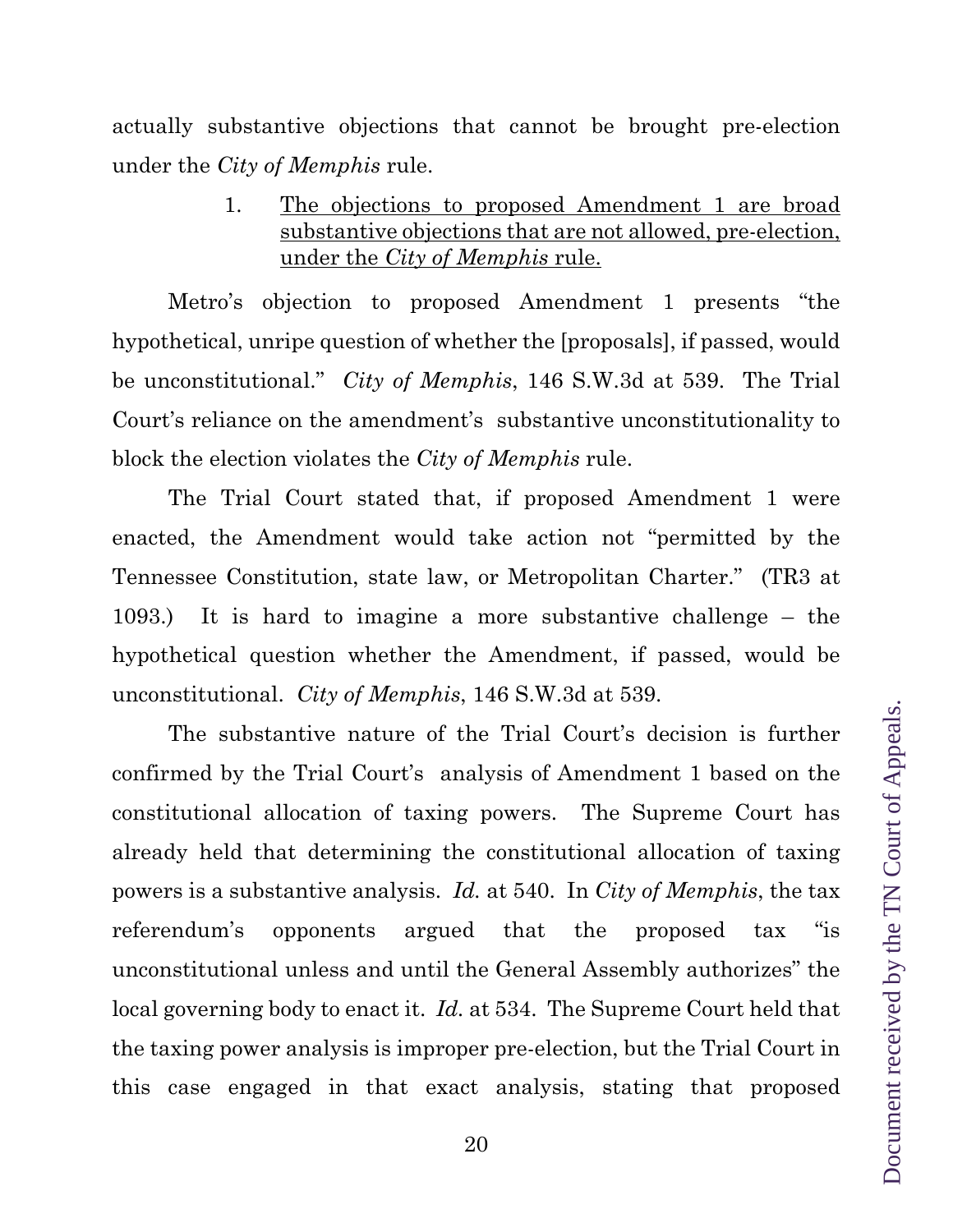actually substantive objections that cannot be brought pre-election under the *City of Memphis* rule.

1. <u>The objections to proposed Amendment 1 are broad substantive objections that are not allowed, pre-election, under the *City of Memphis* rule.</u>

Metro's objection to proposed Amendment 1 presents "the hypothetical, unripe question of whether the [proposals], if passed, would be unconstitutional." *City of Memphis*, 146 S.W.3d at 539. The Trial Court's reliance on the amendment's substantive unconstitutionality to block the election violates the *City of Memphis* rule.

The Trial Court stated that, if proposed Amendment 1 were enacted, the Amendment would take action not "permitted by the Tennessee Constitution, state law, or Metropolitan Charter." (TR3 at 1093.) It is hard to imagine a more substantive challenge – the hypothetical question whether the Amendment, if passed, would be unconstitutional. *City of Memphis*, 146 S.W.3d at 539.

The substantive nature of the Trial Court's decision is further confirmed by the Trial Court's analysis of Amendment 1 based on the constitutional allocation of taxing powers. The Supreme Court has already held that determining the constitutional allocation of taxing powers is a substantive analysis. *Id.* at 540. In *City of Memphis*, the tax referendum's opponents argued that the proposed tax "is unconstitutional unless and until the General Assembly authorizes" the local governing body to enact it. *Id.* at 534. The Supreme Court held that the taxing power analysis is improper pre-election, but the Trial Court in this case engaged in that exact analysis, stating that proposed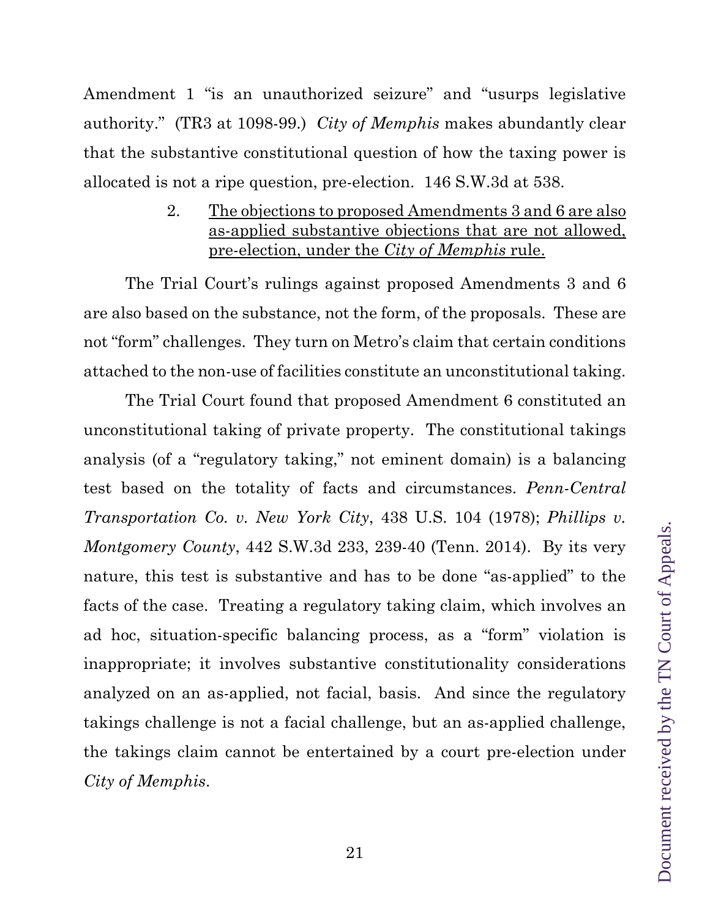Amendment 1 "is an unauthorized seizure" and "usurps legislative authority." (TR3 at 1098-99.) *City of Memphis* makes abundantly clear that the substantive constitutional question of how the taxing power is allocated is not a ripe question, pre-election. 146 S.W.3d at 538.

2. <u>The objections to proposed Amendments 3 and 6 are also as-applied substantive objections that are not allowed, pre-election, under the *City of Memphis* rule.</u>

The Trial Court's rulings against proposed Amendments 3 and 6 are also based on the substance, not the form, of the proposals. These are not "form" challenges. They turn on Metro's claim that certain conditions attached to the non-use of facilities constitute an unconstitutional taking.

The Trial Court found that proposed Amendment 6 constituted an unconstitutional taking of private property. The constitutional takings analysis (of a "regulatory taking," not eminent domain) is a balancing test based on the totality of facts and circumstances. *Penn-Central Transportation Co. v. New York City*, 438 U.S. 104 (1978); *Phillips v. Montgomery County*, 442 S.W.3d 233, 239-40 (Tenn. 2014). By its very nature, this test is substantive and has to be done "as-applied" to the facts of the case. Treating a regulatory taking claim, which involves an ad hoc, situation-specific balancing process, as a "form" violation is inappropriate; it involves substantive constitutionality considerations analyzed on an as-applied, not facial, basis. And since the regulatory takings challenge is not a facial challenge, but an as-applied challenge, the takings claim cannot be entertained by a court pre-election under *City of Memphis*.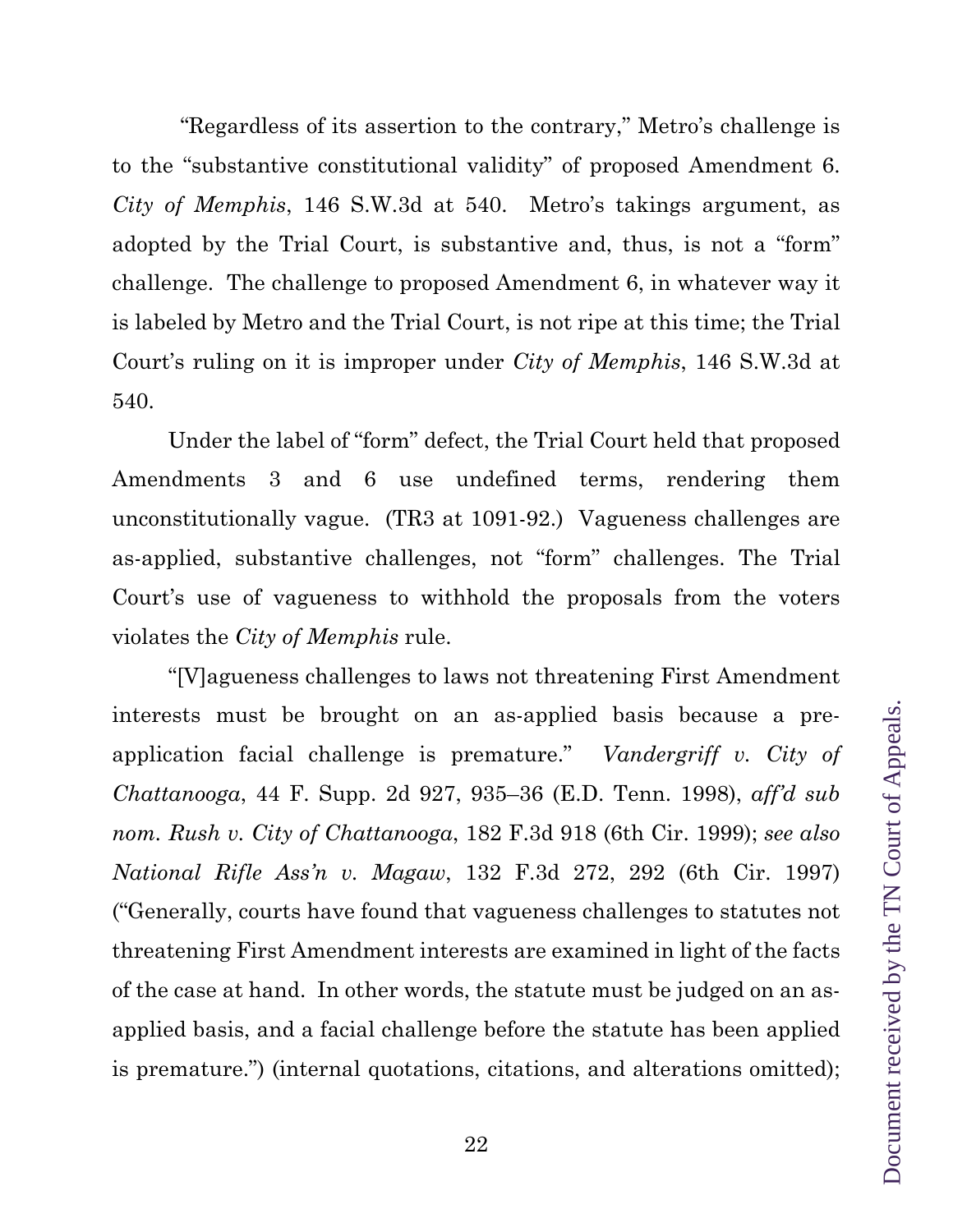"Regardless of its assertion to the contrary," Metro's challenge is to the "substantive constitutional validity" of proposed Amendment 6. *City of Memphis*, 146 S.W.3d at 540. Metro's takings argument, as adopted by the Trial Court, is substantive and, thus, is not a "form" challenge. The challenge to proposed Amendment 6, in whatever way it is labeled by Metro and the Trial Court, is not ripe at this time; the Trial Court's ruling on it is improper under *City of Memphis*, 146 S.W.3d at 540.

Under the label of "form" defect, the Trial Court held that proposed Amendments 3 and 6 use undefined terms, rendering them unconstitutionally vague. (TR3 at 1091-92.) Vagueness challenges are as-applied, substantive challenges, not "form" challenges. The Trial Court's use of vagueness to withhold the proposals from the voters violates the *City of Memphis* rule.

"[V]agueness challenges to laws not threatening First Amendment interests must be brought on an as-applied basis because a pre-application facial challenge is premature." *Vandergriff v. City of Chattanooga*, 44 F. Supp. 2d 927, 935–36 (E.D. Tenn. 1998), *aff'd sub nom. Rush v. City of Chattanooga*, 182 F.3d 918 (6th Cir. 1999); *see also National Rifle Ass'n v. Magaw*, 132 F.3d 272, 292 (6th Cir. 1997) ("Generally, courts have found that vagueness challenges to statutes not threatening First Amendment interests are examined in light of the facts of the case at hand. In other words, the statute must be judged on an as-applied basis, and a facial challenge before the statute has been applied is premature.") (internal quotations, citations, and alterations omitted);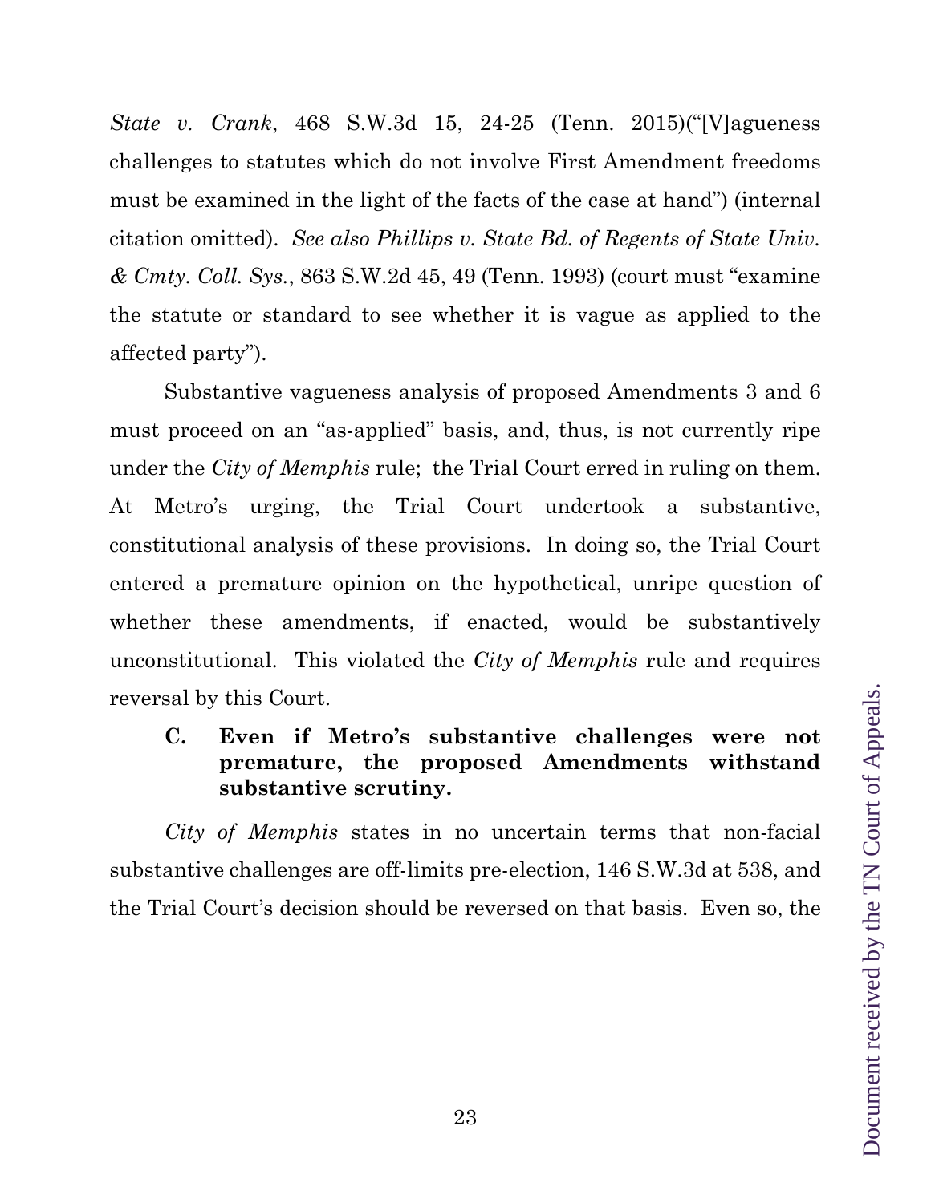*State v. Crank*, 468 S.W.3d 15, 24-25 (Tenn. 2015)("[V]agueness challenges to statutes which do not involve First Amendment freedoms must be examined in the light of the facts of the case at hand") (internal citation omitted). *See also Phillips v. State Bd. of Regents of State Univ. & Cmty. Coll. Sys.*, 863 S.W.2d 45, 49 (Tenn. 1993) (court must "examine the statute or standard to see whether it is vague as applied to the affected party").

Substantive vagueness analysis of proposed Amendments 3 and 6 must proceed on an "as-applied" basis, and, thus, is not currently ripe under the *City of Memphis* rule; the Trial Court erred in ruling on them. At Metro's urging, the Trial Court undertook a substantive, constitutional analysis of these provisions. In doing so, the Trial Court entered a premature opinion on the hypothetical, unripe question of whether these amendments, if enacted, would be substantively unconstitutional. This violated the *City of Memphis* rule and requires reversal by this Court.

### C. Even if Metro's substantive challenges were not premature, the proposed Amendments withstand substantive scrutiny.

*City of Memphis* states in no uncertain terms that non-facial substantive challenges are off-limits pre-election, 146 S.W.3d at 538, and the Trial Court's decision should be reversed on that basis. Even so, the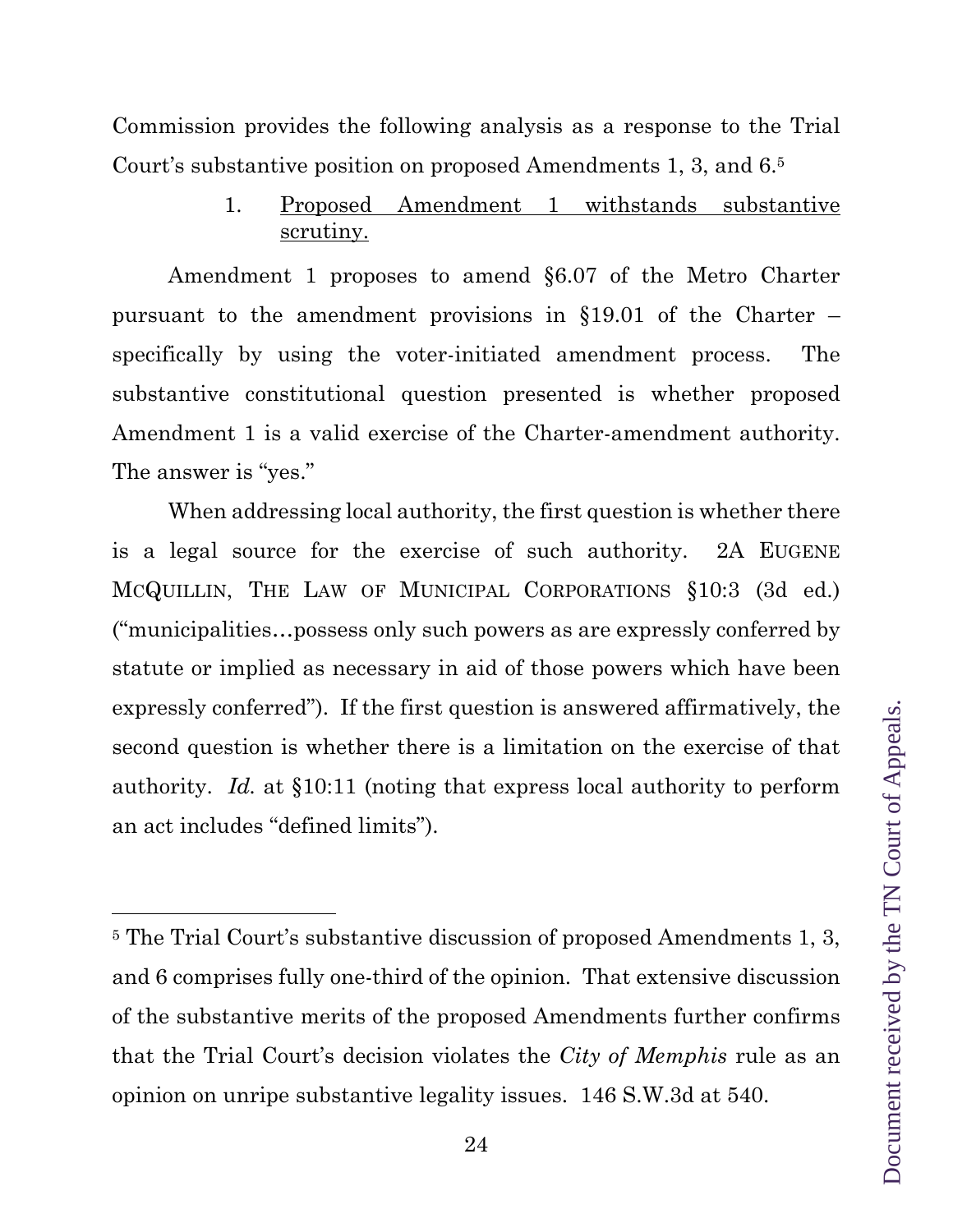Commission provides the following analysis as a response to the Trial Court's substantive position on proposed Amendments 1, 3, and 6.[5]

1. Proposed Amendment 1 withstands substantive scrutiny.

Amendment 1 proposes to amend §6.07 of the Metro Charter pursuant to the amendment provisions in §19.01 of the Charter – specifically by using the voter-initiated amendment process. The substantive constitutional question presented is whether proposed Amendment 1 is a valid exercise of the Charter-amendment authority. The answer is "yes."

When addressing local authority, the first question is whether there is a legal source for the exercise of such authority. 2A EUGENE MCQUILLIN, THE LAW OF MUNICIPAL CORPORATIONS §10:3 (3d ed.) ("municipalities…possess only such powers as are expressly conferred by statute or implied as necessary in aid of those powers which have been expressly conferred"). If the first question is answered affirmatively, the second question is whether there is a limitation on the exercise of that authority. *Id.* at §10:11 (noting that express local authority to perform an act includes "defined limits").

---

[5] The Trial Court's substantive discussion of proposed Amendments 1, 3, and 6 comprises fully one-third of the opinion. That extensive discussion of the substantive merits of the proposed Amendments further confirms that the Trial Court's decision violates the *City of Memphis* rule as an opinion on unripe substantive legality issues. 146 S.W.3d at 540.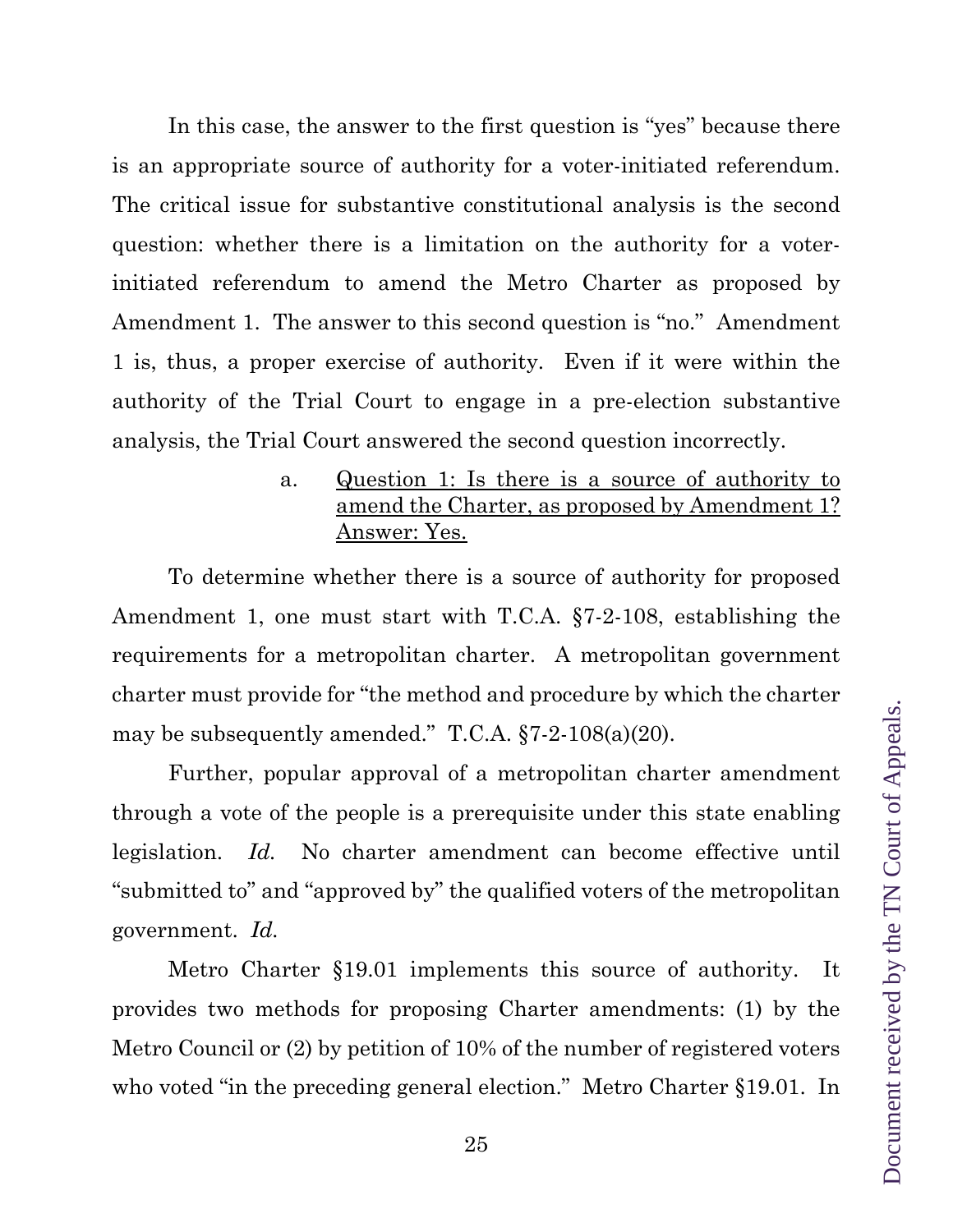In this case, the answer to the first question is "yes" because there is an appropriate source of authority for a voter-initiated referendum. The critical issue for substantive constitutional analysis is the second question: whether there is a limitation on the authority for a voter-initiated referendum to amend the Metro Charter as proposed by Amendment 1. The answer to this second question is "no." Amendment 1 is, thus, a proper exercise of authority. Even if it were within the authority of the Trial Court to engage in a pre-election substantive analysis, the Trial Court answered the second question incorrectly.

a. Question 1: Is there is a source of authority to amend the Charter, as proposed by Amendment 1? Answer: Yes.

To determine whether there is a source of authority for proposed Amendment 1, one must start with T.C.A. §7-2-108, establishing the requirements for a metropolitan charter. A metropolitan government charter must provide for "the method and procedure by which the charter may be subsequently amended." T.C.A. §7-2-108(a)(20).

Further, popular approval of a metropolitan charter amendment through a vote of the people is a prerequisite under this state enabling legislation. *Id.* No charter amendment can become effective until "submitted to" and "approved by" the qualified voters of the metropolitan government. *Id.*

Metro Charter §19.01 implements this source of authority. It provides two methods for proposing Charter amendments: (1) by the Metro Council or (2) by petition of 10% of the number of registered voters who voted "in the preceding general election." Metro Charter §19.01. In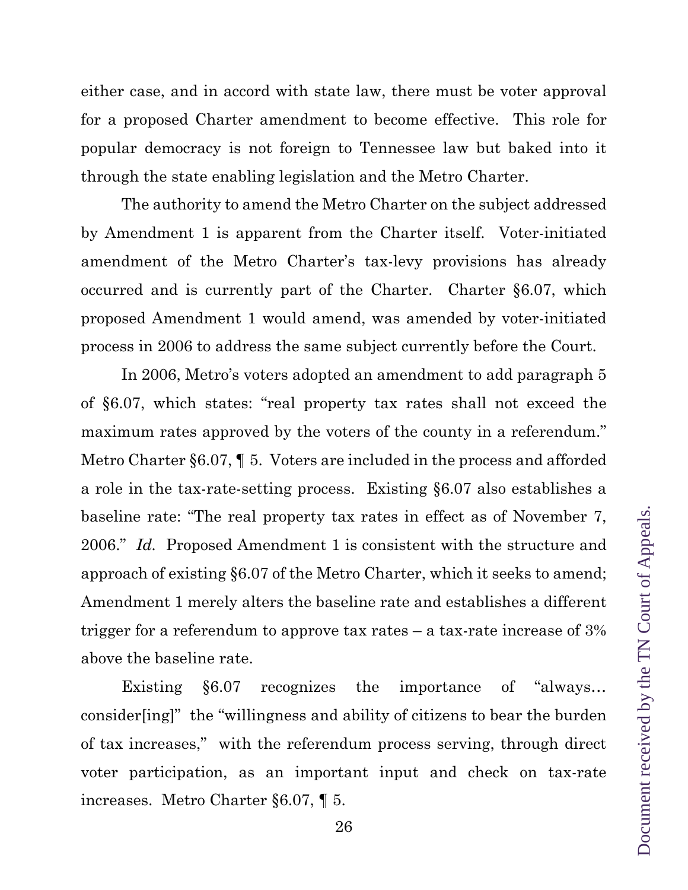either case, and in accord with state law, there must be voter approval for a proposed Charter amendment to become effective. This role for popular democracy is not foreign to Tennessee law but baked into it through the state enabling legislation and the Metro Charter.

The authority to amend the Metro Charter on the subject addressed by Amendment 1 is apparent from the Charter itself. Voter-initiated amendment of the Metro Charter's tax-levy provisions has already occurred and is currently part of the Charter. Charter §6.07, which proposed Amendment 1 would amend, was amended by voter-initiated process in 2006 to address the same subject currently before the Court.

In 2006, Metro's voters adopted an amendment to add paragraph 5 of §6.07, which states: "real property tax rates shall not exceed the maximum rates approved by the voters of the county in a referendum." Metro Charter §6.07, ¶ 5. Voters are included in the process and afforded a role in the tax-rate-setting process. Existing §6.07 also establishes a baseline rate: "The real property tax rates in effect as of November 7, 2006." *Id.* Proposed Amendment 1 is consistent with the structure and approach of existing §6.07 of the Metro Charter, which it seeks to amend; Amendment 1 merely alters the baseline rate and establishes a different trigger for a referendum to approve tax rates – a tax-rate increase of 3% above the baseline rate.

Existing §6.07 recognizes the importance of "always… consider[ing]" the "willingness and ability of citizens to bear the burden of tax increases," with the referendum process serving, through direct voter participation, as an important input and check on tax-rate increases. Metro Charter §6.07, ¶ 5.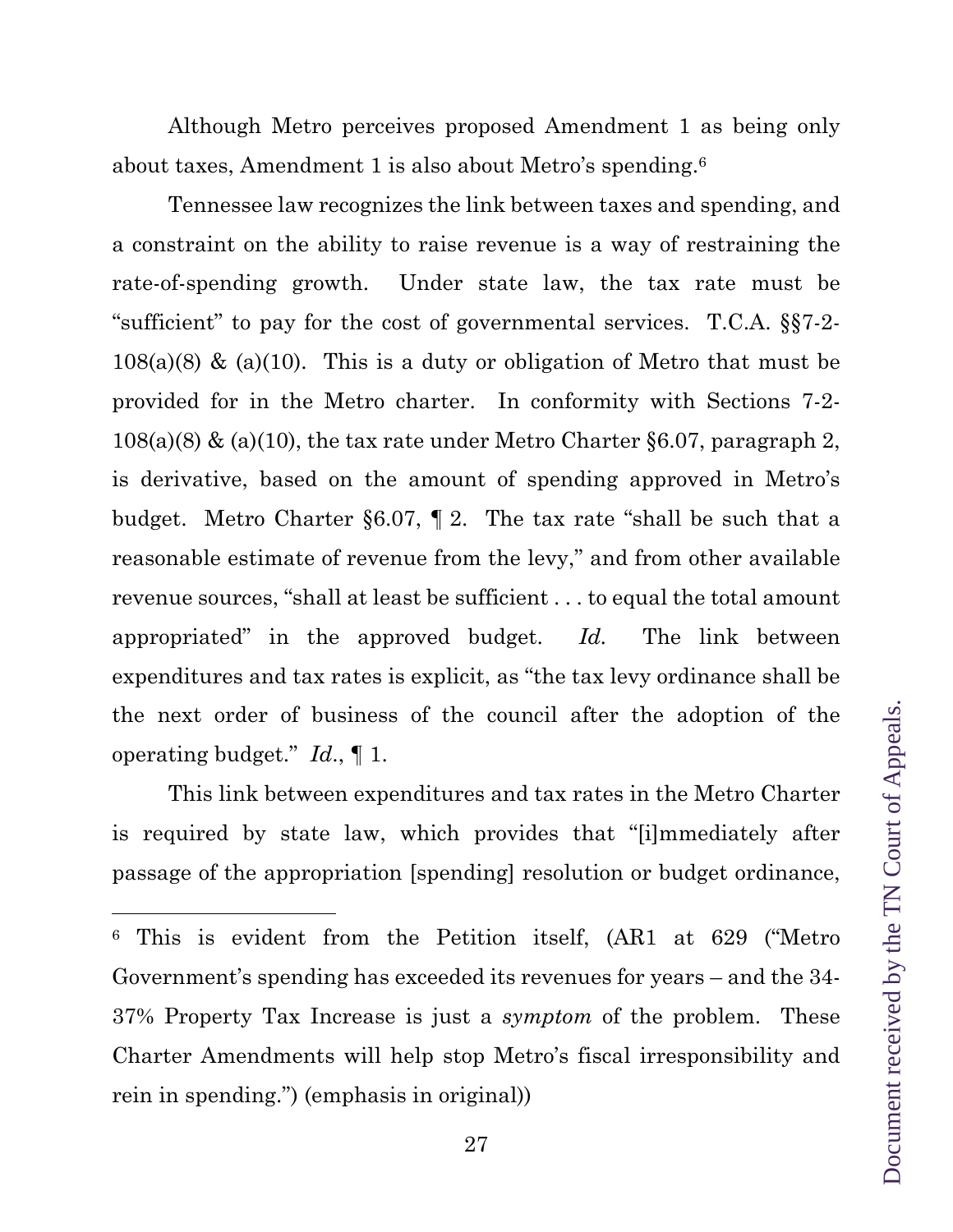Although Metro perceives proposed Amendment 1 as being only about taxes, Amendment 1 is also about Metro's spending.[6]

Tennessee law recognizes the link between taxes and spending, and a constraint on the ability to raise revenue is a way of restraining the rate-of-spending growth. Under state law, the tax rate must be "sufficient" to pay for the cost of governmental services. T.C.A. §§7-2-108(a)(8) & (a)(10). This is a duty or obligation of Metro that must be provided for in the Metro charter. In conformity with Sections 7-2-108(a)(8) & (a)(10), the tax rate under Metro Charter §6.07, paragraph 2, is derivative, based on the amount of spending approved in Metro's budget. Metro Charter §6.07, ¶ 2. The tax rate "shall be such that a reasonable estimate of revenue from the levy," and from other available revenue sources, "shall at least be sufficient . . . to equal the total amount appropriated" in the approved budget. *Id.* The link between expenditures and tax rates is explicit, as "the tax levy ordinance shall be the next order of business of the council after the adoption of the operating budget." *Id.*, ¶ 1.

This link between expenditures and tax rates in the Metro Charter is required by state law, which provides that "[i]mmediately after passage of the appropriation [spending] resolution or budget ordinance,

---

[6] This is evident from the Petition itself, (AR1 at 629 ("Metro Government's spending has exceeded its revenues for years – and the 34-37% Property Tax Increase is just a *symptom* of the problem. These Charter Amendments will help stop Metro's fiscal irresponsibility and rein in spending.") (emphasis in original))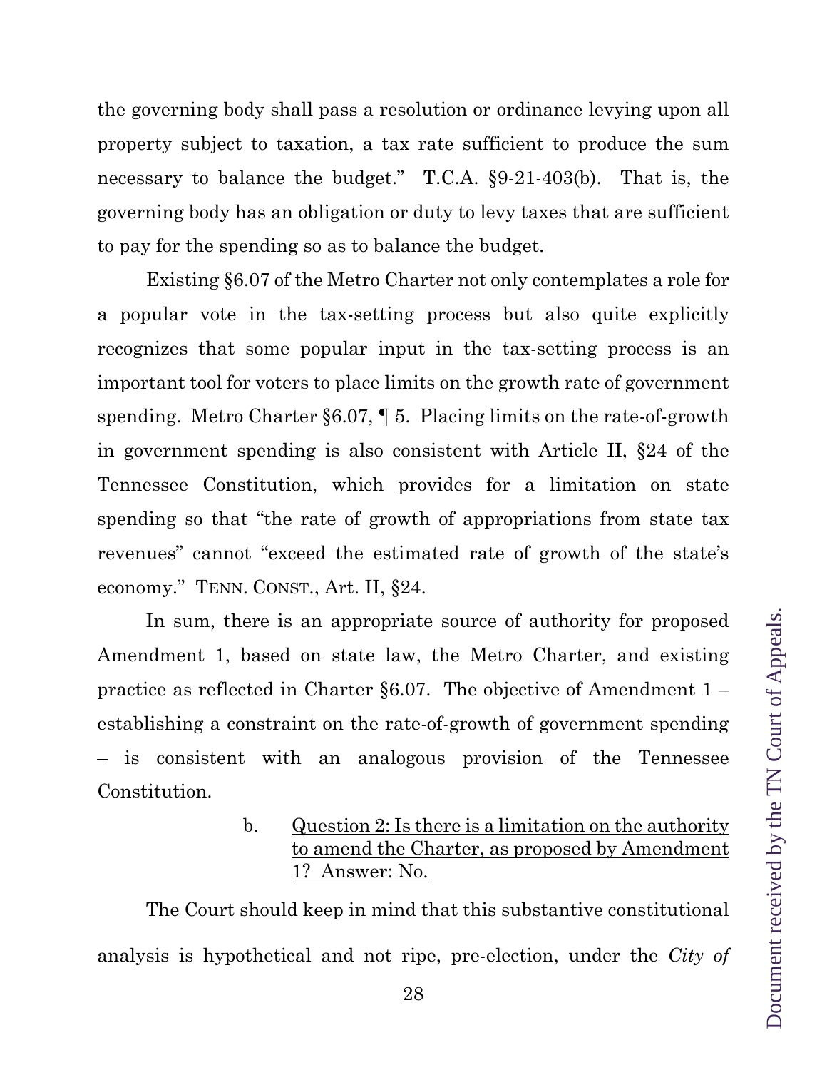the governing body shall pass a resolution or ordinance levying upon all property subject to taxation, a tax rate sufficient to produce the sum necessary to balance the budget." T.C.A. §9-21-403(b). That is, the governing body has an obligation or duty to levy taxes that are sufficient to pay for the spending so as to balance the budget.

Existing §6.07 of the Metro Charter not only contemplates a role for a popular vote in the tax-setting process but also quite explicitly recognizes that some popular input in the tax-setting process is an important tool for voters to place limits on the growth rate of government spending. Metro Charter §6.07, ¶ 5. Placing limits on the rate-of-growth in government spending is also consistent with Article II, §24 of the Tennessee Constitution, which provides for a limitation on state spending so that "the rate of growth of appropriations from state tax revenues" cannot "exceed the estimated rate of growth of the state's economy." TENN. CONST., Art. II, §24.

In sum, there is an appropriate source of authority for proposed Amendment 1, based on state law, the Metro Charter, and existing practice as reflected in Charter §6.07. The objective of Amendment 1 – establishing a constraint on the rate-of-growth of government spending – is consistent with an analogous provision of the Tennessee Constitution.

b. <u>Question 2: Is there is a limitation on the authority to amend the Charter, as proposed by Amendment 1? Answer: No.</u>

The Court should keep in mind that this substantive constitutional analysis is hypothetical and not ripe, pre-election, under the *City of*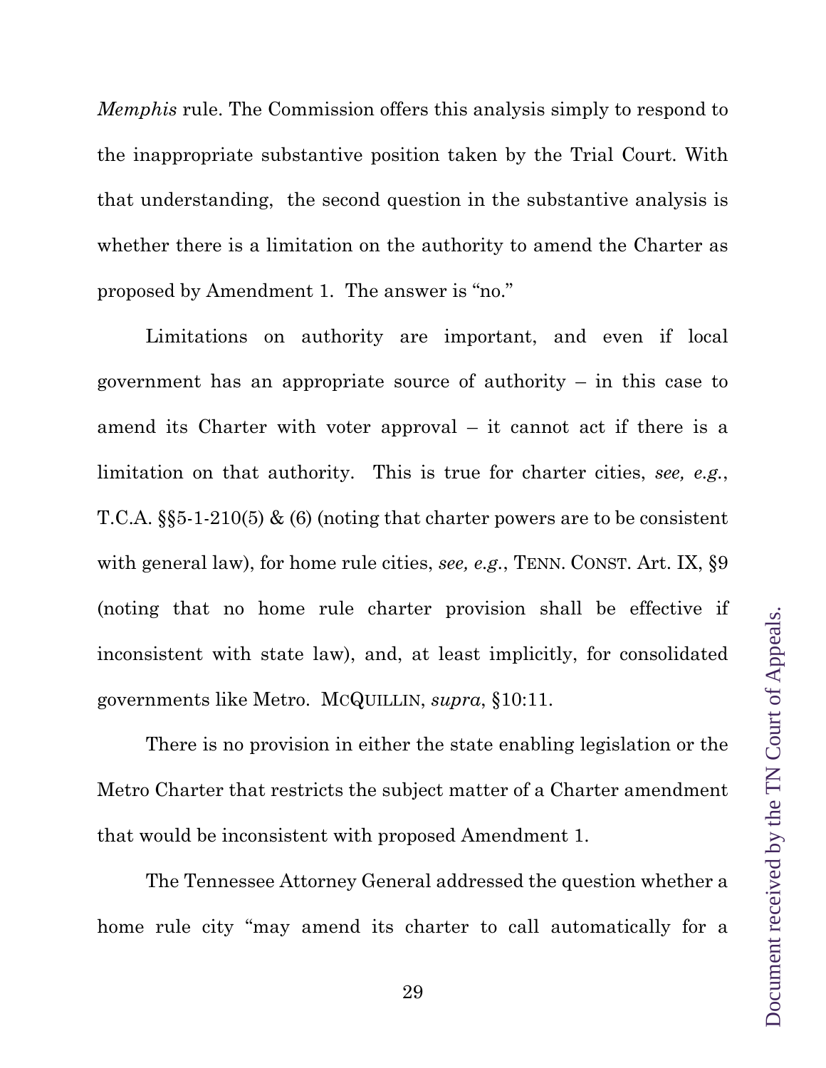*Memphis* rule. The Commission offers this analysis simply to respond to the inappropriate substantive position taken by the Trial Court. With that understanding, the second question in the substantive analysis is whether there is a limitation on the authority to amend the Charter as proposed by Amendment 1. The answer is "no."

Limitations on authority are important, and even if local government has an appropriate source of authority – in this case to amend its Charter with voter approval – it cannot act if there is a limitation on that authority. This is true for charter cities, *see, e.g.*, T.C.A. §§5-1-210(5) & (6) (noting that charter powers are to be consistent with general law), for home rule cities, *see, e.g.*, TENN. CONST. Art. IX, §9 (noting that no home rule charter provision shall be effective if inconsistent with state law), and, at least implicitly, for consolidated governments like Metro. MCQUILLIN, *supra*, §10:11.

There is no provision in either the state enabling legislation or the Metro Charter that restricts the subject matter of a Charter amendment that would be inconsistent with proposed Amendment 1.

The Tennessee Attorney General addressed the question whether a home rule city "may amend its charter to call automatically for a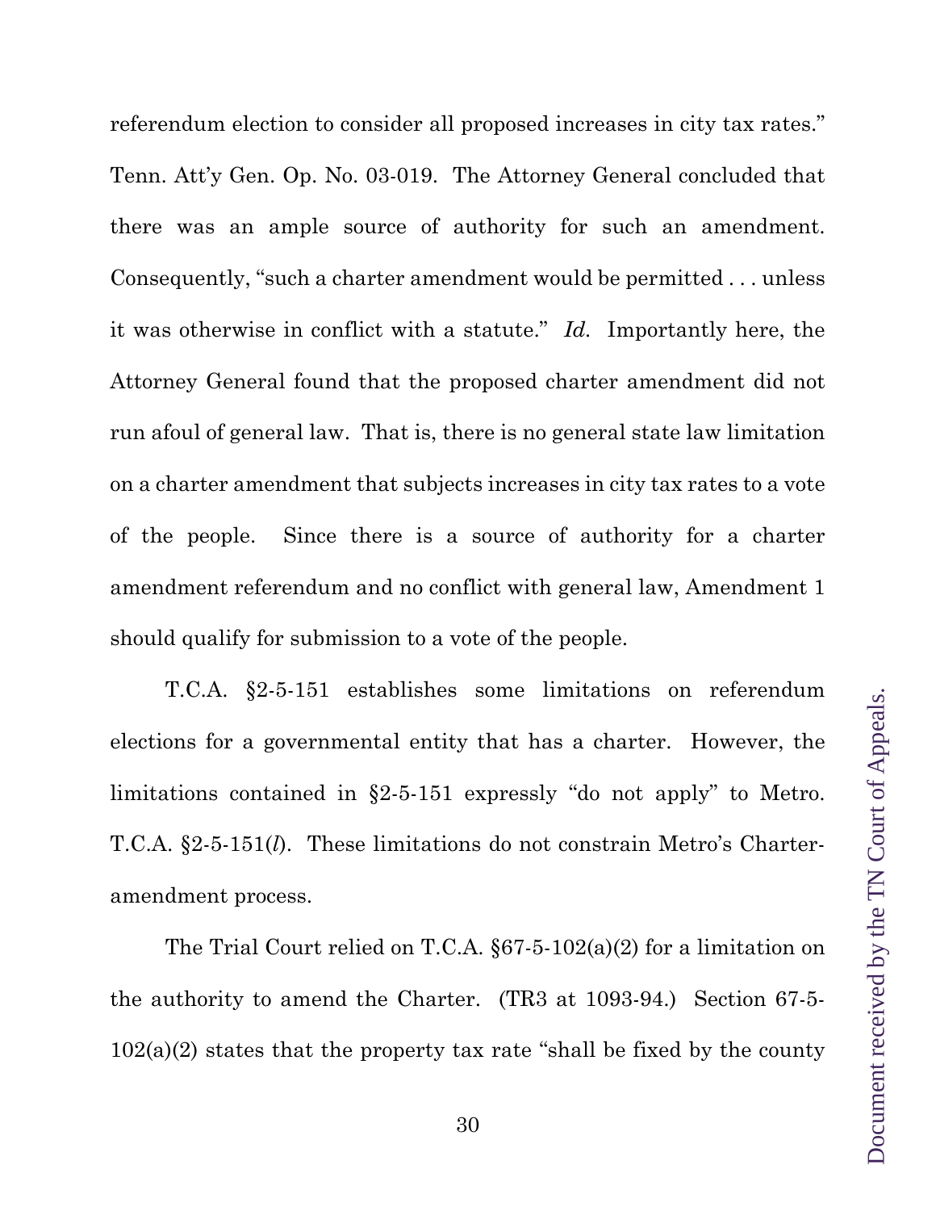referendum election to consider all proposed increases in city tax rates." Tenn. Att'y Gen. Op. No. 03-019. The Attorney General concluded that there was an ample source of authority for such an amendment. Consequently, "such a charter amendment would be permitted . . . unless it was otherwise in conflict with a statute." *Id.* Importantly here, the Attorney General found that the proposed charter amendment did not run afoul of general law. That is, there is no general state law limitation on a charter amendment that subjects increases in city tax rates to a vote of the people. Since there is a source of authority for a charter amendment referendum and no conflict with general law, Amendment 1 should qualify for submission to a vote of the people.

T.C.A. §2-5-151 establishes some limitations on referendum elections for a governmental entity that has a charter. However, the limitations contained in §2-5-151 expressly "do not apply" to Metro. T.C.A. §2-5-151(*l*). These limitations do not constrain Metro's Charter-amendment process.

The Trial Court relied on T.C.A. §67-5-102(a)(2) for a limitation on the authority to amend the Charter. (TR3 at 1093-94.) Section 67-5-102(a)(2) states that the property tax rate "shall be fixed by the county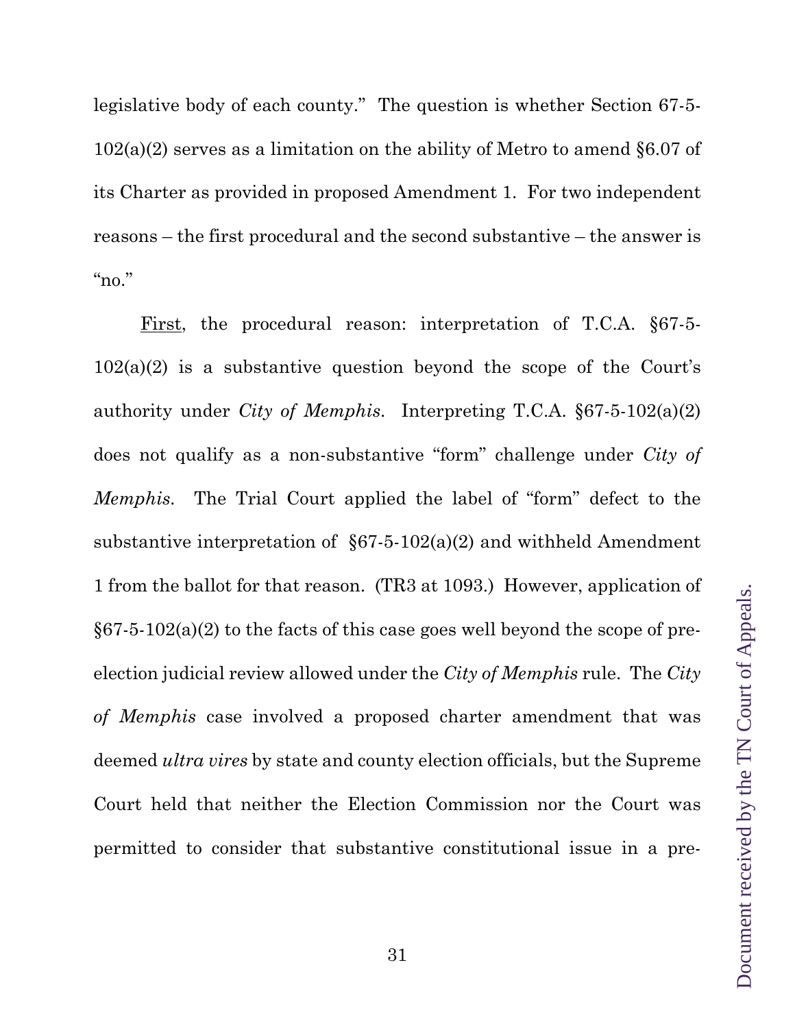legislative body of each county." The question is whether Section 67-5-102(a)(2) serves as a limitation on the ability of Metro to amend §6.07 of its Charter as provided in proposed Amendment 1. For two independent reasons – the first procedural and the second substantive – the answer is "no."

First, the procedural reason: interpretation of T.C.A. §67-5-102(a)(2) is a substantive question beyond the scope of the Court's authority under *City of Memphis*. Interpreting T.C.A. §67-5-102(a)(2) does not qualify as a non-substantive "form" challenge under *City of Memphis*. The Trial Court applied the label of "form" defect to the substantive interpretation of §67-5-102(a)(2) and withheld Amendment 1 from the ballot for that reason. (TR3 at 1093.) However, application of §67-5-102(a)(2) to the facts of this case goes well beyond the scope of pre-election judicial review allowed under the *City of Memphis* rule. The *City of Memphis* case involved a proposed charter amendment that was deemed *ultra vires* by state and county election officials, but the Supreme Court held that neither the Election Commission nor the Court was permitted to consider that substantive constitutional issue in a pre-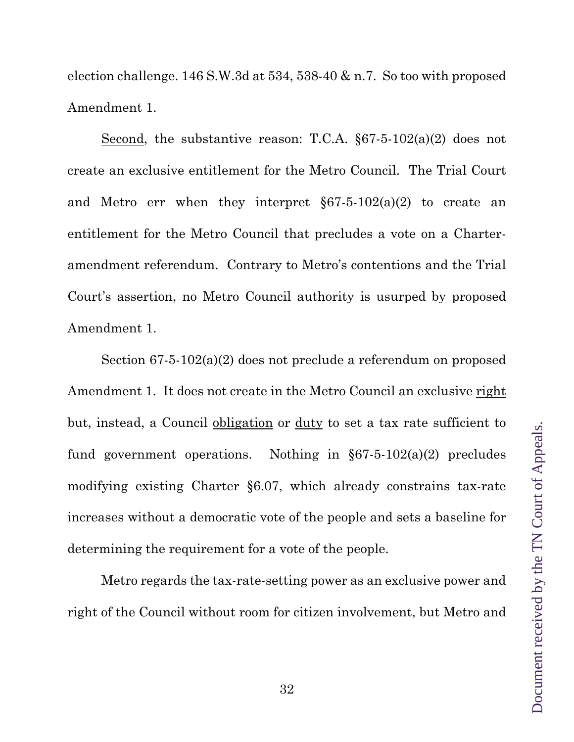election challenge. 146 S.W.3d at 534, 538-40 & n.7. So too with proposed Amendment 1.

<u>Second</u>, the substantive reason: T.C.A. §67-5-102(a)(2) does not create an exclusive entitlement for the Metro Council. The Trial Court and Metro err when they interpret §67-5-102(a)(2) to create an entitlement for the Metro Council that precludes a vote on a Charter-amendment referendum. Contrary to Metro's contentions and the Trial Court's assertion, no Metro Council authority is usurped by proposed Amendment 1.

Section 67-5-102(a)(2) does not preclude a referendum on proposed Amendment 1. It does not create in the Metro Council an exclusive <u>right</u> but, instead, a Council <u>obligation</u> or <u>duty</u> to set a tax rate sufficient to fund government operations. Nothing in §67-5-102(a)(2) precludes modifying existing Charter §6.07, which already constrains tax-rate increases without a democratic vote of the people and sets a baseline for determining the requirement for a vote of the people.

Metro regards the tax-rate-setting power as an exclusive power and right of the Council without room for citizen involvement, but Metro and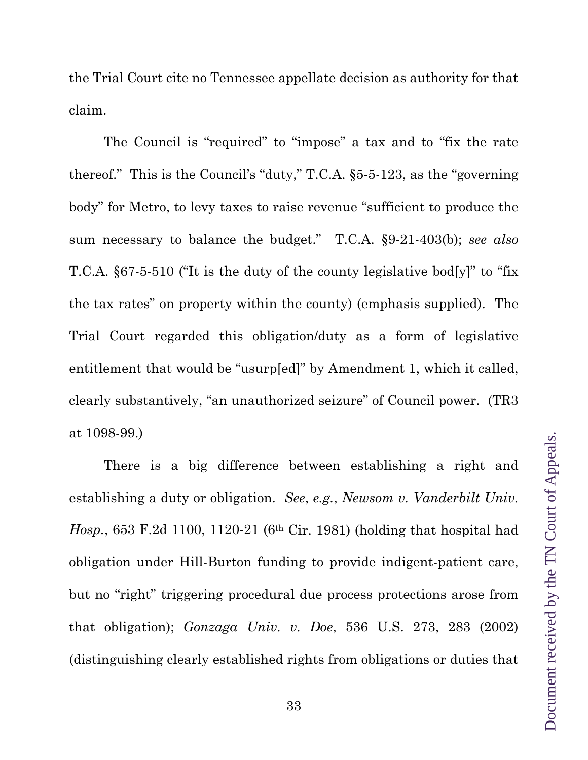the Trial Court cite no Tennessee appellate decision as authority for that claim.

The Council is "required" to "impose" a tax and to "fix the rate thereof." This is the Council's "duty," T.C.A. §5-5-123, as the "governing body" for Metro, to levy taxes to raise revenue "sufficient to produce the sum necessary to balance the budget." T.C.A. §9-21-403(b); *see also* T.C.A. §67-5-510 ("It is the <u>duty</u> of the county legislative bod[y]" to "fix the tax rates" on property within the county) (emphasis supplied). The Trial Court regarded this obligation/duty as a form of legislative entitlement that would be "usurp[ed]" by Amendment 1, which it called, clearly substantively, "an unauthorized seizure" of Council power. (TR3 at 1098-99.)

There is a big difference between establishing a right and establishing a duty or obligation. *See*, *e.g.*, *Newsom v. Vanderbilt Univ. Hosp.*, 653 F.2d 1100, 1120-21 (6th Cir. 1981) (holding that hospital had obligation under Hill-Burton funding to provide indigent-patient care, but no "right" triggering procedural due process protections arose from that obligation); *Gonzaga Univ. v. Doe*, 536 U.S. 273, 283 (2002) (distinguishing clearly established rights from obligations or duties that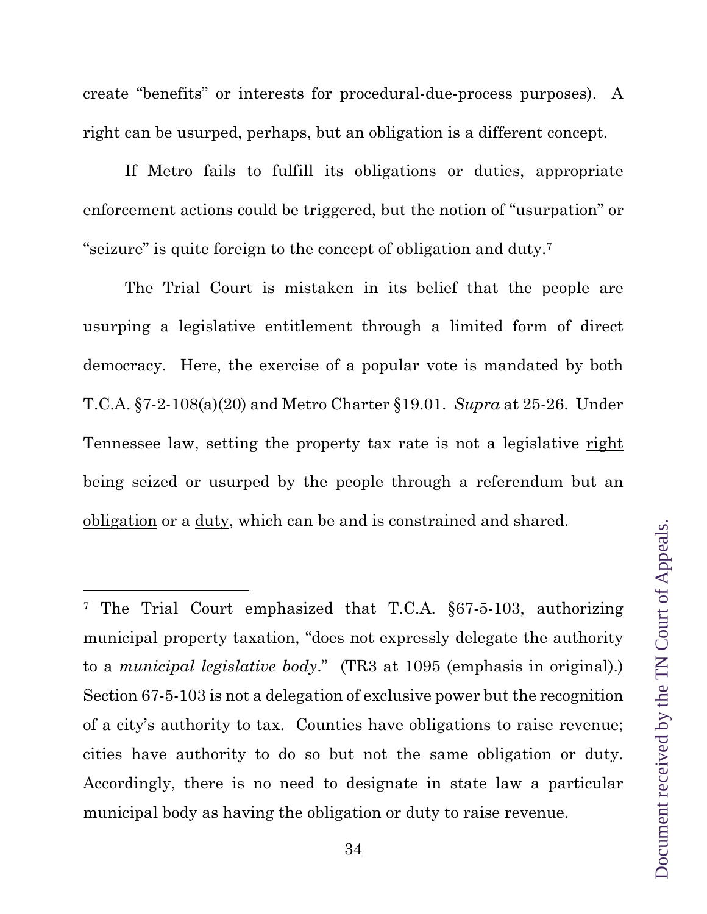create "benefits" or interests for procedural-due-process purposes). A right can be usurped, perhaps, but an obligation is a different concept.

If Metro fails to fulfill its obligations or duties, appropriate enforcement actions could be triggered, but the notion of "usurpation" or "seizure" is quite foreign to the concept of obligation and duty.[7]

The Trial Court is mistaken in its belief that the people are usurping a legislative entitlement through a limited form of direct democracy. Here, the exercise of a popular vote is mandated by both T.C.A. §7-2-108(a)(20) and Metro Charter §19.01. *Supra* at 25-26. Under Tennessee law, setting the property tax rate is not a legislative <u>right</u> being seized or usurped by the people through a referendum but an <u>obligation</u> or a <u>duty</u>, which can be and is constrained and shared.

---

[7] The Trial Court emphasized that T.C.A. §67-5-103, authorizing <u>municipal</u> property taxation, "does not expressly delegate the authority to a *municipal legislative body*." (TR3 at 1095 (emphasis in original).) Section 67-5-103 is not a delegation of exclusive power but the recognition of a city's authority to tax. Counties have obligations to raise revenue; cities have authority to do so but not the same obligation or duty. Accordingly, there is no need to designate in state law a particular municipal body as having the obligation or duty to raise revenue.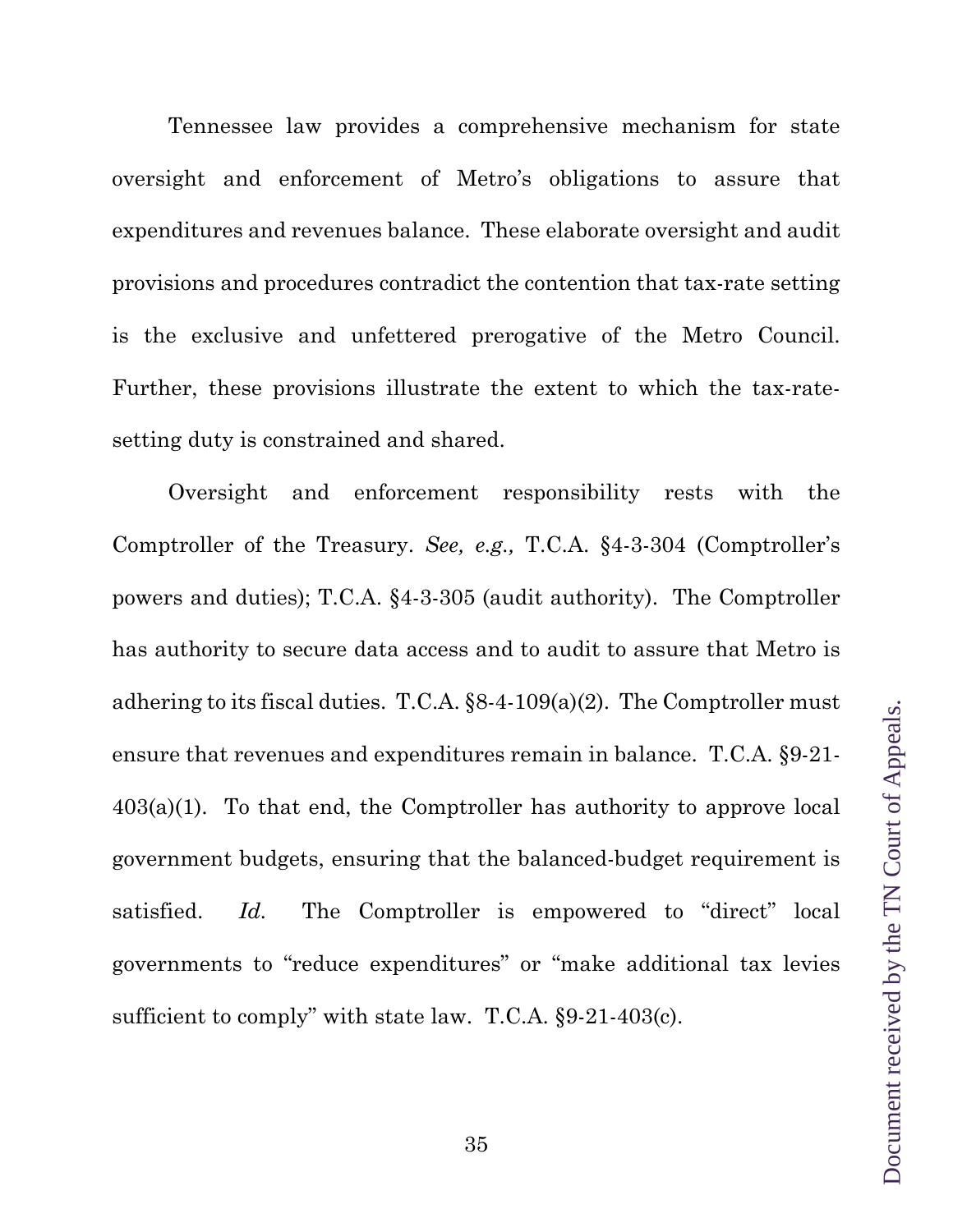Tennessee law provides a comprehensive mechanism for state oversight and enforcement of Metro's obligations to assure that expenditures and revenues balance. These elaborate oversight and audit provisions and procedures contradict the contention that tax-rate setting is the exclusive and unfettered prerogative of the Metro Council. Further, these provisions illustrate the extent to which the tax-rate-setting duty is constrained and shared.

Oversight and enforcement responsibility rests with the Comptroller of the Treasury. *See, e.g.,* T.C.A. §4-3-304 (Comptroller's powers and duties); T.C.A. §4-3-305 (audit authority). The Comptroller has authority to secure data access and to audit to assure that Metro is adhering to its fiscal duties. T.C.A. §8-4-109(a)(2). The Comptroller must ensure that revenues and expenditures remain in balance. T.C.A. §9-21-403(a)(1). To that end, the Comptroller has authority to approve local government budgets, ensuring that the balanced-budget requirement is satisfied. *Id.* The Comptroller is empowered to "direct" local governments to "reduce expenditures" or "make additional tax levies sufficient to comply" with state law. T.C.A. §9-21-403(c).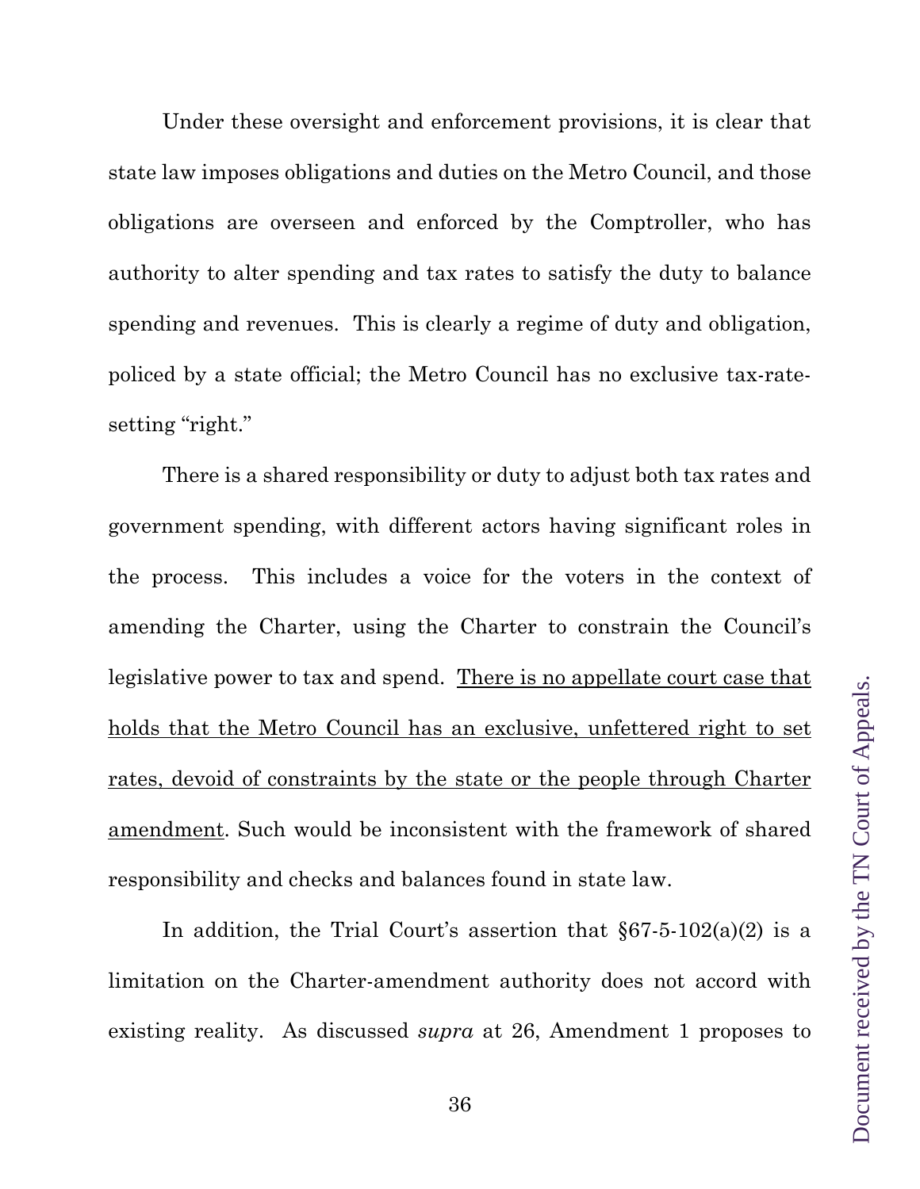Under these oversight and enforcement provisions, it is clear that state law imposes obligations and duties on the Metro Council, and those obligations are overseen and enforced by the Comptroller, who has authority to alter spending and tax rates to satisfy the duty to balance spending and revenues. This is clearly a regime of duty and obligation, policed by a state official; the Metro Council has no exclusive tax-rate-setting "right."

There is a shared responsibility or duty to adjust both tax rates and government spending, with different actors having significant roles in the process. This includes a voice for the voters in the context of amending the Charter, using the Charter to constrain the Council's legislative power to tax and spend. <u>There is no appellate court case that holds that the Metro Council has an exclusive, unfettered right to set rates, devoid of constraints by the state or the people through Charter amendment</u>. Such would be inconsistent with the framework of shared responsibility and checks and balances found in state law.

In addition, the Trial Court's assertion that §67-5-102(a)(2) is a limitation on the Charter-amendment authority does not accord with existing reality. As discussed *supra* at 26, Amendment 1 proposes to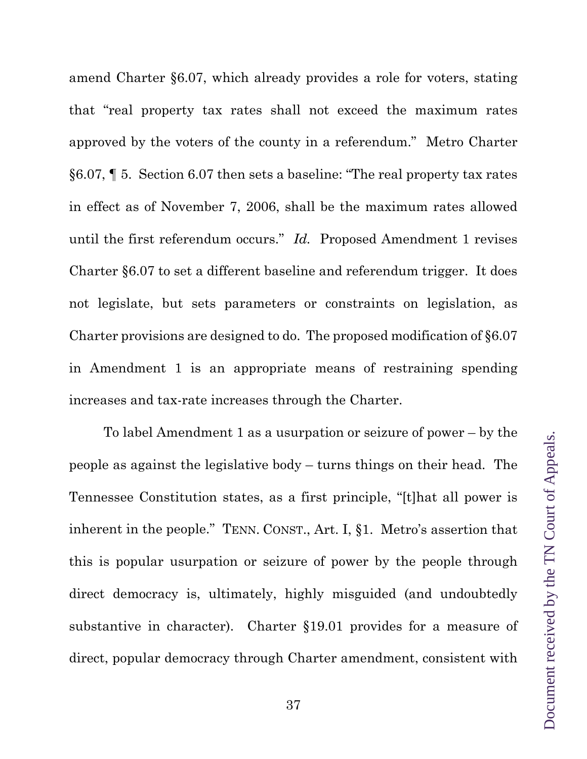amend Charter §6.07, which already provides a role for voters, stating that "real property tax rates shall not exceed the maximum rates approved by the voters of the county in a referendum." Metro Charter §6.07, ¶ 5. Section 6.07 then sets a baseline: "The real property tax rates in effect as of November 7, 2006, shall be the maximum rates allowed until the first referendum occurs." *Id.* Proposed Amendment 1 revises Charter §6.07 to set a different baseline and referendum trigger. It does not legislate, but sets parameters or constraints on legislation, as Charter provisions are designed to do. The proposed modification of §6.07 in Amendment 1 is an appropriate means of restraining spending increases and tax-rate increases through the Charter.

To label Amendment 1 as a usurpation or seizure of power – by the people as against the legislative body – turns things on their head. The Tennessee Constitution states, as a first principle, "[t]hat all power is inherent in the people." TENN. CONST., Art. I, §1. Metro's assertion that this is popular usurpation or seizure of power by the people through direct democracy is, ultimately, highly misguided (and undoubtedly substantive in character). Charter §19.01 provides for a measure of direct, popular democracy through Charter amendment, consistent with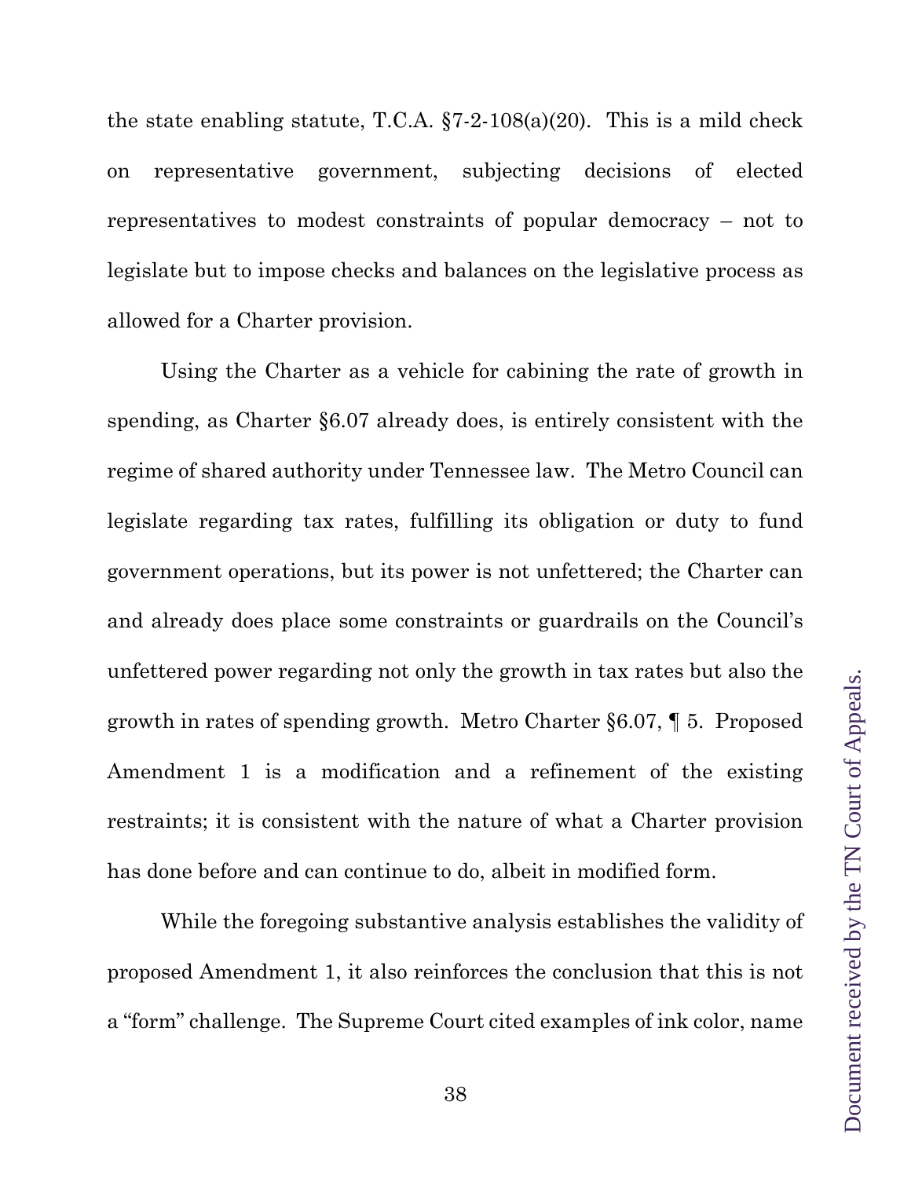the state enabling statute, T.C.A. §7-2-108(a)(20). This is a mild check on representative government, subjecting decisions of elected representatives to modest constraints of popular democracy – not to legislate but to impose checks and balances on the legislative process as allowed for a Charter provision.

Using the Charter as a vehicle for cabining the rate of growth in spending, as Charter §6.07 already does, is entirely consistent with the regime of shared authority under Tennessee law. The Metro Council can legislate regarding tax rates, fulfilling its obligation or duty to fund government operations, but its power is not unfettered; the Charter can and already does place some constraints or guardrails on the Council's unfettered power regarding not only the growth in tax rates but also the growth in rates of spending growth. Metro Charter §6.07, ¶ 5. Proposed Amendment 1 is a modification and a refinement of the existing restraints; it is consistent with the nature of what a Charter provision has done before and can continue to do, albeit in modified form.

While the foregoing substantive analysis establishes the validity of proposed Amendment 1, it also reinforces the conclusion that this is not a "form" challenge. The Supreme Court cited examples of ink color, name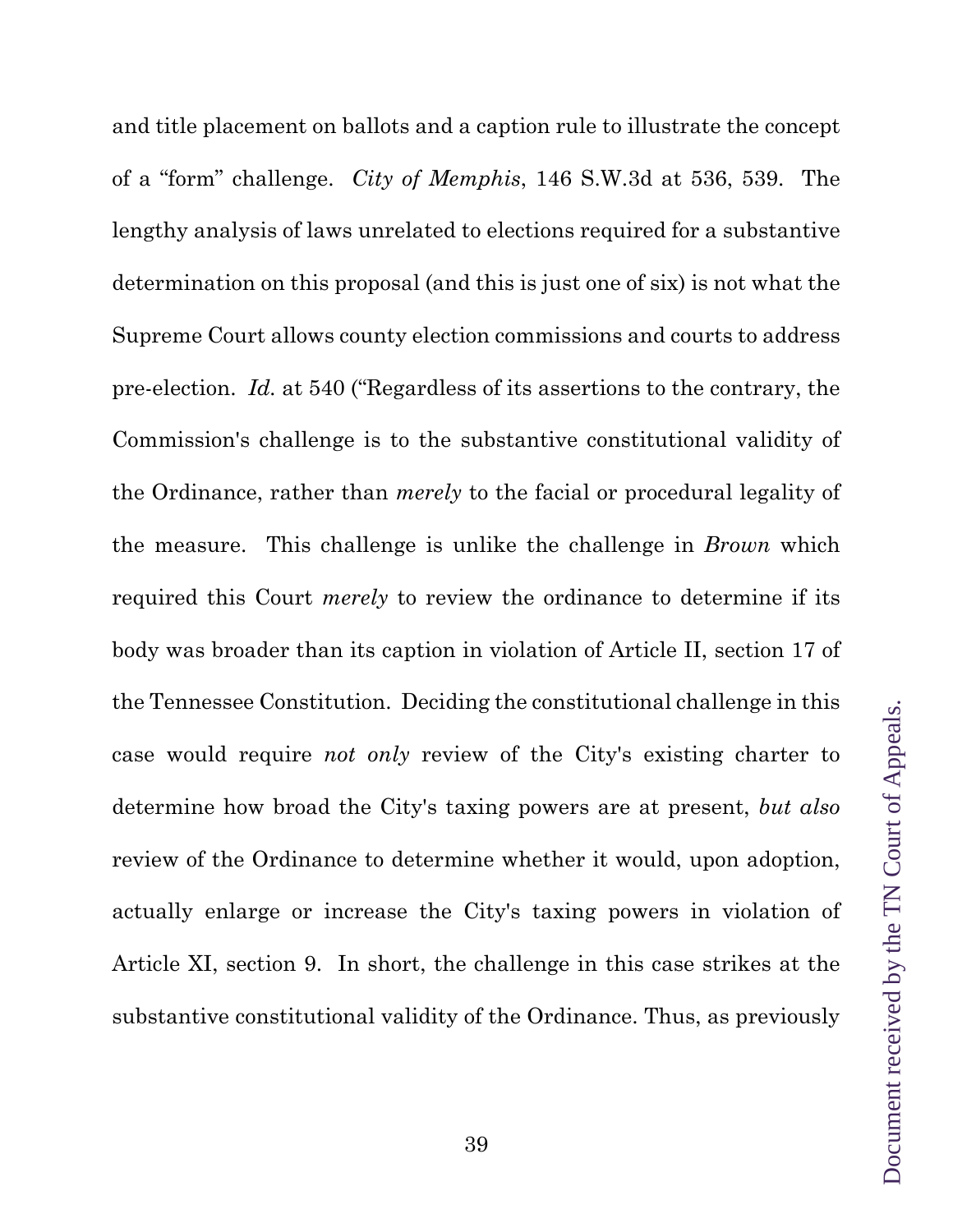and title placement on ballots and a caption rule to illustrate the concept of a "form" challenge. *City of Memphis*, 146 S.W.3d at 536, 539. The lengthy analysis of laws unrelated to elections required for a substantive determination on this proposal (and this is just one of six) is not what the Supreme Court allows county election commissions and courts to address pre-election. *Id.* at 540 ("Regardless of its assertions to the contrary, the Commission's challenge is to the substantive constitutional validity of the Ordinance, rather than *merely* to the facial or procedural legality of the measure. This challenge is unlike the challenge in *Brown* which required this Court *merely* to review the ordinance to determine if its body was broader than its caption in violation of Article II, section 17 of the Tennessee Constitution. Deciding the constitutional challenge in this case would require *not only* review of the City's existing charter to determine how broad the City's taxing powers are at present, *but also* review of the Ordinance to determine whether it would, upon adoption, actually enlarge or increase the City's taxing powers in violation of Article XI, section 9. In short, the challenge in this case strikes at the substantive constitutional validity of the Ordinance. Thus, as previously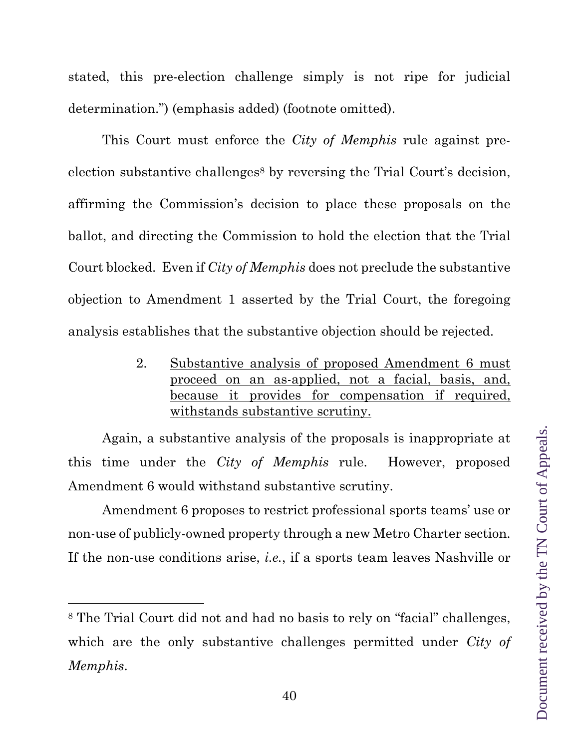stated, this pre-election challenge simply is not ripe for judicial determination.") (emphasis added) (footnote omitted).

This Court must enforce the *City of Memphis* rule against pre-election substantive challenges[8] by reversing the Trial Court's decision, affirming the Commission's decision to place these proposals on the ballot, and directing the Commission to hold the election that the Trial Court blocked. Even if *City of Memphis* does not preclude the substantive objection to Amendment 1 asserted by the Trial Court, the foregoing analysis establishes that the substantive objection should be rejected.

2. <u>Substantive analysis of proposed Amendment 6 must proceed on an as-applied, not a facial, basis, and, because it provides for compensation if required, withstands substantive scrutiny.</u>

Again, a substantive analysis of the proposals is inappropriate at this time under the *City of Memphis* rule. However, proposed Amendment 6 would withstand substantive scrutiny.

Amendment 6 proposes to restrict professional sports teams' use or non-use of publicly-owned property through a new Metro Charter section. If the non-use conditions arise, *i.e.*, if a sports team leaves Nashville or

---

[8] The Trial Court did not and had no basis to rely on "facial" challenges, which are the only substantive challenges permitted under *City of Memphis*.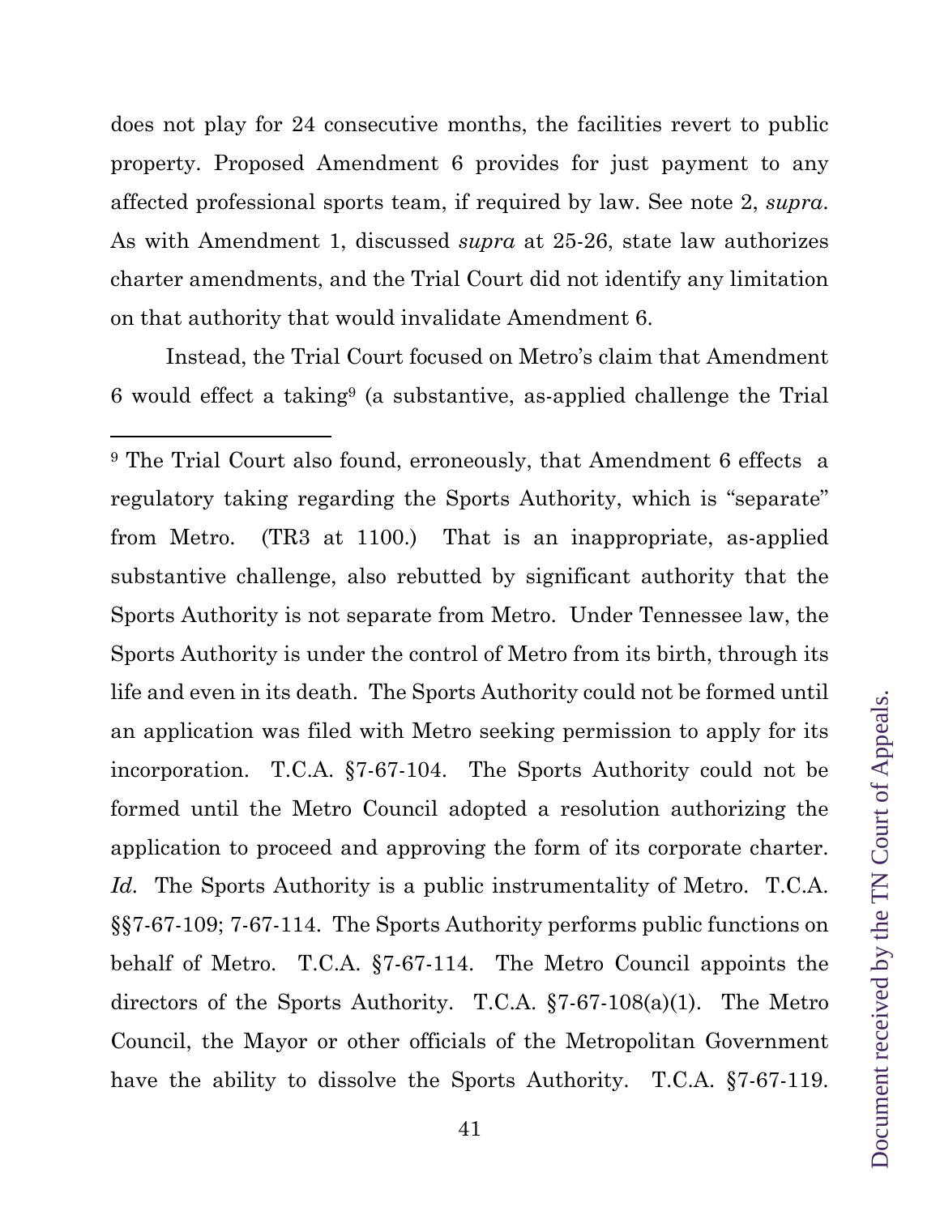does not play for 24 consecutive months, the facilities revert to public property. Proposed Amendment 6 provides for just payment to any affected professional sports team, if required by law. See note 2, *supra*. As with Amendment 1, discussed *supra* at 25-26, state law authorizes charter amendments, and the Trial Court did not identify any limitation on that authority that would invalidate Amendment 6.

Instead, the Trial Court focused on Metro's claim that Amendment 6 would effect a taking[9] (a substantive, as-applied challenge the Trial

---

[9] The Trial Court also found, erroneously, that Amendment 6 effects a regulatory taking regarding the Sports Authority, which is "separate" from Metro. (TR3 at 1100.) That is an inappropriate, as-applied substantive challenge, also rebutted by significant authority that the Sports Authority is not separate from Metro. Under Tennessee law, the Sports Authority is under the control of Metro from its birth, through its life and even in its death. The Sports Authority could not be formed until an application was filed with Metro seeking permission to apply for its incorporation. T.C.A. §7-67-104. The Sports Authority could not be formed until the Metro Council adopted a resolution authorizing the application to proceed and approving the form of its corporate charter. *Id.* The Sports Authority is a public instrumentality of Metro. T.C.A. §§7-67-109; 7-67-114. The Sports Authority performs public functions on behalf of Metro. T.C.A. §7-67-114. The Metro Council appoints the directors of the Sports Authority. T.C.A. §7-67-108(a)(1). The Metro Council, the Mayor or other officials of the Metropolitan Government have the ability to dissolve the Sports Authority. T.C.A. §7-67-119.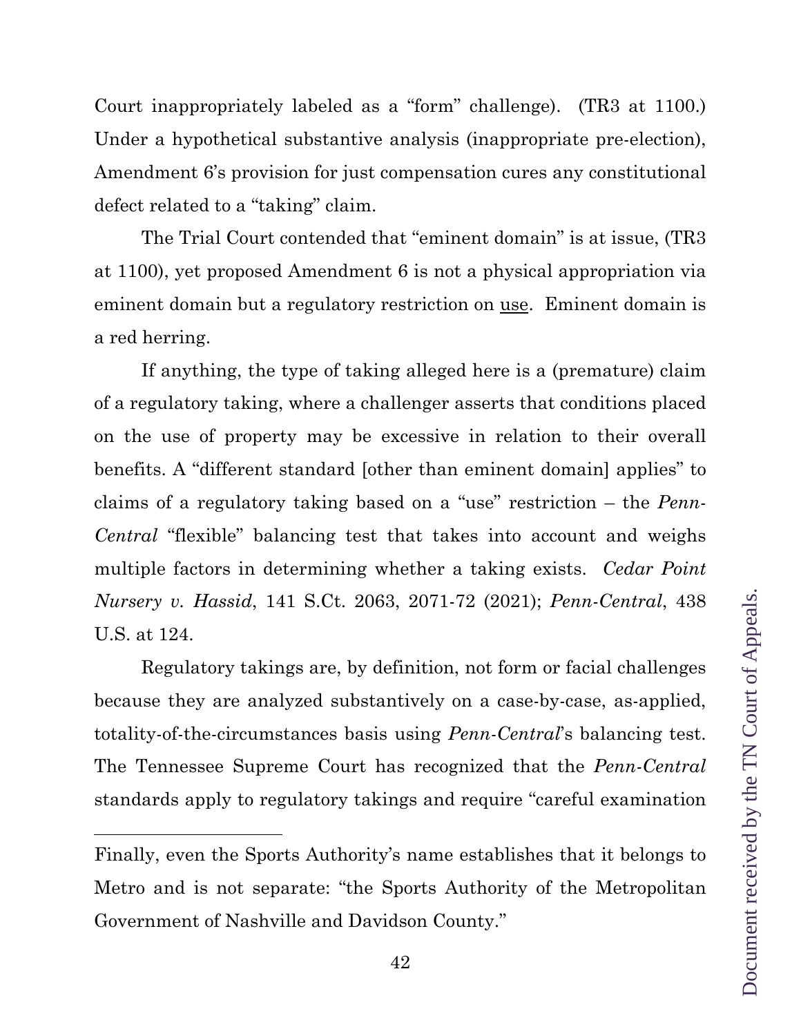Court inappropriately labeled as a "form" challenge). (TR3 at 1100.) Under a hypothetical substantive analysis (inappropriate pre-election), Amendment 6's provision for just compensation cures any constitutional defect related to a "taking" claim.

The Trial Court contended that "eminent domain" is at issue, (TR3 at 1100), yet proposed Amendment 6 is not a physical appropriation via eminent domain but a regulatory restriction on use. Eminent domain is a red herring.

If anything, the type of taking alleged here is a (premature) claim of a regulatory taking, where a challenger asserts that conditions placed on the use of property may be excessive in relation to their overall benefits. A "different standard [other than eminent domain] applies" to claims of a regulatory taking based on a "use" restriction – the *Penn-Central* "flexible" balancing test that takes into account and weighs multiple factors in determining whether a taking exists. *Cedar Point Nursery v. Hassid*, 141 S.Ct. 2063, 2071-72 (2021); *Penn-Central*, 438 U.S. at 124.

Regulatory takings are, by definition, not form or facial challenges because they are analyzed substantively on a case-by-case, as-applied, totality-of-the-circumstances basis using *Penn-Central*'s balancing test. The Tennessee Supreme Court has recognized that the *Penn-Central* standards apply to regulatory takings and require "careful examination

---

Finally, even the Sports Authority's name establishes that it belongs to Metro and is not separate: "the Sports Authority of the Metropolitan Government of Nashville and Davidson County."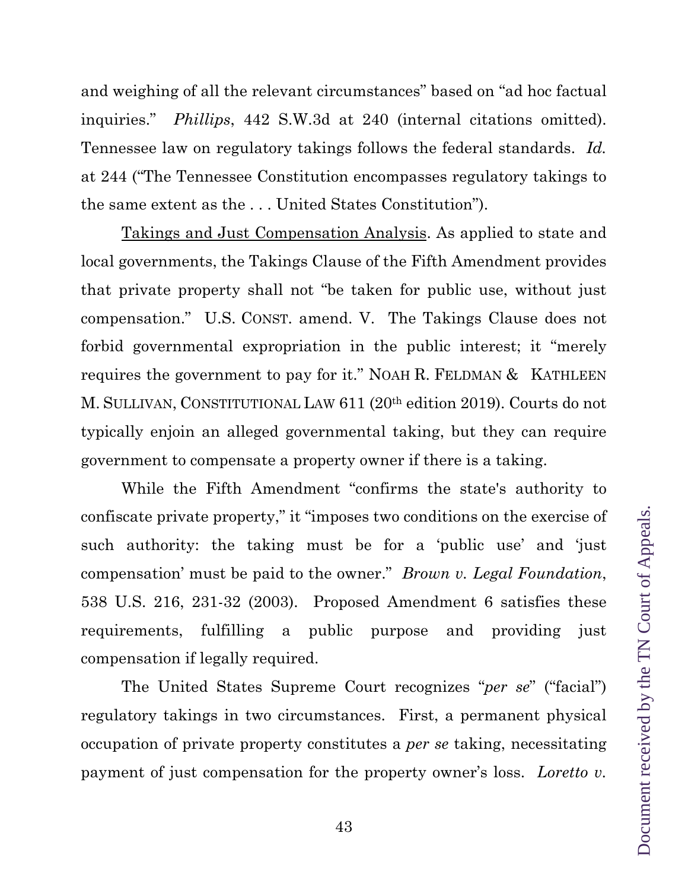and weighing of all the relevant circumstances" based on "ad hoc factual inquiries." *Phillips*, 442 S.W.3d at 240 (internal citations omitted). Tennessee law on regulatory takings follows the federal standards. *Id.* at 244 ("The Tennessee Constitution encompasses regulatory takings to the same extent as the . . . United States Constitution").

<u>Takings and Just Compensation Analysis</u>. As applied to state and local governments, the Takings Clause of the Fifth Amendment provides that private property shall not "be taken for public use, without just compensation." U.S. CONST. amend. V. The Takings Clause does not forbid governmental expropriation in the public interest; it "merely requires the government to pay for it." NOAH R. FELDMAN & KATHLEEN M. SULLIVAN, CONSTITUTIONAL LAW 611 (20th edition 2019). Courts do not typically enjoin an alleged governmental taking, but they can require government to compensate a property owner if there is a taking.

While the Fifth Amendment "confirms the state's authority to confiscate private property," it "imposes two conditions on the exercise of such authority: the taking must be for a 'public use' and 'just compensation' must be paid to the owner." *Brown v. Legal Foundation*, 538 U.S. 216, 231-32 (2003). Proposed Amendment 6 satisfies these requirements, fulfilling a public purpose and providing just compensation if legally required.

The United States Supreme Court recognizes "*per se*" ("facial") regulatory takings in two circumstances. First, a permanent physical occupation of private property constitutes a *per se* taking, necessitating payment of just compensation for the property owner's loss. *Loretto v.*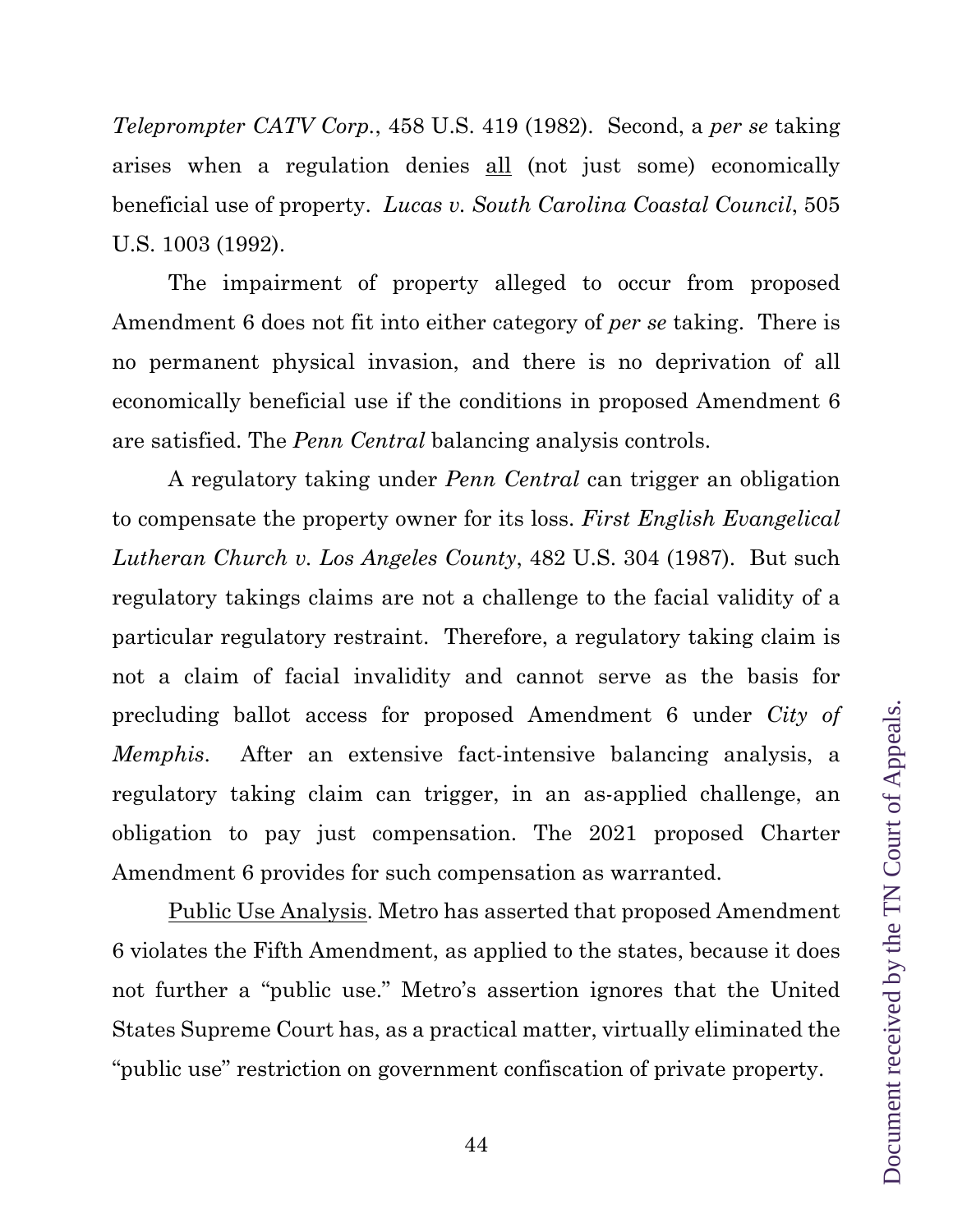*Teleprompter CATV Corp.*, 458 U.S. 419 (1982). Second, a *per se* taking arises when a regulation denies <u>all</u> (not just some) economically beneficial use of property. *Lucas v. South Carolina Coastal Council*, 505 U.S. 1003 (1992).

The impairment of property alleged to occur from proposed Amendment 6 does not fit into either category of *per se* taking. There is no permanent physical invasion, and there is no deprivation of all economically beneficial use if the conditions in proposed Amendment 6 are satisfied. The *Penn Central* balancing analysis controls.

A regulatory taking under *Penn Central* can trigger an obligation to compensate the property owner for its loss. *First English Evangelical Lutheran Church v. Los Angeles County*, 482 U.S. 304 (1987). But such regulatory takings claims are not a challenge to the facial validity of a particular regulatory restraint. Therefore, a regulatory taking claim is not a claim of facial invalidity and cannot serve as the basis for precluding ballot access for proposed Amendment 6 under *City of Memphis*. After an extensive fact-intensive balancing analysis, a regulatory taking claim can trigger, in an as-applied challenge, an obligation to pay just compensation. The 2021 proposed Charter Amendment 6 provides for such compensation as warranted.

<u>Public Use Analysis</u>. Metro has asserted that proposed Amendment 6 violates the Fifth Amendment, as applied to the states, because it does not further a "public use." Metro's assertion ignores that the United States Supreme Court has, as a practical matter, virtually eliminated the "public use" restriction on government confiscation of private property.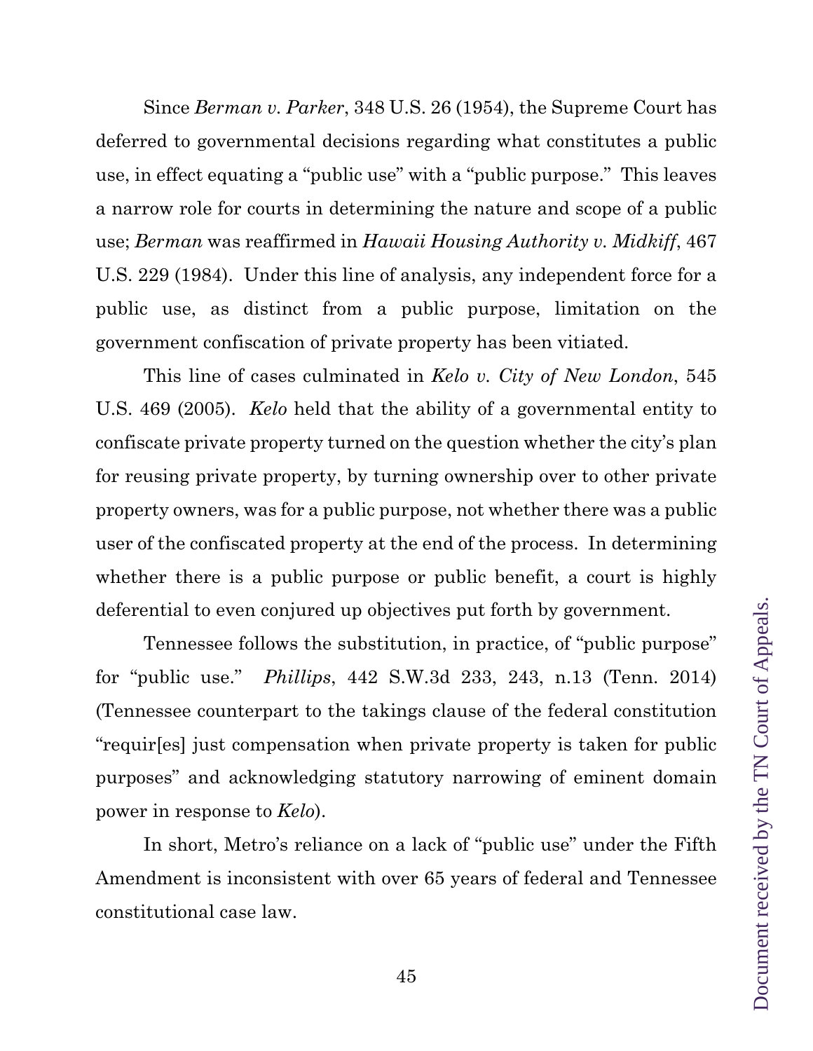Since *Berman v. Parker*, 348 U.S. 26 (1954), the Supreme Court has deferred to governmental decisions regarding what constitutes a public use, in effect equating a "public use" with a "public purpose." This leaves a narrow role for courts in determining the nature and scope of a public use; *Berman* was reaffirmed in *Hawaii Housing Authority v. Midkiff*, 467 U.S. 229 (1984). Under this line of analysis, any independent force for a public use, as distinct from a public purpose, limitation on the government confiscation of private property has been vitiated.

This line of cases culminated in *Kelo v. City of New London*, 545 U.S. 469 (2005). *Kelo* held that the ability of a governmental entity to confiscate private property turned on the question whether the city's plan for reusing private property, by turning ownership over to other private property owners, was for a public purpose, not whether there was a public user of the confiscated property at the end of the process. In determining whether there is a public purpose or public benefit, a court is highly deferential to even conjured up objectives put forth by government.

Tennessee follows the substitution, in practice, of "public purpose" for "public use." *Phillips*, 442 S.W.3d 233, 243, n.13 (Tenn. 2014) (Tennessee counterpart to the takings clause of the federal constitution "requir[es] just compensation when private property is taken for public purposes" and acknowledging statutory narrowing of eminent domain power in response to *Kelo*).

In short, Metro's reliance on a lack of "public use" under the Fifth Amendment is inconsistent with over 65 years of federal and Tennessee constitutional case law.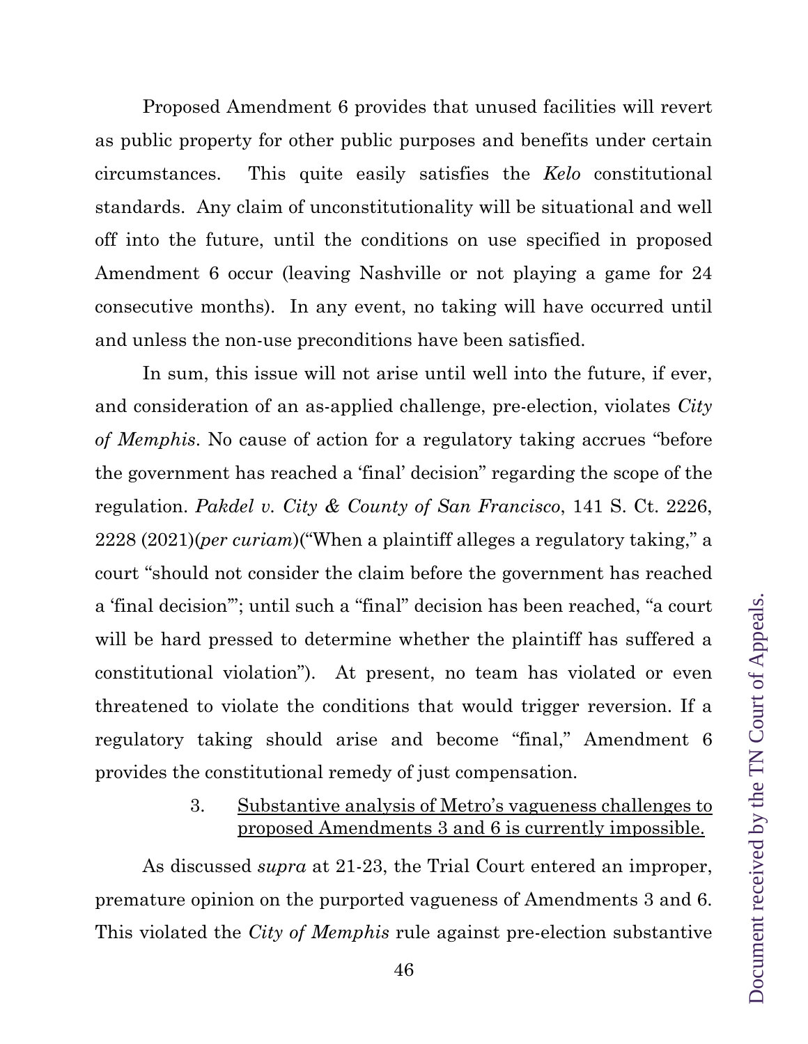Proposed Amendment 6 provides that unused facilities will revert as public property for other public purposes and benefits under certain circumstances. This quite easily satisfies the *Kelo* constitutional standards. Any claim of unconstitutionality will be situational and well off into the future, until the conditions on use specified in proposed Amendment 6 occur (leaving Nashville or not playing a game for 24 consecutive months). In any event, no taking will have occurred until and unless the non-use preconditions have been satisfied.

In sum, this issue will not arise until well into the future, if ever, and consideration of an as-applied challenge, pre-election, violates *City of Memphis*. No cause of action for a regulatory taking accrues "before the government has reached a 'final' decision" regarding the scope of the regulation. *Pakdel v. City & County of San Francisco*, 141 S. Ct. 2226, 2228 (2021)(*per curiam*)("When a plaintiff alleges a regulatory taking," a court "should not consider the claim before the government has reached a 'final decision'"; until such a "final" decision has been reached, "a court will be hard pressed to determine whether the plaintiff has suffered a constitutional violation"). At present, no team has violated or even threatened to violate the conditions that would trigger reversion. If a regulatory taking should arise and become "final," Amendment 6 provides the constitutional remedy of just compensation.

3. <u>Substantive analysis of Metro's vagueness challenges to proposed Amendments 3 and 6 is currently impossible.</u>

As discussed *supra* at 21-23, the Trial Court entered an improper, premature opinion on the purported vagueness of Amendments 3 and 6. This violated the *City of Memphis* rule against pre-election substantive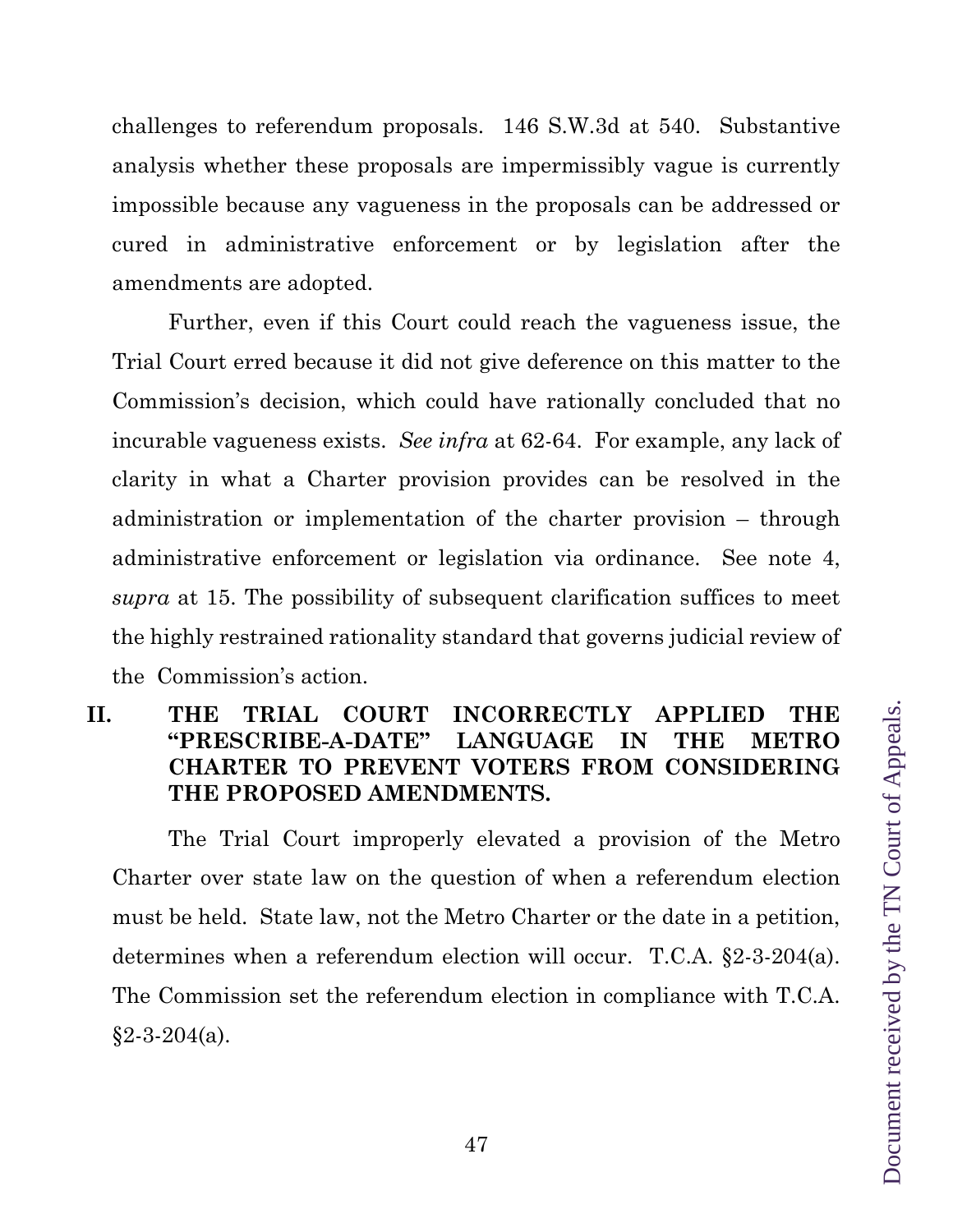challenges to referendum proposals. 146 S.W.3d at 540. Substantive analysis whether these proposals are impermissibly vague is currently impossible because any vagueness in the proposals can be addressed or cured in administrative enforcement or by legislation after the amendments are adopted.

Further, even if this Court could reach the vagueness issue, the Trial Court erred because it did not give deference on this matter to the Commission's decision, which could have rationally concluded that no incurable vagueness exists. *See infra* at 62-64. For example, any lack of clarity in what a Charter provision provides can be resolved in the administration or implementation of the charter provision – through administrative enforcement or legislation via ordinance. See note 4, *supra* at 15. The possibility of subsequent clarification suffices to meet the highly restrained rationality standard that governs judicial review of the Commission's action.

## II. THE TRIAL COURT INCORRECTLY APPLIED THE "PRESCRIBE-A-DATE" LANGUAGE IN THE METRO CHARTER TO PREVENT VOTERS FROM CONSIDERING THE PROPOSED AMENDMENTS.

The Trial Court improperly elevated a provision of the Metro Charter over state law on the question of when a referendum election must be held. State law, not the Metro Charter or the date in a petition, determines when a referendum election will occur. T.C.A. §2-3-204(a). The Commission set the referendum election in compliance with T.C.A. §2-3-204(a).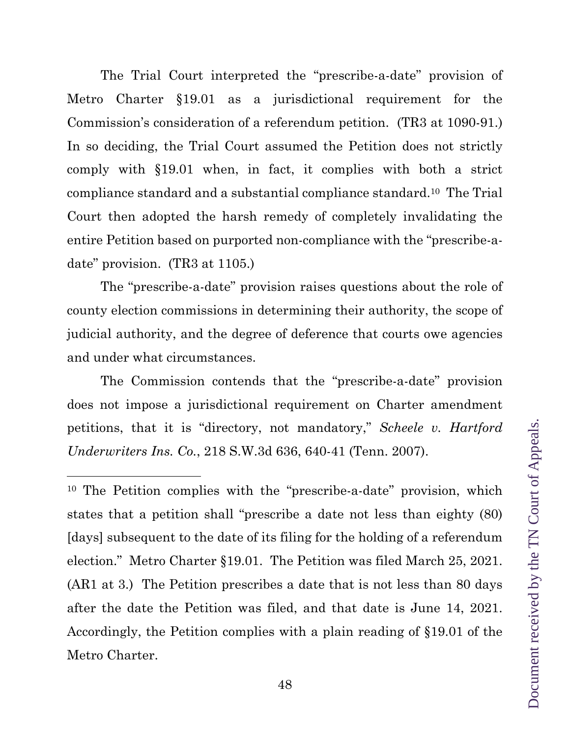The Trial Court interpreted the "prescribe-a-date" provision of Metro Charter §19.01 as a jurisdictional requirement for the Commission's consideration of a referendum petition. (TR3 at 1090-91.) In so deciding, the Trial Court assumed the Petition does not strictly comply with §19.01 when, in fact, it complies with both a strict compliance standard and a substantial compliance standard.[10] The Trial Court then adopted the harsh remedy of completely invalidating the entire Petition based on purported non-compliance with the "prescribe-a-date" provision. (TR3 at 1105.)

The "prescribe-a-date" provision raises questions about the role of county election commissions in determining their authority, the scope of judicial authority, and the degree of deference that courts owe agencies and under what circumstances.

The Commission contends that the "prescribe-a-date" provision does not impose a jurisdictional requirement on Charter amendment petitions, that it is "directory, not mandatory," *Scheele v. Hartford Underwriters Ins. Co.*, 218 S.W.3d 636, 640-41 (Tenn. 2007).

---

[10] The Petition complies with the "prescribe-a-date" provision, which states that a petition shall "prescribe a date not less than eighty (80) [days] subsequent to the date of its filing for the holding of a referendum election." Metro Charter §19.01. The Petition was filed March 25, 2021. (AR1 at 3.) The Petition prescribes a date that is not less than 80 days after the date the Petition was filed, and that date is June 14, 2021. Accordingly, the Petition complies with a plain reading of §19.01 of the Metro Charter.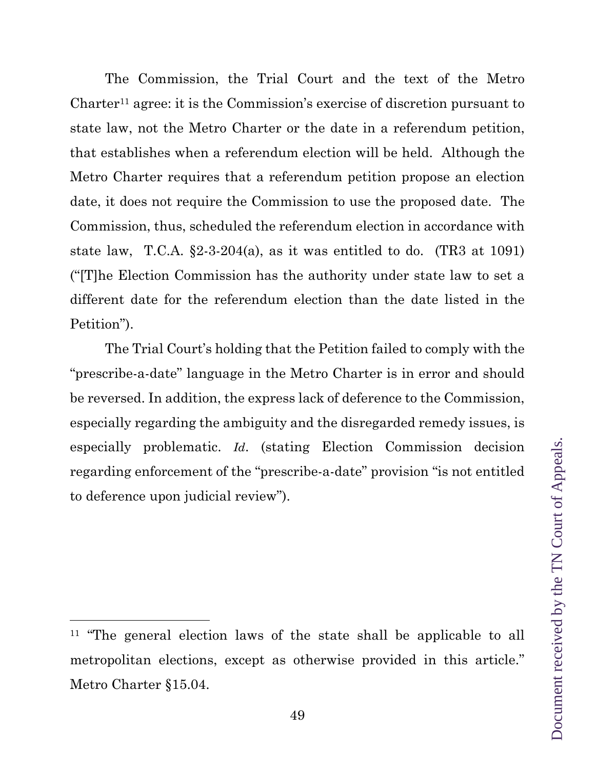The Commission, the Trial Court and the text of the Metro Charter[11] agree: it is the Commission's exercise of discretion pursuant to state law, not the Metro Charter or the date in a referendum petition, that establishes when a referendum election will be held. Although the Metro Charter requires that a referendum petition propose an election date, it does not require the Commission to use the proposed date. The Commission, thus, scheduled the referendum election in accordance with state law, T.C.A. §2-3-204(a), as it was entitled to do. (TR3 at 1091) ("[T]he Election Commission has the authority under state law to set a different date for the referendum election than the date listed in the Petition").

The Trial Court's holding that the Petition failed to comply with the "prescribe-a-date" language in the Metro Charter is in error and should be reversed. In addition, the express lack of deference to the Commission, especially regarding the ambiguity and the disregarded remedy issues, is especially problematic. *Id*. (stating Election Commission decision regarding enforcement of the "prescribe-a-date" provision "is not entitled to deference upon judicial review").

---

[11] "The general election laws of the state shall be applicable to all metropolitan elections, except as otherwise provided in this article." Metro Charter §15.04.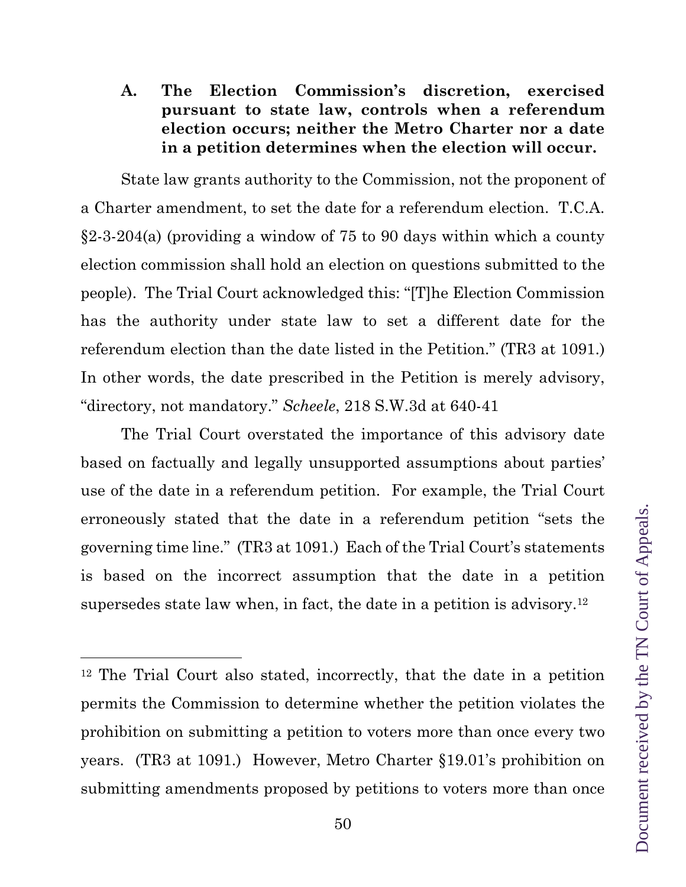### A. The Election Commission's discretion, exercised pursuant to state law, controls when a referendum election occurs; neither the Metro Charter nor a date in a petition determines when the election will occur.

State law grants authority to the Commission, not the proponent of a Charter amendment, to set the date for a referendum election. T.C.A. §2-3-204(a) (providing a window of 75 to 90 days within which a county election commission shall hold an election on questions submitted to the people). The Trial Court acknowledged this: "[T]he Election Commission has the authority under state law to set a different date for the referendum election than the date listed in the Petition." (TR3 at 1091.) In other words, the date prescribed in the Petition is merely advisory, "directory, not mandatory." *Scheele*, 218 S.W.3d at 640-41

The Trial Court overstated the importance of this advisory date based on factually and legally unsupported assumptions about parties' use of the date in a referendum petition. For example, the Trial Court erroneously stated that the date in a referendum petition "sets the governing time line." (TR3 at 1091.) Each of the Trial Court's statements is based on the incorrect assumption that the date in a petition supersedes state law when, in fact, the date in a petition is advisory.[12]

---

[12] The Trial Court also stated, incorrectly, that the date in a petition permits the Commission to determine whether the petition violates the prohibition on submitting a petition to voters more than once every two years. (TR3 at 1091.) However, Metro Charter §19.01's prohibition on submitting amendments proposed by petitions to voters more than once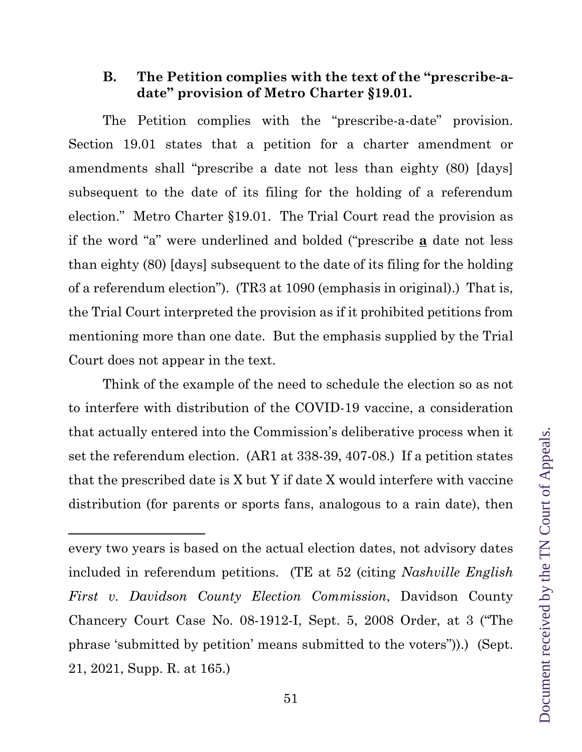### B. The Petition complies with the text of the "prescribe-a-date" provision of Metro Charter §19.01.

The Petition complies with the "prescribe-a-date" provision. Section 19.01 states that a petition for a charter amendment or amendments shall "prescribe a date not less than eighty (80) [days] subsequent to the date of its filing for the holding of a referendum election." Metro Charter §19.01. The Trial Court read the provision as if the word "a" were underlined and bolded ("prescribe **<u>a</u>** date not less than eighty (80) [days] subsequent to the date of its filing for the holding of a referendum election"). (TR3 at 1090 (emphasis in original).) That is, the Trial Court interpreted the provision as if it prohibited petitions from mentioning more than one date. But the emphasis supplied by the Trial Court does not appear in the text.

Think of the example of the need to schedule the election so as not to interfere with distribution of the COVID-19 vaccine, a consideration that actually entered into the Commission's deliberative process when it set the referendum election. (AR1 at 338-39, 407-08.) If a petition states that the prescribed date is X but Y if date X would interfere with vaccine distribution (for parents or sports fans, analogous to a rain date), then

---

every two years is based on the actual election dates, not advisory dates included in referendum petitions. (TE at 52 (citing *Nashville English First v. Davidson County Election Commission*, Davidson County Chancery Court Case No. 08-1912-I, Sept. 5, 2008 Order, at 3 ("The phrase 'submitted by petition' means submitted to the voters")).) (Sept. 21, 2021, Supp. R. at 165.)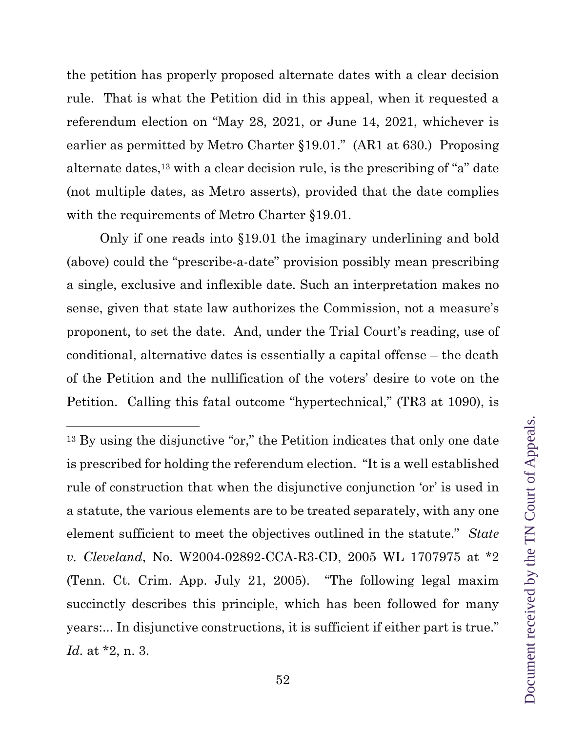the petition has properly proposed alternate dates with a clear decision rule. That is what the Petition did in this appeal, when it requested a referendum election on "May 28, 2021, or June 14, 2021, whichever is earlier as permitted by Metro Charter §19.01." (AR1 at 630.) Proposing alternate dates,[13] with a clear decision rule, is the prescribing of "a" date (not multiple dates, as Metro asserts), provided that the date complies with the requirements of Metro Charter §19.01.

Only if one reads into §19.01 the imaginary underlining and bold (above) could the "prescribe-a-date" provision possibly mean prescribing a single, exclusive and inflexible date. Such an interpretation makes no sense, given that state law authorizes the Commission, not a measure's proponent, to set the date. And, under the Trial Court's reading, use of conditional, alternative dates is essentially a capital offense – the death of the Petition and the nullification of the voters' desire to vote on the Petition. Calling this fatal outcome "hypertechnical," (TR3 at 1090), is

---

[13] By using the disjunctive "or," the Petition indicates that only one date is prescribed for holding the referendum election. "It is a well established rule of construction that when the disjunctive conjunction 'or' is used in a statute, the various elements are to be treated separately, with any one element sufficient to meet the objectives outlined in the statute." *State v. Cleveland*, No. W2004-02892-CCA-R3-CD, 2005 WL 1707975 at *2 (Tenn. Ct. Crim. App. July 21, 2005). "The following legal maxim succinctly describes this principle, which has been followed for many years:... In disjunctive constructions, it is sufficient if either part is true." *Id.* at *2, n. 3.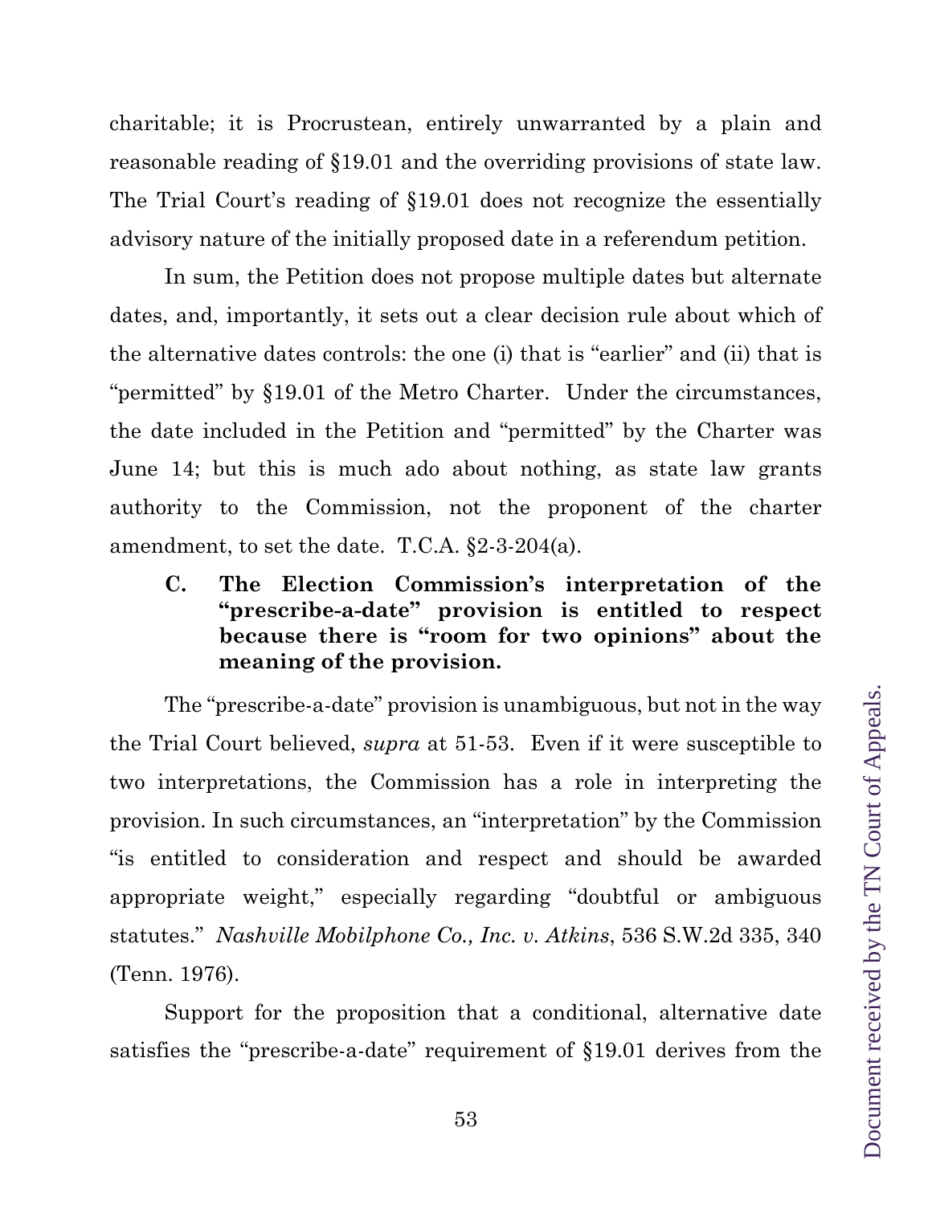charitable; it is Procrustean, entirely unwarranted by a plain and reasonable reading of §19.01 and the overriding provisions of state law. The Trial Court's reading of §19.01 does not recognize the essentially advisory nature of the initially proposed date in a referendum petition.

In sum, the Petition does not propose multiple dates but alternate dates, and, importantly, it sets out a clear decision rule about which of the alternative dates controls: the one (i) that is "earlier" and (ii) that is "permitted" by §19.01 of the Metro Charter. Under the circumstances, the date included in the Petition and "permitted" by the Charter was June 14; but this is much ado about nothing, as state law grants authority to the Commission, not the proponent of the charter amendment, to set the date. T.C.A. §2-3-204(a).

### C. The Election Commission's interpretation of the "prescribe-a-date" provision is entitled to respect because there is "room for two opinions" about the meaning of the provision.

The "prescribe-a-date" provision is unambiguous, but not in the way the Trial Court believed, *supra* at 51-53. Even if it were susceptible to two interpretations, the Commission has a role in interpreting the provision. In such circumstances, an "interpretation" by the Commission "is entitled to consideration and respect and should be awarded appropriate weight," especially regarding "doubtful or ambiguous statutes." *Nashville Mobilphone Co., Inc. v. Atkins*, 536 S.W.2d 335, 340 (Tenn. 1976).

Support for the proposition that a conditional, alternative date satisfies the "prescribe-a-date" requirement of §19.01 derives from the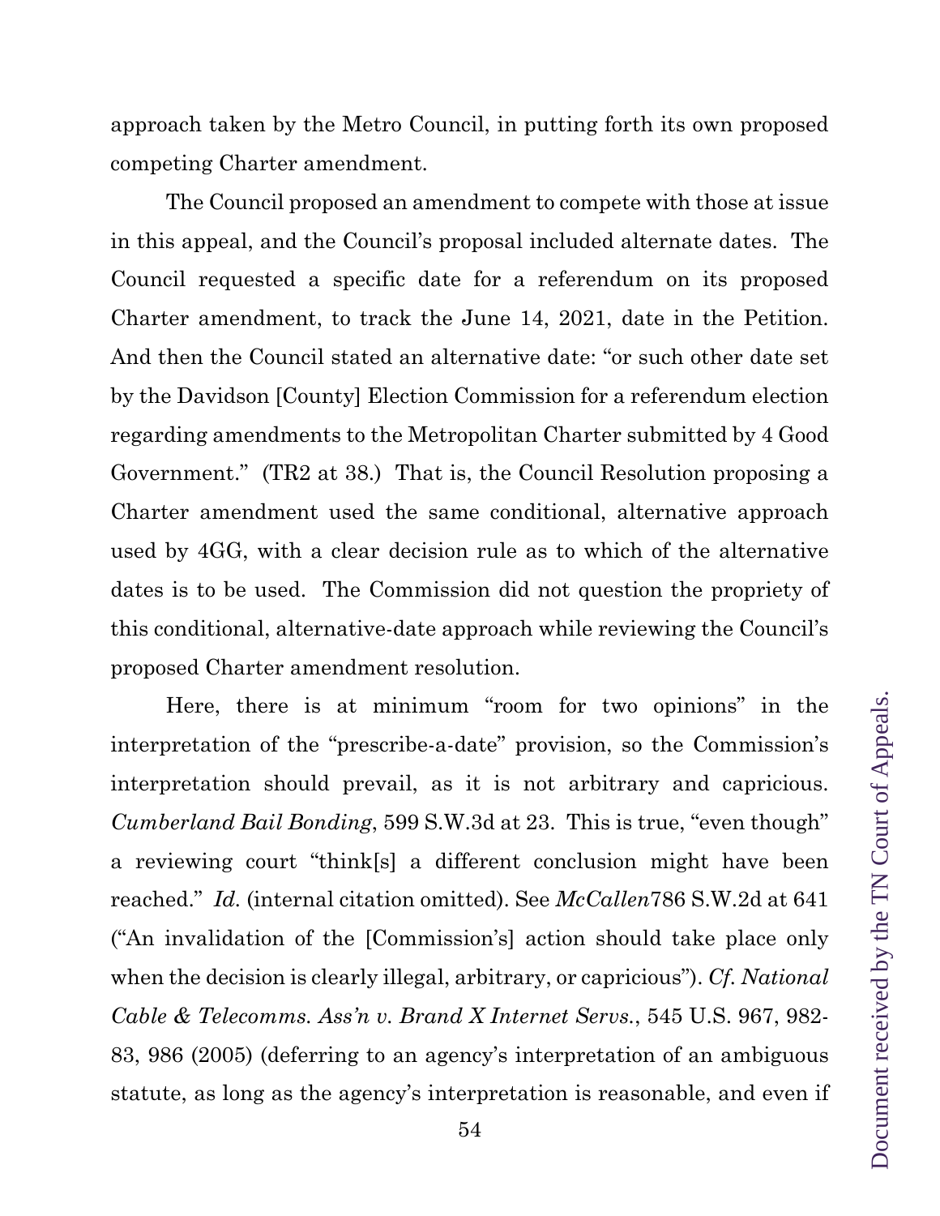approach taken by the Metro Council, in putting forth its own proposed competing Charter amendment.

The Council proposed an amendment to compete with those at issue in this appeal, and the Council's proposal included alternate dates. The Council requested a specific date for a referendum on its proposed Charter amendment, to track the June 14, 2021, date in the Petition. And then the Council stated an alternative date: "or such other date set by the Davidson [County] Election Commission for a referendum election regarding amendments to the Metropolitan Charter submitted by 4 Good Government." (TR2 at 38.) That is, the Council Resolution proposing a Charter amendment used the same conditional, alternative approach used by 4GG, with a clear decision rule as to which of the alternative dates is to be used. The Commission did not question the propriety of this conditional, alternative-date approach while reviewing the Council's proposed Charter amendment resolution.

Here, there is at minimum "room for two opinions" in the interpretation of the "prescribe-a-date" provision, so the Commission's interpretation should prevail, as it is not arbitrary and capricious. *Cumberland Bail Bonding*, 599 S.W.3d at 23. This is true, "even though" a reviewing court "think[s] a different conclusion might have been reached." *Id.* (internal citation omitted). See *McCallen*786 S.W.2d at 641 ("An invalidation of the [Commission's] action should take place only when the decision is clearly illegal, arbitrary, or capricious"). *Cf. National Cable & Telecomms. Ass'n v. Brand X Internet Servs.*, 545 U.S. 967, 982-83, 986 (2005) (deferring to an agency's interpretation of an ambiguous statute, as long as the agency's interpretation is reasonable, and even if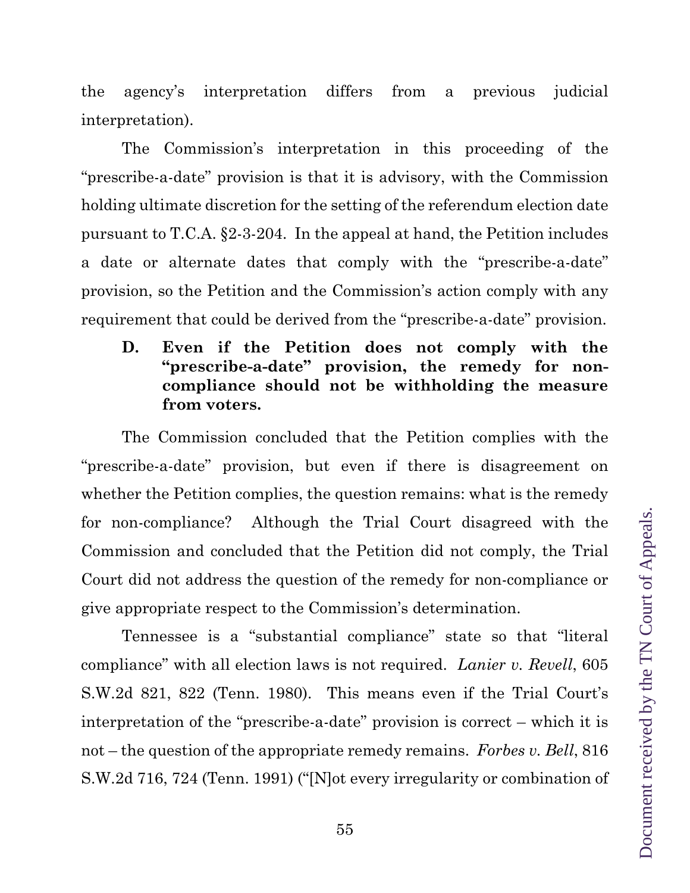the agency's interpretation differs from a previous judicial interpretation).

The Commission's interpretation in this proceeding of the "prescribe-a-date" provision is that it is advisory, with the Commission holding ultimate discretion for the setting of the referendum election date pursuant to T.C.A. §2-3-204. In the appeal at hand, the Petition includes a date or alternate dates that comply with the "prescribe-a-date" provision, so the Petition and the Commission's action comply with any requirement that could be derived from the "prescribe-a-date" provision.

### D. Even if the Petition does not comply with the "prescribe-a-date" provision, the remedy for non-compliance should not be withholding the measure from voters.

The Commission concluded that the Petition complies with the "prescribe-a-date" provision, but even if there is disagreement on whether the Petition complies, the question remains: what is the remedy for non-compliance? Although the Trial Court disagreed with the Commission and concluded that the Petition did not comply, the Trial Court did not address the question of the remedy for non-compliance or give appropriate respect to the Commission's determination.

Tennessee is a "substantial compliance" state so that "literal compliance" with all election laws is not required. *Lanier v. Revell*, 605 S.W.2d 821, 822 (Tenn. 1980). This means even if the Trial Court's interpretation of the "prescribe-a-date" provision is correct – which it is not – the question of the appropriate remedy remains. *Forbes v. Bell*, 816 S.W.2d 716, 724 (Tenn. 1991) ("[N]ot every irregularity or combination of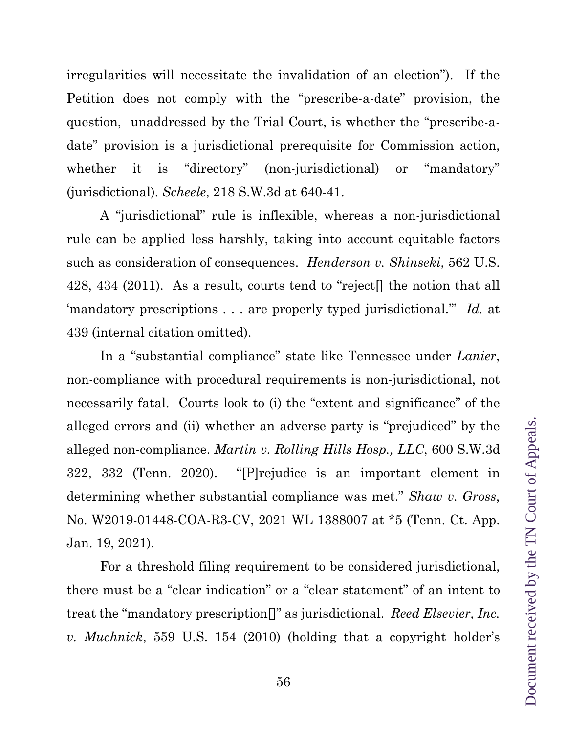irregularities will necessitate the invalidation of an election"). If the Petition does not comply with the "prescribe-a-date" provision, the question, unaddressed by the Trial Court, is whether the "prescribe-a-date" provision is a jurisdictional prerequisite for Commission action, whether it is "directory" (non-jurisdictional) or "mandatory" (jurisdictional). *Scheele*, 218 S.W.3d at 640-41.

A "jurisdictional" rule is inflexible, whereas a non-jurisdictional rule can be applied less harshly, taking into account equitable factors such as consideration of consequences. *Henderson v. Shinseki*, 562 U.S. 428, 434 (2011). As a result, courts tend to "reject[] the notion that all 'mandatory prescriptions . . . are properly typed jurisdictional.'" *Id.* at 439 (internal citation omitted).

In a "substantial compliance" state like Tennessee under *Lanier*, non-compliance with procedural requirements is non-jurisdictional, not necessarily fatal. Courts look to (i) the "extent and significance" of the alleged errors and (ii) whether an adverse party is "prejudiced" by the alleged non-compliance. *Martin v. Rolling Hills Hosp., LLC*, 600 S.W.3d 322, 332 (Tenn. 2020). "[P]rejudice is an important element in determining whether substantial compliance was met." *Shaw v. Gross*, No. W2019-01448-COA-R3-CV, 2021 WL 1388007 at *5 (Tenn. Ct. App. Jan. 19, 2021).

For a threshold filing requirement to be considered jurisdictional, there must be a "clear indication" or a "clear statement" of an intent to treat the "mandatory prescription[]" as jurisdictional. *Reed Elsevier, Inc. v. Muchnick*, 559 U.S. 154 (2010) (holding that a copyright holder's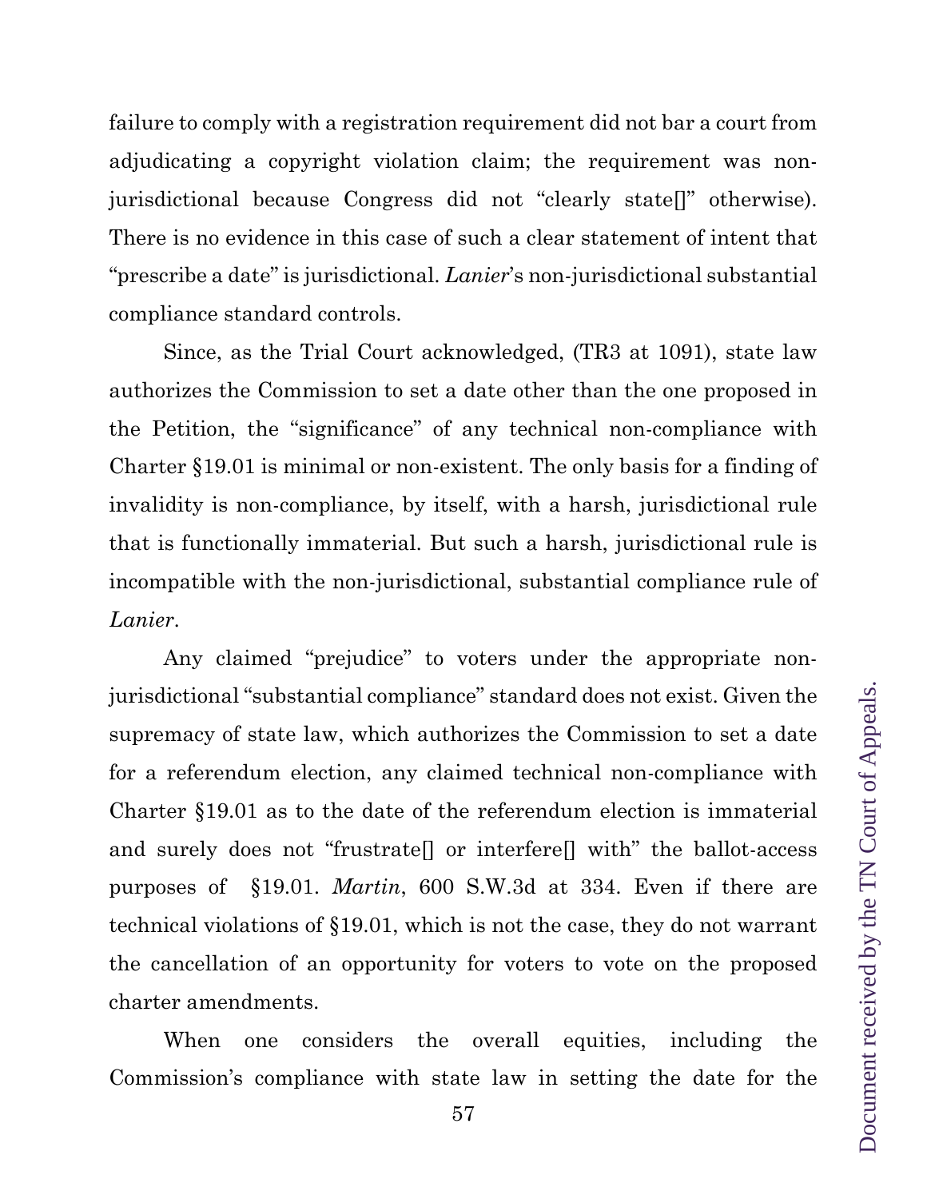failure to comply with a registration requirement did not bar a court from adjudicating a copyright violation claim; the requirement was non-jurisdictional because Congress did not "clearly state[]" otherwise). There is no evidence in this case of such a clear statement of intent that "prescribe a date" is jurisdictional. *Lanier*'s non-jurisdictional substantial compliance standard controls.

Since, as the Trial Court acknowledged, (TR3 at 1091), state law authorizes the Commission to set a date other than the one proposed in the Petition, the "significance" of any technical non-compliance with Charter §19.01 is minimal or non-existent. The only basis for a finding of invalidity is non-compliance, by itself, with a harsh, jurisdictional rule that is functionally immaterial. But such a harsh, jurisdictional rule is incompatible with the non-jurisdictional, substantial compliance rule of *Lanier*.

Any claimed "prejudice" to voters under the appropriate non-jurisdictional "substantial compliance" standard does not exist. Given the supremacy of state law, which authorizes the Commission to set a date for a referendum election, any claimed technical non-compliance with Charter §19.01 as to the date of the referendum election is immaterial and surely does not "frustrate[] or interfere[] with" the ballot-access purposes of §19.01. *Martin*, 600 S.W.3d at 334. Even if there are technical violations of §19.01, which is not the case, they do not warrant the cancellation of an opportunity for voters to vote on the proposed charter amendments.

When one considers the overall equities, including the Commission's compliance with state law in setting the date for the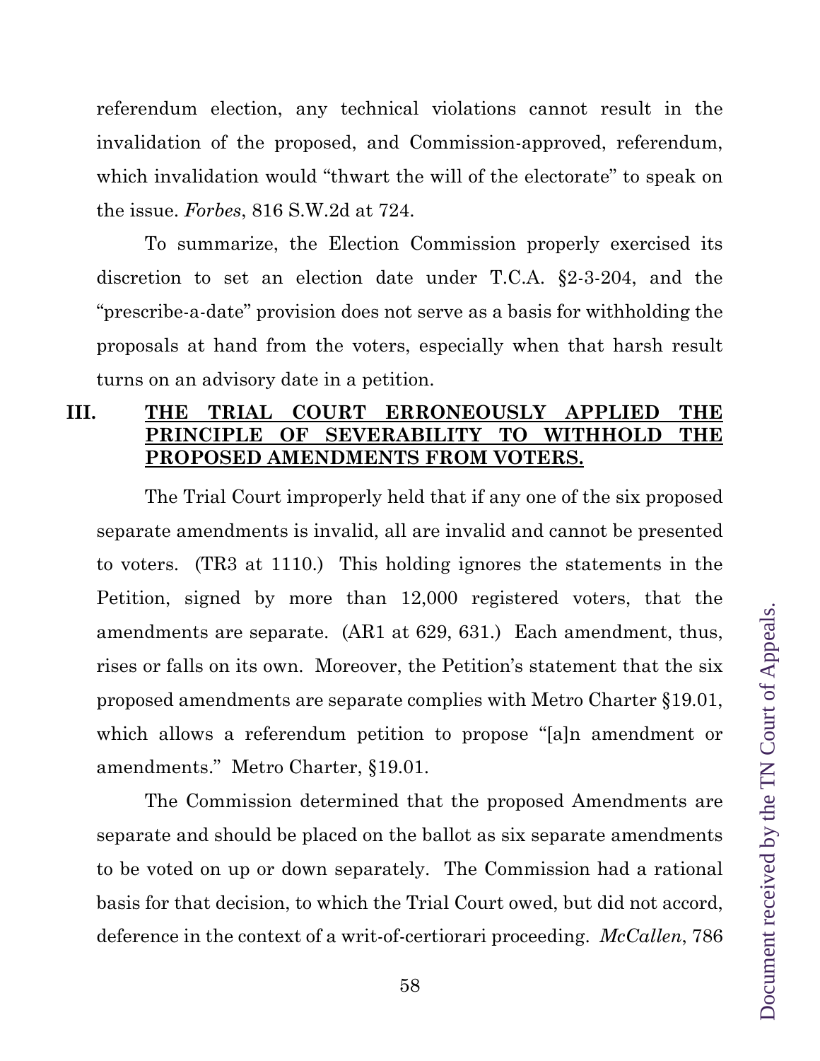referendum election, any technical violations cannot result in the invalidation of the proposed, and Commission-approved, referendum, which invalidation would "thwart the will of the electorate" to speak on the issue. *Forbes*, 816 S.W.2d at 724.

To summarize, the Election Commission properly exercised its discretion to set an election date under T.C.A. §2-3-204, and the "prescribe-a-date" provision does not serve as a basis for withholding the proposals at hand from the voters, especially when that harsh result turns on an advisory date in a petition.

## III. <u>THE TRIAL COURT ERRONEOUSLY APPLIED THE PRINCIPLE OF SEVERABILITY TO WITHHOLD THE PROPOSED AMENDMENTS FROM VOTERS.</u>

The Trial Court improperly held that if any one of the six proposed separate amendments is invalid, all are invalid and cannot be presented to voters. (TR3 at 1110.) This holding ignores the statements in the Petition, signed by more than 12,000 registered voters, that the amendments are separate. (AR1 at 629, 631.) Each amendment, thus, rises or falls on its own. Moreover, the Petition's statement that the six proposed amendments are separate complies with Metro Charter §19.01, which allows a referendum petition to propose "[a]n amendment or amendments." Metro Charter, §19.01.

The Commission determined that the proposed Amendments are separate and should be placed on the ballot as six separate amendments to be voted on up or down separately. The Commission had a rational basis for that decision, to which the Trial Court owed, but did not accord, deference in the context of a writ-of-certiorari proceeding. *McCallen*, 786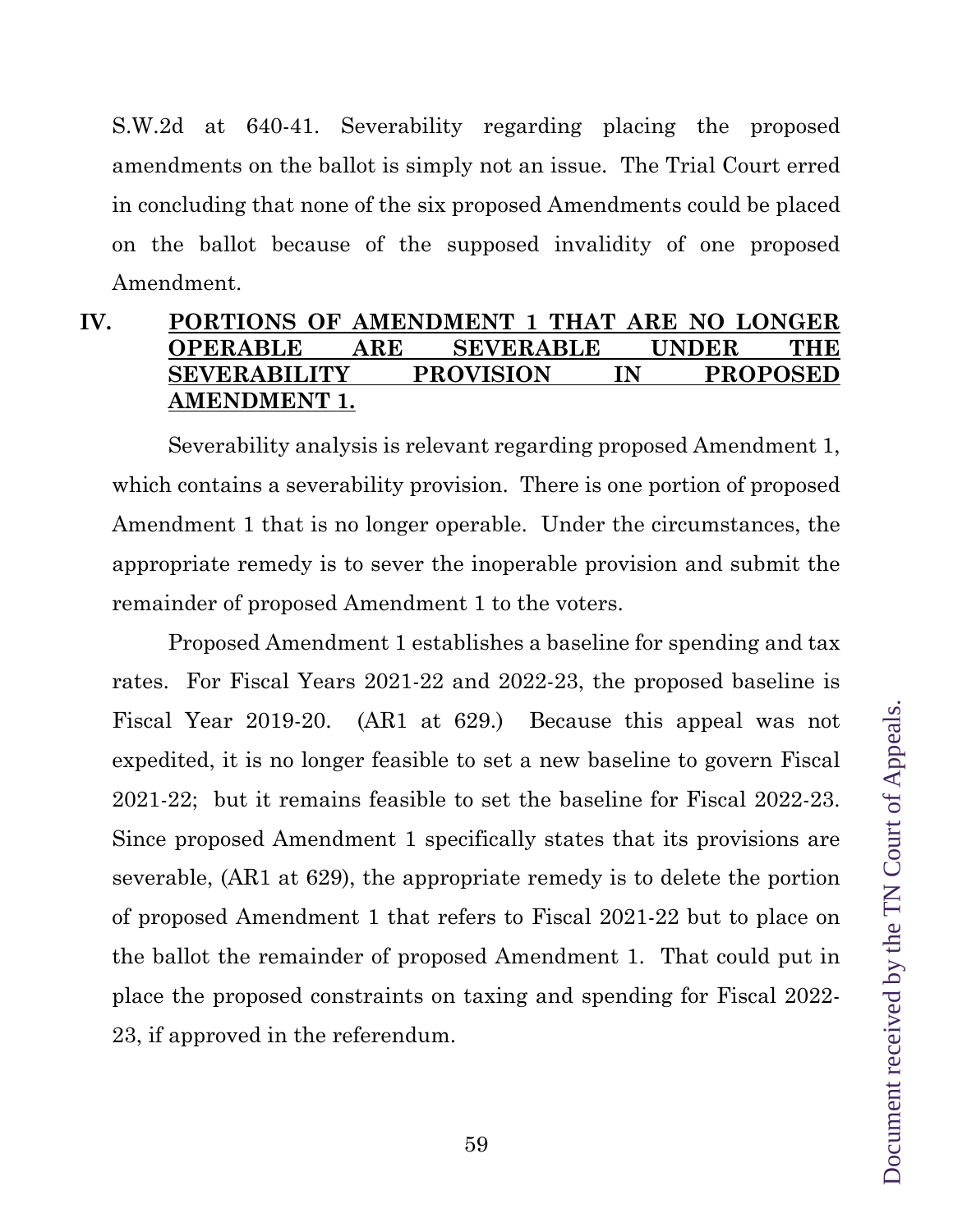S.W.2d at 640-41. Severability regarding placing the proposed amendments on the ballot is simply not an issue. The Trial Court erred in concluding that none of the six proposed Amendments could be placed on the ballot because of the supposed invalidity of one proposed Amendment.

## IV. PORTIONS OF AMENDMENT 1 THAT ARE NO LONGER OPERABLE ARE SEVERABLE UNDER THE SEVERABILITY PROVISION IN PROPOSED AMENDMENT 1.

Severability analysis is relevant regarding proposed Amendment 1, which contains a severability provision. There is one portion of proposed Amendment 1 that is no longer operable. Under the circumstances, the appropriate remedy is to sever the inoperable provision and submit the remainder of proposed Amendment 1 to the voters.

Proposed Amendment 1 establishes a baseline for spending and tax rates. For Fiscal Years 2021-22 and 2022-23, the proposed baseline is Fiscal Year 2019-20. (AR1 at 629.) Because this appeal was not expedited, it is no longer feasible to set a new baseline to govern Fiscal 2021-22; but it remains feasible to set the baseline for Fiscal 2022-23. Since proposed Amendment 1 specifically states that its provisions are severable, (AR1 at 629), the appropriate remedy is to delete the portion of proposed Amendment 1 that refers to Fiscal 2021-22 but to place on the ballot the remainder of proposed Amendment 1. That could put in place the proposed constraints on taxing and spending for Fiscal 2022-23, if approved in the referendum.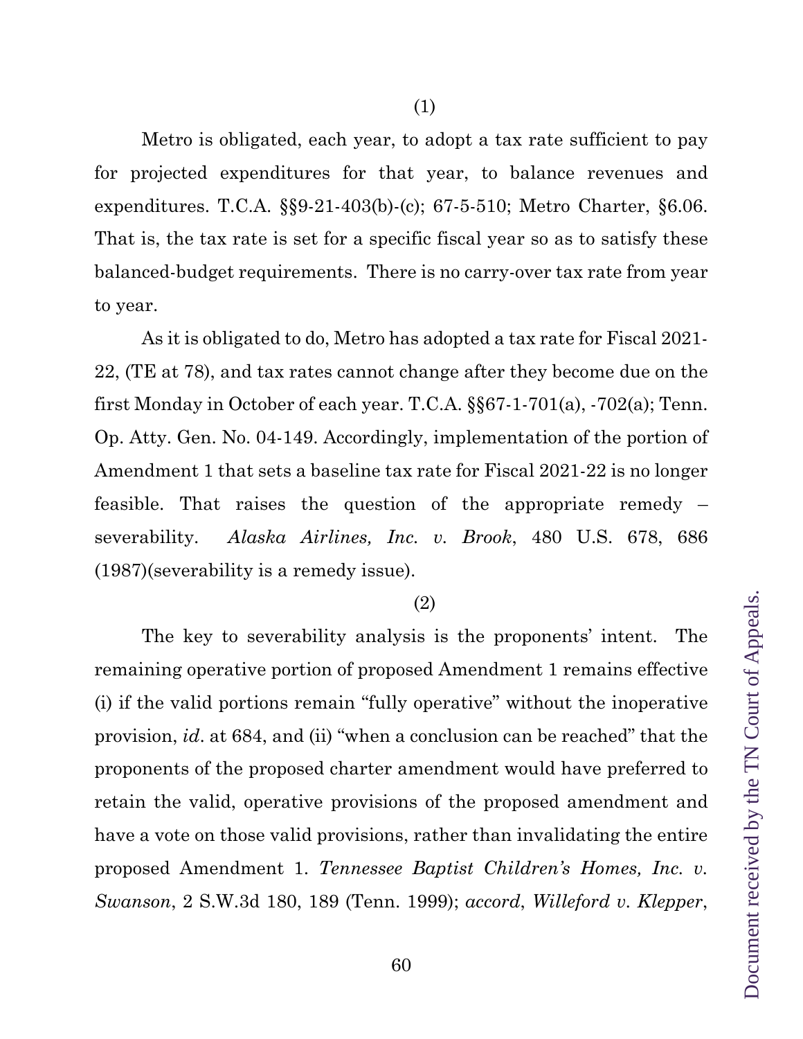(1)

Metro is obligated, each year, to adopt a tax rate sufficient to pay for projected expenditures for that year, to balance revenues and expenditures. T.C.A. §§9-21-403(b)-(c); 67-5-510; Metro Charter, §6.06. That is, the tax rate is set for a specific fiscal year so as to satisfy these balanced-budget requirements. There is no carry-over tax rate from year to year.

As it is obligated to do, Metro has adopted a tax rate for Fiscal 2021-22, (TE at 78), and tax rates cannot change after they become due on the first Monday in October of each year. T.C.A. §§67-1-701(a), -702(a); Tenn. Op. Atty. Gen. No. 04-149. Accordingly, implementation of the portion of Amendment 1 that sets a baseline tax rate for Fiscal 2021-22 is no longer feasible. That raises the question of the appropriate remedy – severability. *Alaska Airlines, Inc. v. Brook*, 480 U.S. 678, 686 (1987)(severability is a remedy issue).

(2)

The key to severability analysis is the proponents' intent. The remaining operative portion of proposed Amendment 1 remains effective (i) if the valid portions remain "fully operative" without the inoperative provision, *id*. at 684, and (ii) "when a conclusion can be reached" that the proponents of the proposed charter amendment would have preferred to retain the valid, operative provisions of the proposed amendment and have a vote on those valid provisions, rather than invalidating the entire proposed Amendment 1. *Tennessee Baptist Children's Homes, Inc. v. Swanson*, 2 S.W.3d 180, 189 (Tenn. 1999); *accord*, *Willeford v. Klepper*,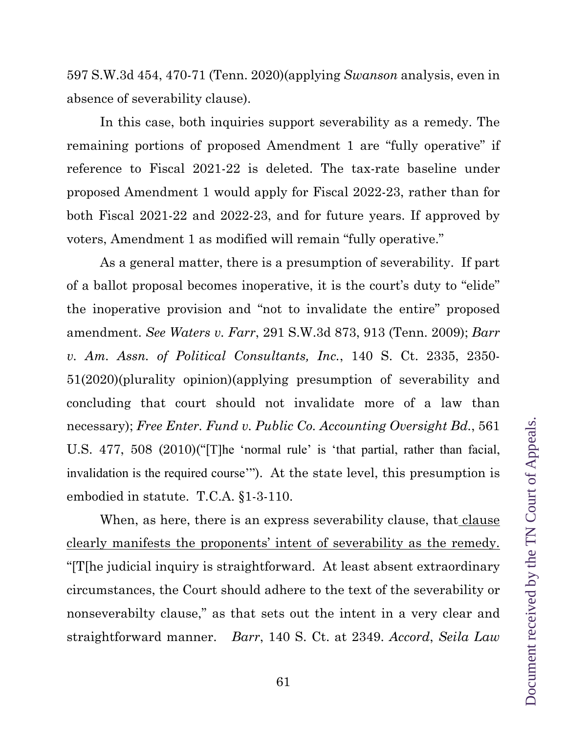597 S.W.3d 454, 470-71 (Tenn. 2020)(applying *Swanson* analysis, even in absence of severability clause).

In this case, both inquiries support severability as a remedy. The remaining portions of proposed Amendment 1 are "fully operative" if reference to Fiscal 2021-22 is deleted. The tax-rate baseline under proposed Amendment 1 would apply for Fiscal 2022-23, rather than for both Fiscal 2021-22 and 2022-23, and for future years. If approved by voters, Amendment 1 as modified will remain "fully operative."

As a general matter, there is a presumption of severability. If part of a ballot proposal becomes inoperative, it is the court's duty to "elide" the inoperative provision and "not to invalidate the entire" proposed amendment. *See Waters v. Farr*, 291 S.W.3d 873, 913 (Tenn. 2009); *Barr v. Am. Assn. of Political Consultants, Inc.*, 140 S. Ct. 2335, 2350-51(2020)(plurality opinion)(applying presumption of severability and concluding that court should not invalidate more of a law than necessary); *Free Enter. Fund v. Public Co. Accounting Oversight Bd.*, 561 U.S. 477, 508 (2010)("[T]he 'normal rule' is 'that partial, rather than facial, invalidation is the required course'"). At the state level, this presumption is embodied in statute. T.C.A. §1-3-110.

When, as here, there is an express severability clause, that <u>clause clearly manifests the proponents' intent of severability as the remedy.</u> "[T[he judicial inquiry is straightforward. At least absent extraordinary circumstances, the Court should adhere to the text of the severability or nonseverabilty clause," as that sets out the intent in a very clear and straightforward manner. *Barr*, 140 S. Ct. at 2349. *Accord*, *Seila Law*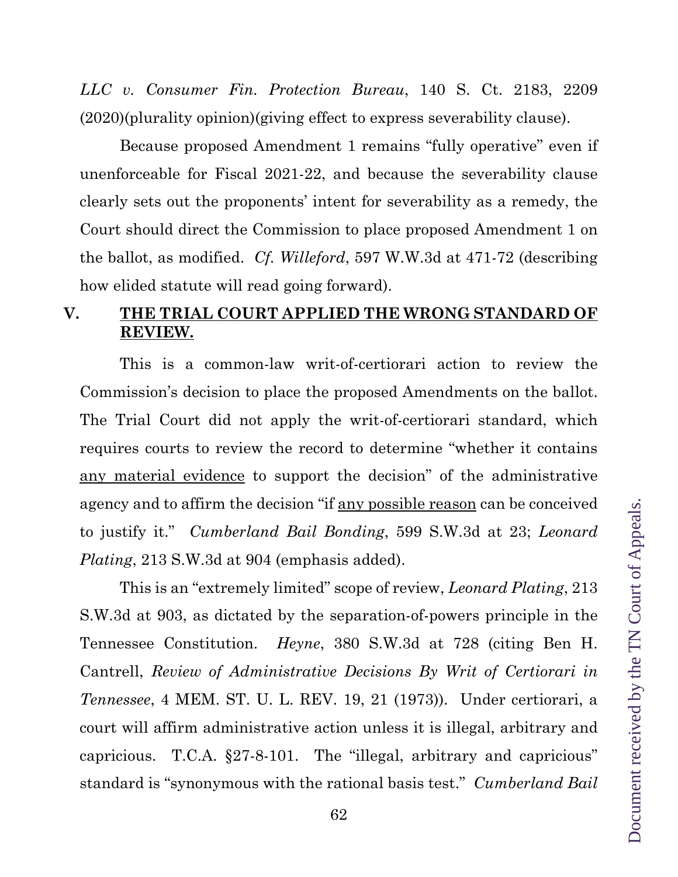*LLC v. Consumer Fin. Protection Bureau*, 140 S. Ct. 2183, 2209 (2020)(plurality opinion)(giving effect to express severability clause).

Because proposed Amendment 1 remains "fully operative" even if unenforceable for Fiscal 2021-22, and because the severability clause clearly sets out the proponents' intent for severability as a remedy, the Court should direct the Commission to place proposed Amendment 1 on the ballot, as modified. *Cf. Willeford*, 597 W.W.3d at 471-72 (describing how elided statute will read going forward).

## V. <u>THE TRIAL COURT APPLIED THE WRONG STANDARD OF REVIEW.</u>

This is a common-law writ-of-certiorari action to review the Commission's decision to place the proposed Amendments on the ballot. The Trial Court did not apply the writ-of-certiorari standard, which requires courts to review the record to determine "whether it contains <u>any material evidence</u> to support the decision" of the administrative agency and to affirm the decision "if <u>any possible reason</u> can be conceived to justify it." *Cumberland Bail Bonding*, 599 S.W.3d at 23; *Leonard Plating*, 213 S.W.3d at 904 (emphasis added).

This is an "extremely limited" scope of review, *Leonard Plating*, 213 S.W.3d at 903, as dictated by the separation-of-powers principle in the Tennessee Constitution. *Heyne*, 380 S.W.3d at 728 (citing Ben H. Cantrell, *Review of Administrative Decisions By Writ of Certiorari in Tennessee*, 4 MEM. ST. U. L. REV. 19, 21 (1973)). Under certiorari, a court will affirm administrative action unless it is illegal, arbitrary and capricious. T.C.A. §27-8-101. The "illegal, arbitrary and capricious" standard is "synonymous with the rational basis test." *Cumberland Bail*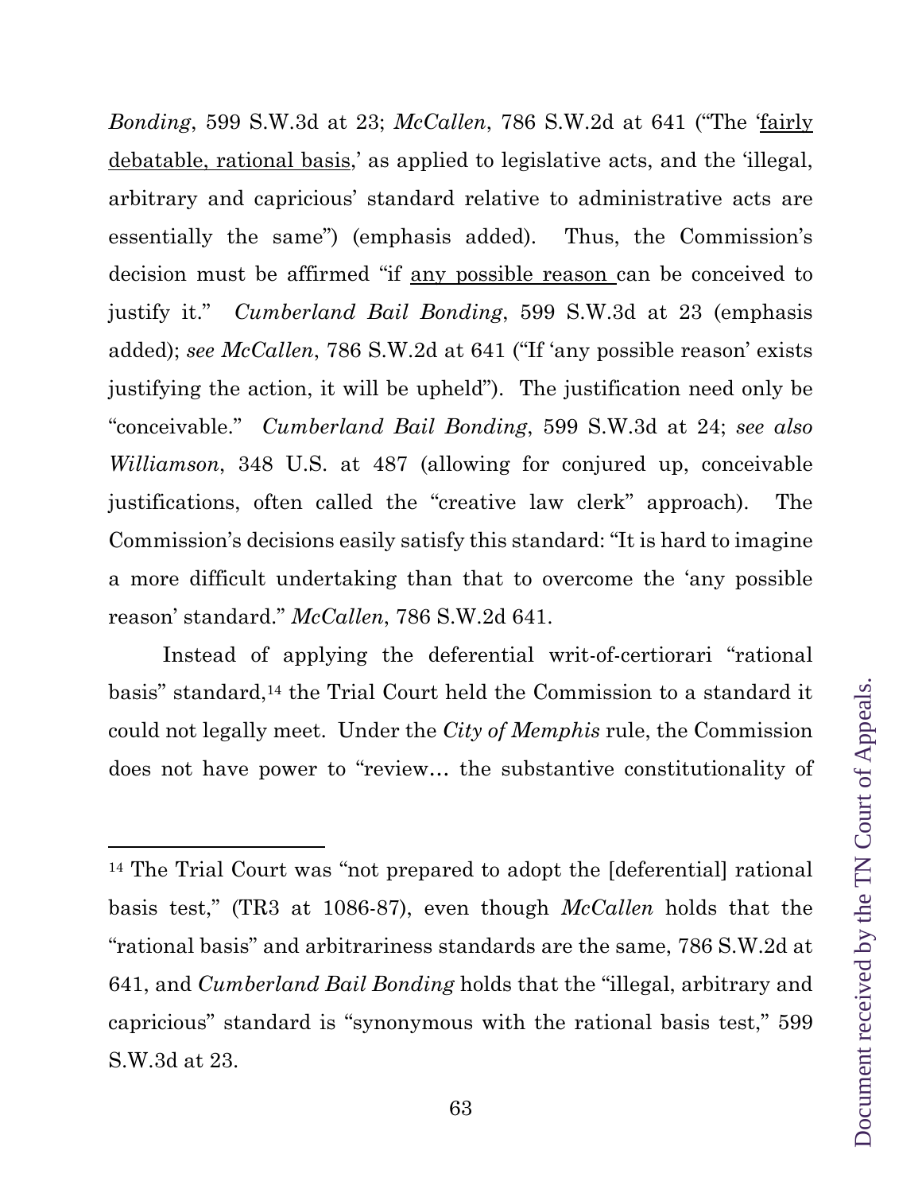*Bonding*, 599 S.W.3d at 23; *McCallen*, 786 S.W.2d at 641 ("The 'fairly debatable, rational basis,' as applied to legislative acts, and the 'illegal, arbitrary and capricious' standard relative to administrative acts are essentially the same") (emphasis added). Thus, the Commission's decision must be affirmed "if any possible reason can be conceived to justify it." *Cumberland Bail Bonding*, 599 S.W.3d at 23 (emphasis added); *see McCallen*, 786 S.W.2d at 641 ("If 'any possible reason' exists justifying the action, it will be upheld"). The justification need only be "conceivable." *Cumberland Bail Bonding*, 599 S.W.3d at 24; *see also Williamson*, 348 U.S. at 487 (allowing for conjured up, conceivable justifications, often called the "creative law clerk" approach). The Commission's decisions easily satisfy this standard: "It is hard to imagine a more difficult undertaking than that to overcome the 'any possible reason' standard." *McCallen*, 786 S.W.2d 641.

Instead of applying the deferential writ-of-certiorari "rational basis" standard,[14] the Trial Court held the Commission to a standard it could not legally meet. Under the *City of Memphis* rule, the Commission does not have power to "review… the substantive constitutionality of

---

[14] The Trial Court was "not prepared to adopt the [deferential] rational basis test," (TR3 at 1086-87), even though *McCallen* holds that the "rational basis" and arbitrariness standards are the same, 786 S.W.2d at 641, and *Cumberland Bail Bonding* holds that the "illegal, arbitrary and capricious" standard is "synonymous with the rational basis test," 599 S.W.3d at 23.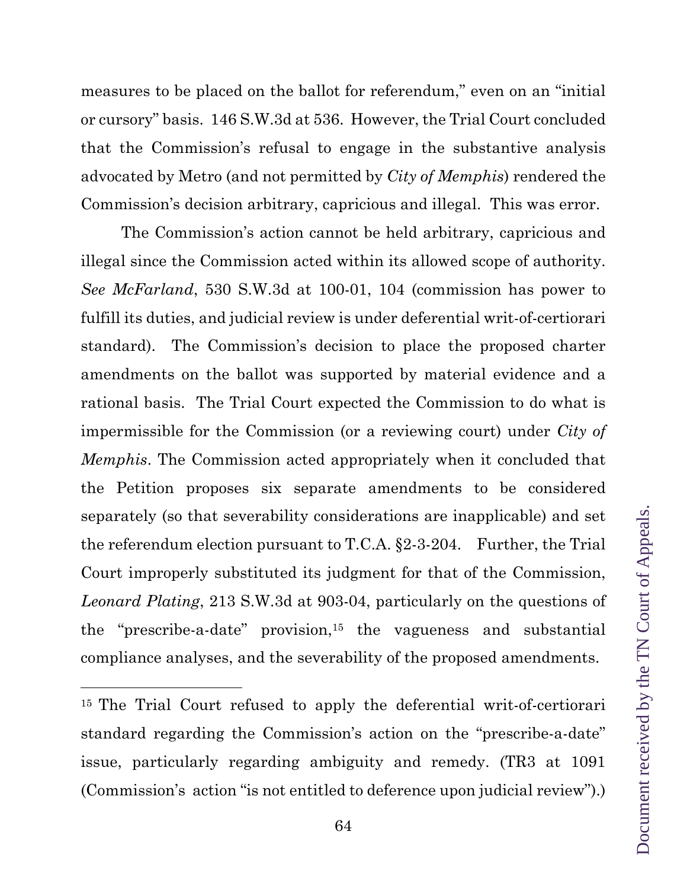measures to be placed on the ballot for referendum," even on an "initial or cursory" basis. 146 S.W.3d at 536. However, the Trial Court concluded that the Commission's refusal to engage in the substantive analysis advocated by Metro (and not permitted by *City of Memphis*) rendered the Commission's decision arbitrary, capricious and illegal. This was error.

The Commission's action cannot be held arbitrary, capricious and illegal since the Commission acted within its allowed scope of authority. *See McFarland*, 530 S.W.3d at 100-01, 104 (commission has power to fulfill its duties, and judicial review is under deferential writ-of-certiorari standard). The Commission's decision to place the proposed charter amendments on the ballot was supported by material evidence and a rational basis. The Trial Court expected the Commission to do what is impermissible for the Commission (or a reviewing court) under *City of Memphis*. The Commission acted appropriately when it concluded that the Petition proposes six separate amendments to be considered separately (so that severability considerations are inapplicable) and set the referendum election pursuant to T.C.A. §2-3-204. Further, the Trial Court improperly substituted its judgment for that of the Commission, *Leonard Plating*, 213 S.W.3d at 903-04, particularly on the questions of the "prescribe-a-date" provision,[15] the vagueness and substantial compliance analyses, and the severability of the proposed amendments.

---

[15] The Trial Court refused to apply the deferential writ-of-certiorari standard regarding the Commission's action on the "prescribe-a-date" issue, particularly regarding ambiguity and remedy. (TR3 at 1091 (Commission's action "is not entitled to deference upon judicial review").)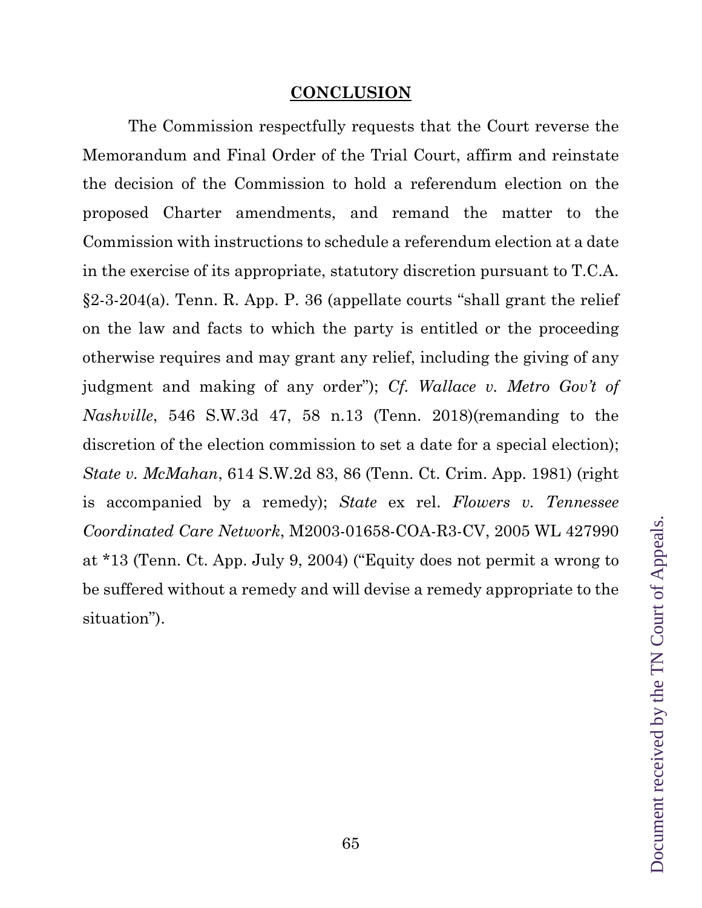## **CONCLUSION**

The Commission respectfully requests that the Court reverse the Memorandum and Final Order of the Trial Court, affirm and reinstate the decision of the Commission to hold a referendum election on the proposed Charter amendments, and remand the matter to the Commission with instructions to schedule a referendum election at a date in the exercise of its appropriate, statutory discretion pursuant to T.C.A. §2-3-204(a). Tenn. R. App. P. 36 (appellate courts "shall grant the relief on the law and facts to which the party is entitled or the proceeding otherwise requires and may grant any relief, including the giving of any judgment and making of any order"); *Cf. Wallace v. Metro Gov't of Nashville*, 546 S.W.3d 47, 58 n.13 (Tenn. 2018)(remanding to the discretion of the election commission to set a date for a special election); *State v. McMahan*, 614 S.W.2d 83, 86 (Tenn. Ct. Crim. App. 1981) (right is accompanied by a remedy); *State* ex rel. *Flowers v. Tennessee Coordinated Care Network*, M2003-01658-COA-R3-CV, 2005 WL 427990 at *13 (Tenn. Ct. App. July 9, 2004) ("Equity does not permit a wrong to be suffered without a remedy and will devise a remedy appropriate to the situation").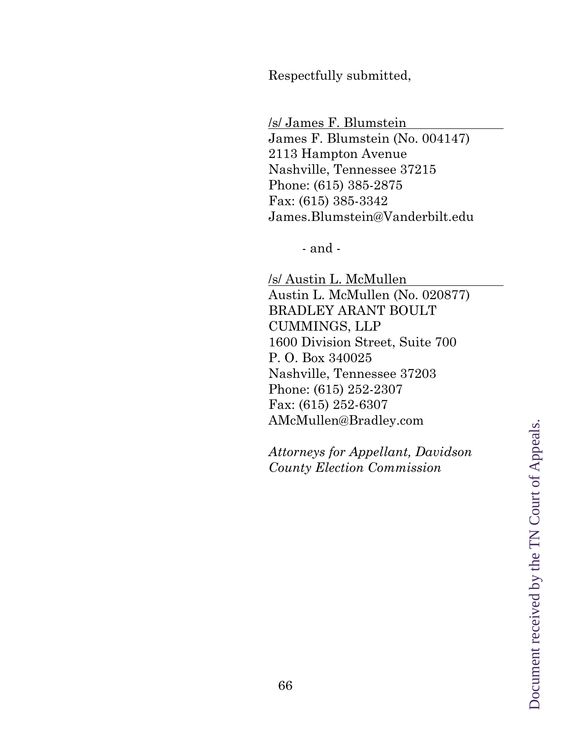Respectfully submitted,

/s/ James F. Blumstein
James F. Blumstein (No. 004147)
2113 Hampton Avenue
Nashville, Tennessee 37215
Phone: (615) 385-2875
Fax: (615) 385-3342
James.Blumstein@Vanderbilt.edu

- and -

/s/ Austin L. McMullen
Austin L. McMullen (No. 020877)
BRADLEY ARANT BOULT CUMMINGS, LLP
1600 Division Street, Suite 700
P. O. Box 340025
Nashville, Tennessee 37203
Phone: (615) 252-2307
Fax: (615) 252-6307
AMcMullen@Bradley.com

*Attorneys for Appellant, Davidson County Election Commission*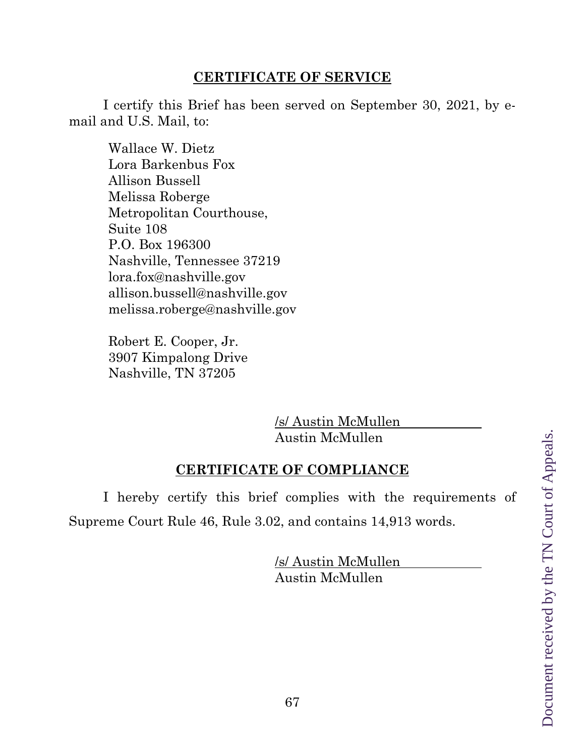## **CERTIFICATE OF SERVICE**

I certify this Brief has been served on September 30, 2021, by e-mail and U.S. Mail, to:

Wallace W. Dietz
Lora Barkenbus Fox
Allison Bussell
Melissa Roberge
Metropolitan Courthouse,
Suite 108
P.O. Box 196300
Nashville, Tennessee 37219
lora.fox@nashville.gov
allison.bussell@nashville.gov
melissa.roberge@nashville.gov

Robert E. Cooper, Jr.
3907 Kimpalong Drive
Nashville, TN 37205

/s/ Austin McMullen
Austin McMullen

## **CERTIFICATE OF COMPLIANCE**

I hereby certify this brief complies with the requirements of Supreme Court Rule 46, Rule 3.02, and contains 14,913 words.

/s/ Austin McMullen
Austin McMullen

Document received by the TN Court of Appeals.